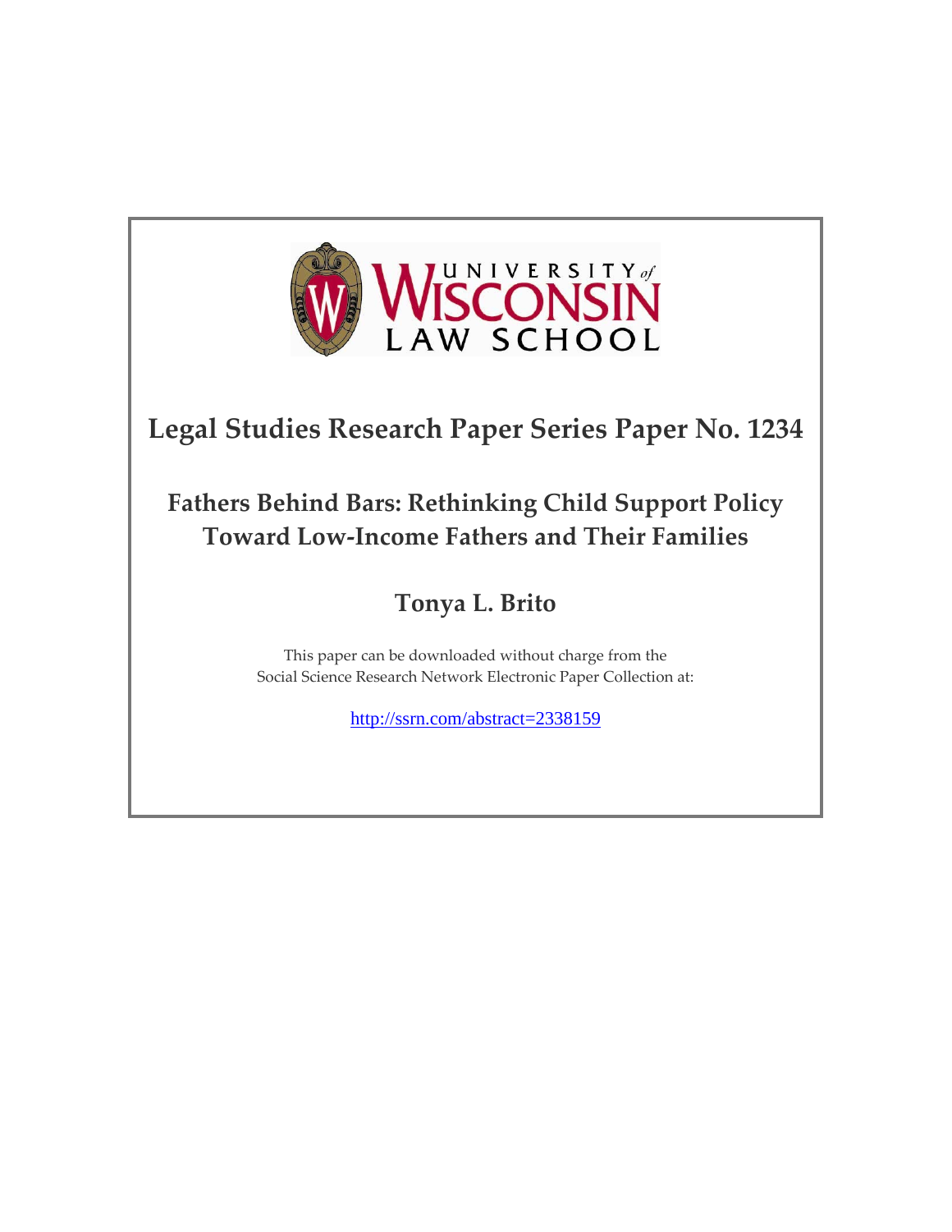UNIVERSITY *of* WISCONSIN LAW SCHOOL

## Legal Studies Research Paper Series Paper No. 1234

# Fathers Behind Bars: Rethinking Child Support Policy Toward Low-Income Fathers and Their Families

### Tonya L. Brito

This paper can be downloaded without charge from the
Social Science Research Network Electronic Paper Collection at:

http://ssrn.com/abstract=2338159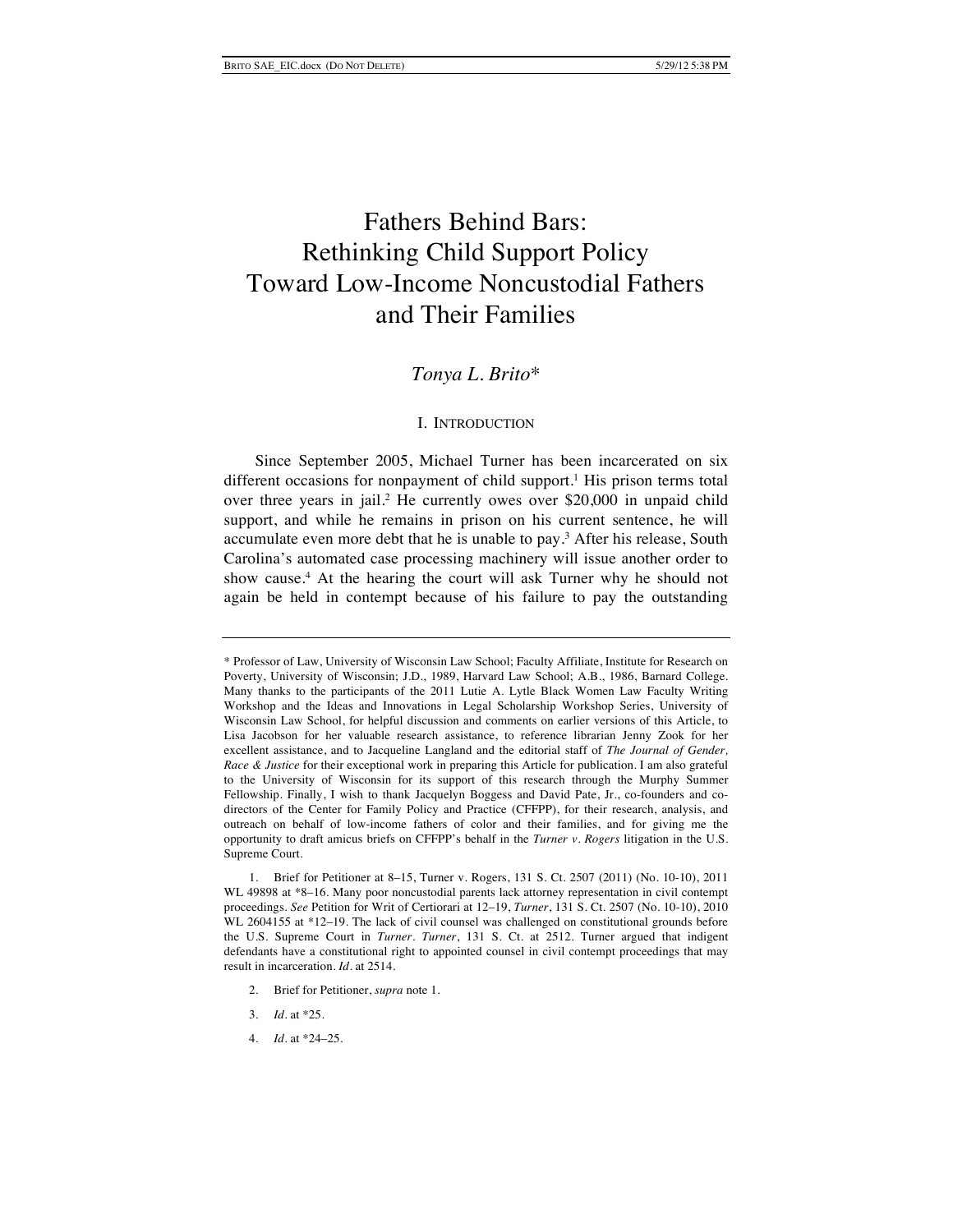# Fathers Behind Bars: Rethinking Child Support Policy Toward Low-Income Noncustodial Fathers and Their Families

*Tonya L. Brito**

## I. INTRODUCTION

Since September 2005, Michael Turner has been incarcerated on six different occasions for nonpayment of child support.[1] His prison terms total over three years in jail.[2] He currently owes over $20,000 in unpaid child support, and while he remains in prison on his current sentence, he will accumulate even more debt that he is unable to pay.[3] After his release, South Carolina's automated case processing machinery will issue another order to show cause.[4] At the hearing the court will ask Turner why he should not again be held in contempt because of his failure to pay the outstanding

---

\* Professor of Law, University of Wisconsin Law School; Faculty Affiliate, Institute for Research on Poverty, University of Wisconsin; J.D., 1989, Harvard Law School; A.B., 1986, Barnard College. Many thanks to the participants of the 2011 Lutie A. Lytle Black Women Law Faculty Writing Workshop and the Ideas and Innovations in Legal Scholarship Workshop Series, University of Wisconsin Law School, for helpful discussion and comments on earlier versions of this Article, to Lisa Jacobson for her valuable research assistance, to reference librarian Jenny Zook for her excellent assistance, and to Jacqueline Langland and the editorial staff of *The Journal of Gender, Race & Justice* for their exceptional work in preparing this Article for publication. I am also grateful to the University of Wisconsin for its support of this research through the Murphy Summer Fellowship. Finally, I wish to thank Jacquelyn Boggess and David Pate, Jr., co-founders and co-directors of the Center for Family Policy and Practice (CFFPP), for their research, analysis, and outreach on behalf of low-income fathers of color and their families, and for giving me the opportunity to draft amicus briefs on CFFPP's behalf in the *Turner v. Rogers* litigation in the U.S. Supreme Court.

1. Brief for Petitioner at 8–15, Turner v. Rogers, 131 S. Ct. 2507 (2011) (No. 10-10), 2011 WL 49898 at *8–16. Many poor noncustodial parents lack attorney representation in civil contempt proceedings. *See* Petition for Writ of Certiorari at 12–19, *Turner*, 131 S. Ct. 2507 (No. 10-10), 2010 WL 2604155 at *12–19. The lack of civil counsel was challenged on constitutional grounds before the U.S. Supreme Court in *Turner*. *Turner*, 131 S. Ct. at 2512. Turner argued that indigent defendants have a constitutional right to appointed counsel in civil contempt proceedings that may result in incarceration. *Id.* at 2514.

2. Brief for Petitioner, *supra* note 1.

3. *Id.* at *25.

4. *Id.* at *24–25.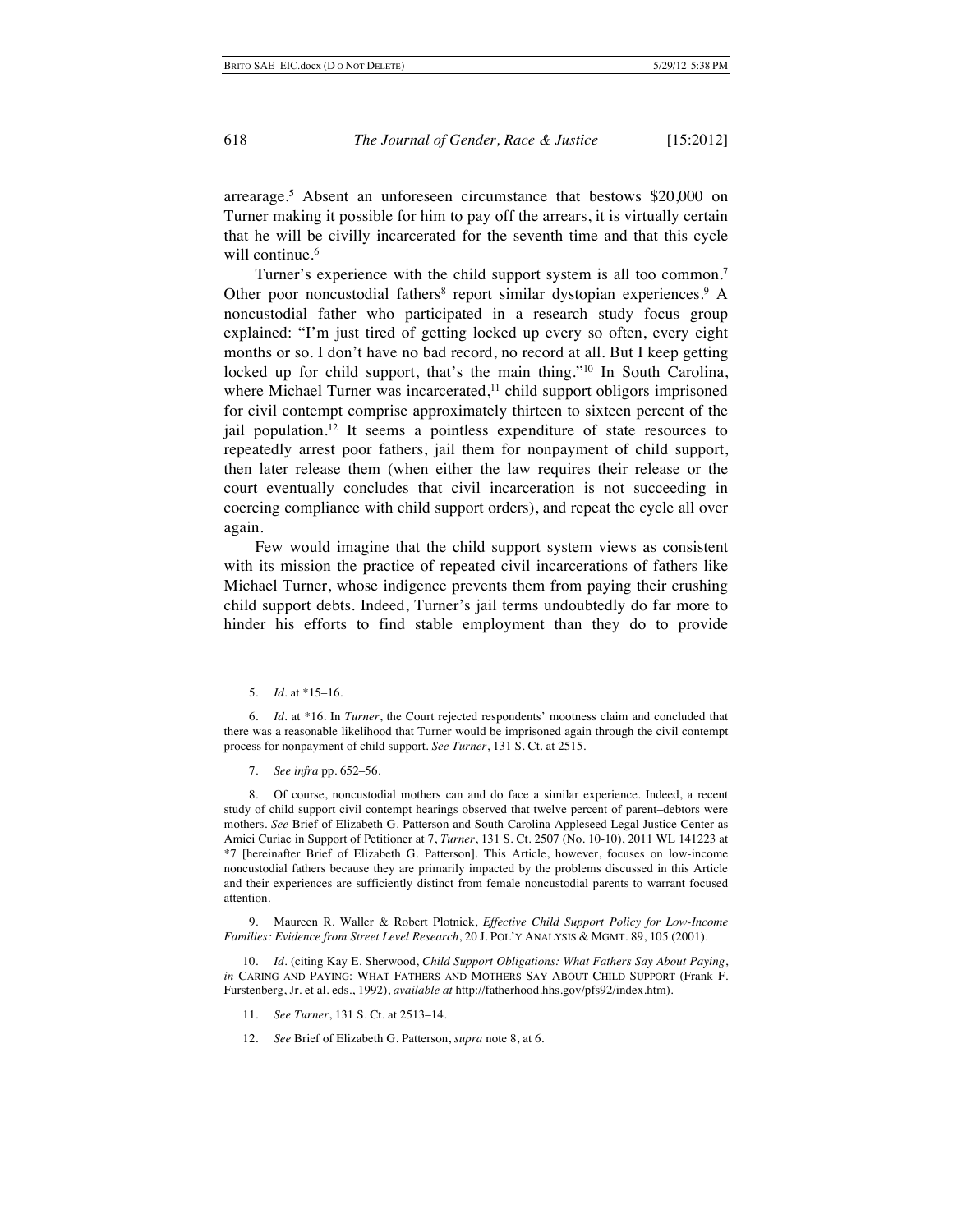arrearage.[5] Absent an unforeseen circumstance that bestows $20,000 on Turner making it possible for him to pay off the arrears, it is virtually certain that he will be civilly incarcerated for the seventh time and that this cycle will continue.[6]

Turner's experience with the child support system is all too common.[7] Other poor noncustodial fathers[8] report similar dystopian experiences.[9] A noncustodial father who participated in a research study focus group explained: "I'm just tired of getting locked up every so often, every eight months or so. I don't have no bad record, no record at all. But I keep getting locked up for child support, that's the main thing."[10] In South Carolina, where Michael Turner was incarcerated,[11] child support obligors imprisoned for civil contempt comprise approximately thirteen to sixteen percent of the jail population.[12] It seems a pointless expenditure of state resources to repeatedly arrest poor fathers, jail them for nonpayment of child support, then later release them (when either the law requires their release or the court eventually concludes that civil incarceration is not succeeding in coercing compliance with child support orders), and repeat the cycle all over again.

Few would imagine that the child support system views as consistent with its mission the practice of repeated civil incarcerations of fathers like Michael Turner, whose indigence prevents them from paying their crushing child support debts. Indeed, Turner's jail terms undoubtedly do far more to hinder his efforts to find stable employment than they do to provide

---

5. *Id.* at *15–16.

6. *Id.* at *16. In *Turner*, the Court rejected respondents' mootness claim and concluded that there was a reasonable likelihood that Turner would be imprisoned again through the civil contempt process for nonpayment of child support. *See Turner*, 131 S. Ct. at 2515.

7. *See infra* pp. 652–56.

8. Of course, noncustodial mothers can and do face a similar experience. Indeed, a recent study of child support civil contempt hearings observed that twelve percent of parent–debtors were mothers. *See* Brief of Elizabeth G. Patterson and South Carolina Appleseed Legal Justice Center as Amici Curiae in Support of Petitioner at 7, *Turner*, 131 S. Ct. 2507 (No. 10-10), 2011 WL 141223 at *7 [hereinafter Brief of Elizabeth G. Patterson]. This Article, however, focuses on low-income noncustodial fathers because they are primarily impacted by the problems discussed in this Article and their experiences are sufficiently distinct from female noncustodial parents to warrant focused attention.

9. Maureen R. Waller & Robert Plotnick, *Effective Child Support Policy for Low-Income Families: Evidence from Street Level Research*, 20 J. POL'Y ANALYSIS & MGMT. 89, 105 (2001).

10. *Id.* (citing Kay E. Sherwood, *Child Support Obligations: What Fathers Say About Paying*, *in* CARING AND PAYING: WHAT FATHERS AND MOTHERS SAY ABOUT CHILD SUPPORT (Frank F. Furstenberg, Jr. et al. eds., 1992), *available at* http://fatherhood.hhs.gov/pfs92/index.htm).

11. *See Turner*, 131 S. Ct. at 2513–14.

12. *See* Brief of Elizabeth G. Patterson, *supra* note 8, at 6.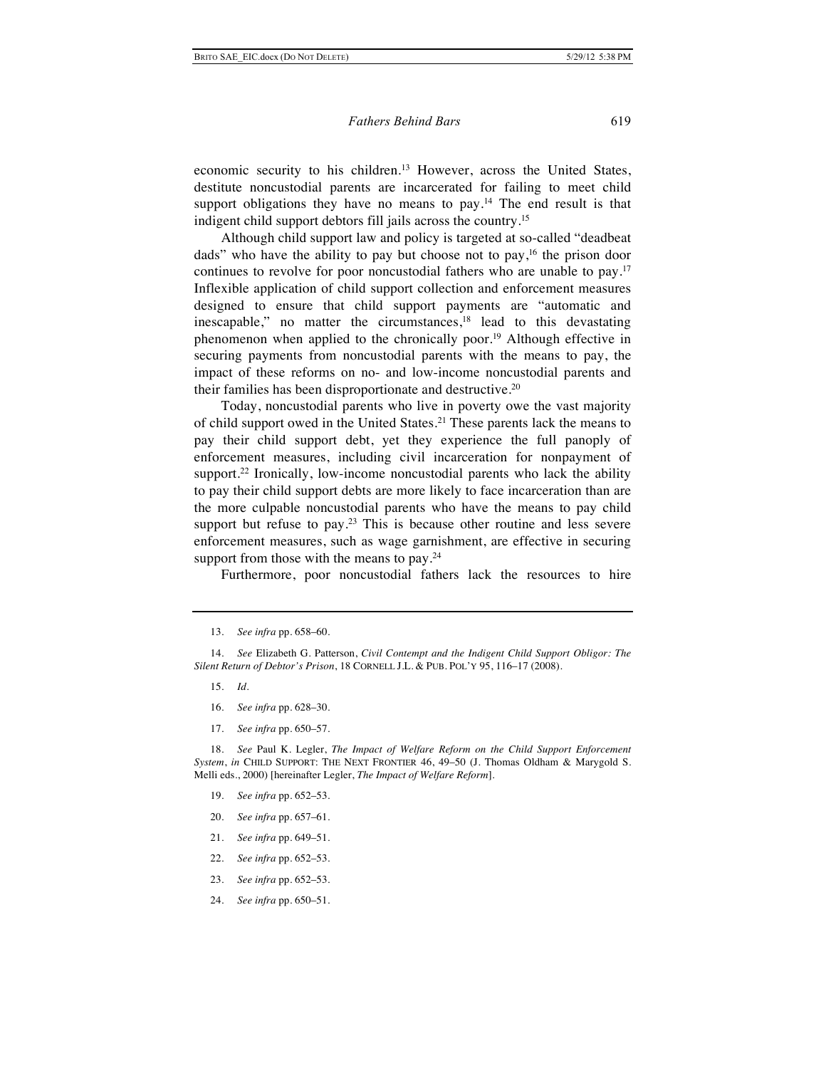economic security to his children.[13] However, across the United States, destitute noncustodial parents are incarcerated for failing to meet child support obligations they have no means to pay.[14] The end result is that indigent child support debtors fill jails across the country.[15]

Although child support law and policy is targeted at so-called "deadbeat dads" who have the ability to pay but choose not to pay,[16] the prison door continues to revolve for poor noncustodial fathers who are unable to pay.[17] Inflexible application of child support collection and enforcement measures designed to ensure that child support payments are "automatic and inescapable," no matter the circumstances,[18] lead to this devastating phenomenon when applied to the chronically poor.[19] Although effective in securing payments from noncustodial parents with the means to pay, the impact of these reforms on no- and low-income noncustodial parents and their families has been disproportionate and destructive.[20]

Today, noncustodial parents who live in poverty owe the vast majority of child support owed in the United States.[21] These parents lack the means to pay their child support debt, yet they experience the full panoply of enforcement measures, including civil incarceration for nonpayment of support.[22] Ironically, low-income noncustodial parents who lack the ability to pay their child support debts are more likely to face incarceration than are the more culpable noncustodial parents who have the means to pay child support but refuse to pay.[23] This is because other routine and less severe enforcement measures, such as wage garnishment, are effective in securing support from those with the means to pay.[24]

Furthermore, poor noncustodial fathers lack the resources to hire

---

13. *See infra* pp. 658–60.

14. *See* Elizabeth G. Patterson, *Civil Contempt and the Indigent Child Support Obligor: The Silent Return of Debtor's Prison*, 18 CORNELL J.L. & PUB. POL'Y 95, 116–17 (2008).

15. *Id.*

16. *See infra* pp. 628–30.

17. *See infra* pp. 650–57.

18. *See* Paul K. Legler, *The Impact of Welfare Reform on the Child Support Enforcement System*, *in* CHILD SUPPORT: THE NEXT FRONTIER 46, 49–50 (J. Thomas Oldham & Marygold S. Melli eds., 2000) [hereinafter Legler, *The Impact of Welfare Reform*].

19. *See infra* pp. 652–53.

20. *See infra* pp. 657–61.

21. *See infra* pp. 649–51.

22. *See infra* pp. 652–53.

23. *See infra* pp. 652–53.

24. *See infra* pp. 650–51.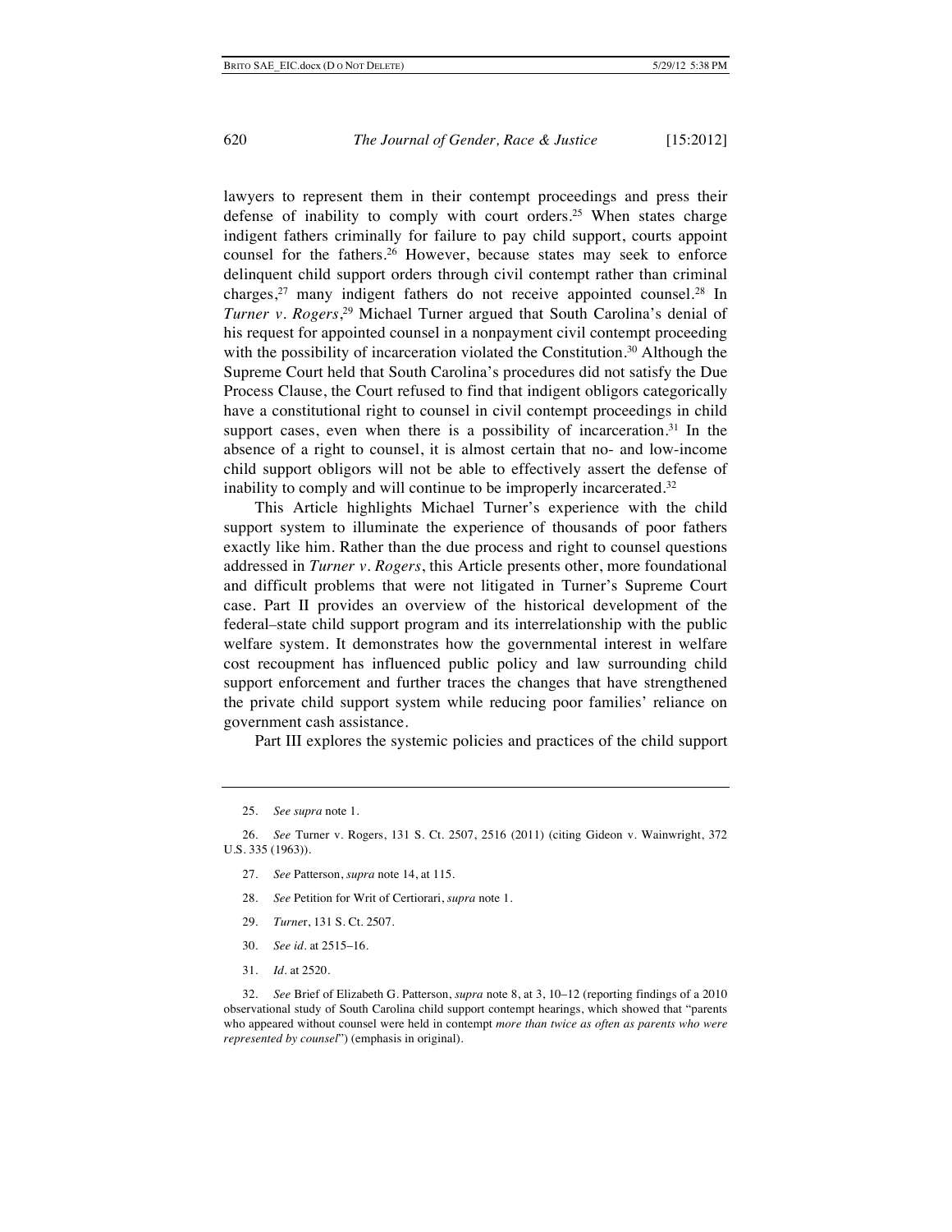lawyers to represent them in their contempt proceedings and press their defense of inability to comply with court orders.[25] When states charge indigent fathers criminally for failure to pay child support, courts appoint counsel for the fathers.[26] However, because states may seek to enforce delinquent child support orders through civil contempt rather than criminal charges,[27] many indigent fathers do not receive appointed counsel.[28] In *Turner v. Rogers*,[29] Michael Turner argued that South Carolina's denial of his request for appointed counsel in a nonpayment civil contempt proceeding with the possibility of incarceration violated the Constitution.[30] Although the Supreme Court held that South Carolina's procedures did not satisfy the Due Process Clause, the Court refused to find that indigent obligors categorically have a constitutional right to counsel in civil contempt proceedings in child support cases, even when there is a possibility of incarceration.[31] In the absence of a right to counsel, it is almost certain that no- and low-income child support obligors will not be able to effectively assert the defense of inability to comply and will continue to be improperly incarcerated.[32]

This Article highlights Michael Turner's experience with the child support system to illuminate the experience of thousands of poor fathers exactly like him. Rather than the due process and right to counsel questions addressed in *Turner v. Rogers*, this Article presents other, more foundational and difficult problems that were not litigated in Turner's Supreme Court case. Part II provides an overview of the historical development of the federal–state child support program and its interrelationship with the public welfare system. It demonstrates how the governmental interest in welfare cost recoupment has influenced public policy and law surrounding child support enforcement and further traces the changes that have strengthened the private child support system while reducing poor families' reliance on government cash assistance.

Part III explores the systemic policies and practices of the child support

---

25. *See supra* note 1.

26. *See* Turner v. Rogers, 131 S. Ct. 2507, 2516 (2011) (citing Gideon v. Wainwright, 372 U.S. 335 (1963)).

27. *See* Patterson, *supra* note 14, at 115.

28. *See* Petition for Writ of Certiorari, *supra* note 1.

29. *Turner*, 131 S. Ct. 2507.

30. *See id.* at 2515–16.

31. *Id.* at 2520.

32. *See* Brief of Elizabeth G. Patterson, *supra* note 8, at 3, 10–12 (reporting findings of a 2010 observational study of South Carolina child support contempt hearings, which showed that "parents who appeared without counsel were held in contempt *more than twice as often as parents who were represented by counsel*") (emphasis in original).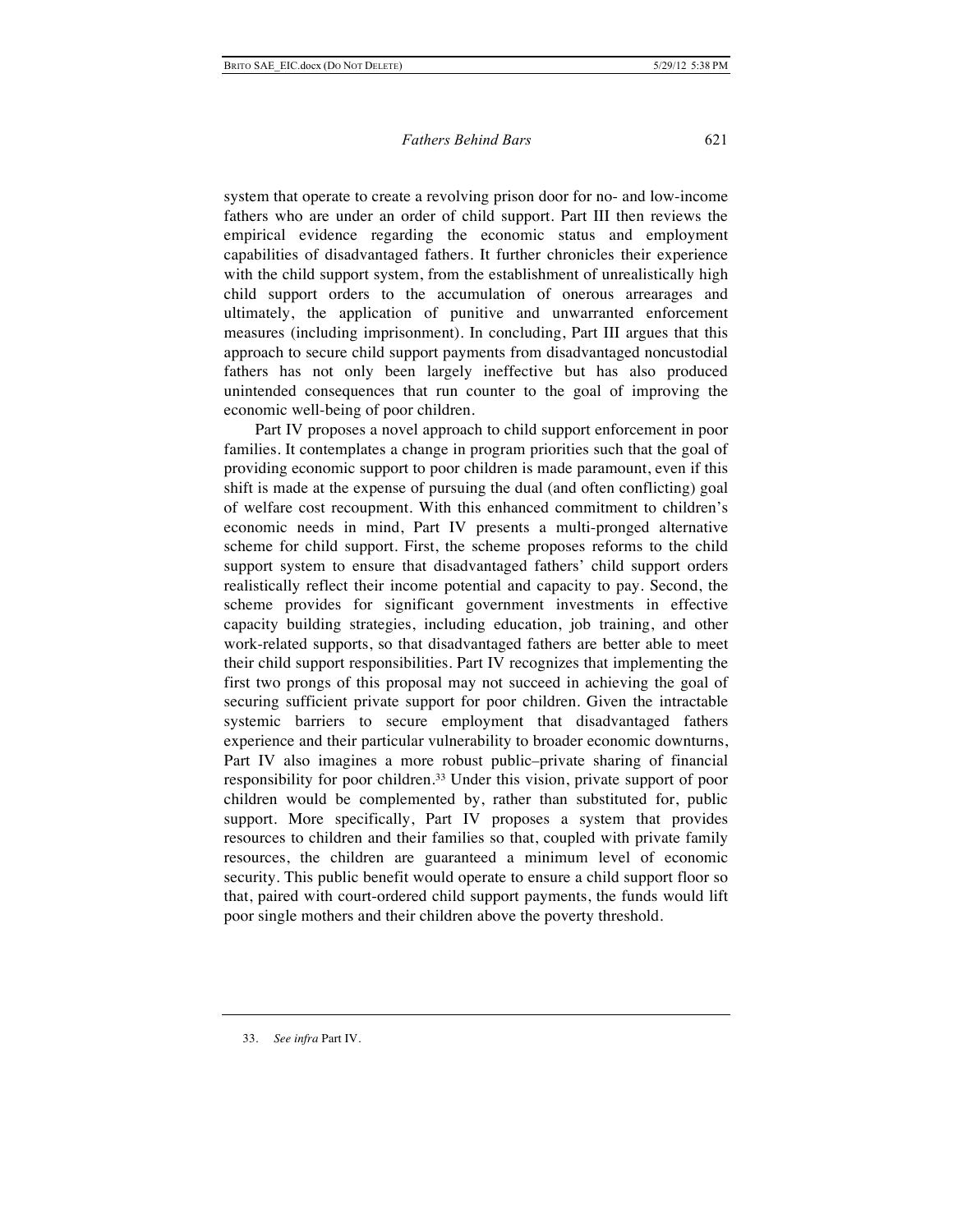system that operate to create a revolving prison door for no- and low-income fathers who are under an order of child support. Part III then reviews the empirical evidence regarding the economic status and employment capabilities of disadvantaged fathers. It further chronicles their experience with the child support system, from the establishment of unrealistically high child support orders to the accumulation of onerous arrearages and ultimately, the application of punitive and unwarranted enforcement measures (including imprisonment). In concluding, Part III argues that this approach to secure child support payments from disadvantaged noncustodial fathers has not only been largely ineffective but has also produced unintended consequences that run counter to the goal of improving the economic well-being of poor children.

Part IV proposes a novel approach to child support enforcement in poor families. It contemplates a change in program priorities such that the goal of providing economic support to poor children is made paramount, even if this shift is made at the expense of pursuing the dual (and often conflicting) goal of welfare cost recoupment. With this enhanced commitment to children's economic needs in mind, Part IV presents a multi-pronged alternative scheme for child support. First, the scheme proposes reforms to the child support system to ensure that disadvantaged fathers' child support orders realistically reflect their income potential and capacity to pay. Second, the scheme provides for significant government investments in effective capacity building strategies, including education, job training, and other work-related supports, so that disadvantaged fathers are better able to meet their child support responsibilities. Part IV recognizes that implementing the first two prongs of this proposal may not succeed in achieving the goal of securing sufficient private support for poor children. Given the intractable systemic barriers to secure employment that disadvantaged fathers experience and their particular vulnerability to broader economic downturns, Part IV also imagines a more robust public–private sharing of financial responsibility for poor children.[33] Under this vision, private support of poor children would be complemented by, rather than substituted for, public support. More specifically, Part IV proposes a system that provides resources to children and their families so that, coupled with private family resources, the children are guaranteed a minimum level of economic security. This public benefit would operate to ensure a child support floor so that, paired with court-ordered child support payments, the funds would lift poor single mothers and their children above the poverty threshold.

---

33. *See infra* Part IV.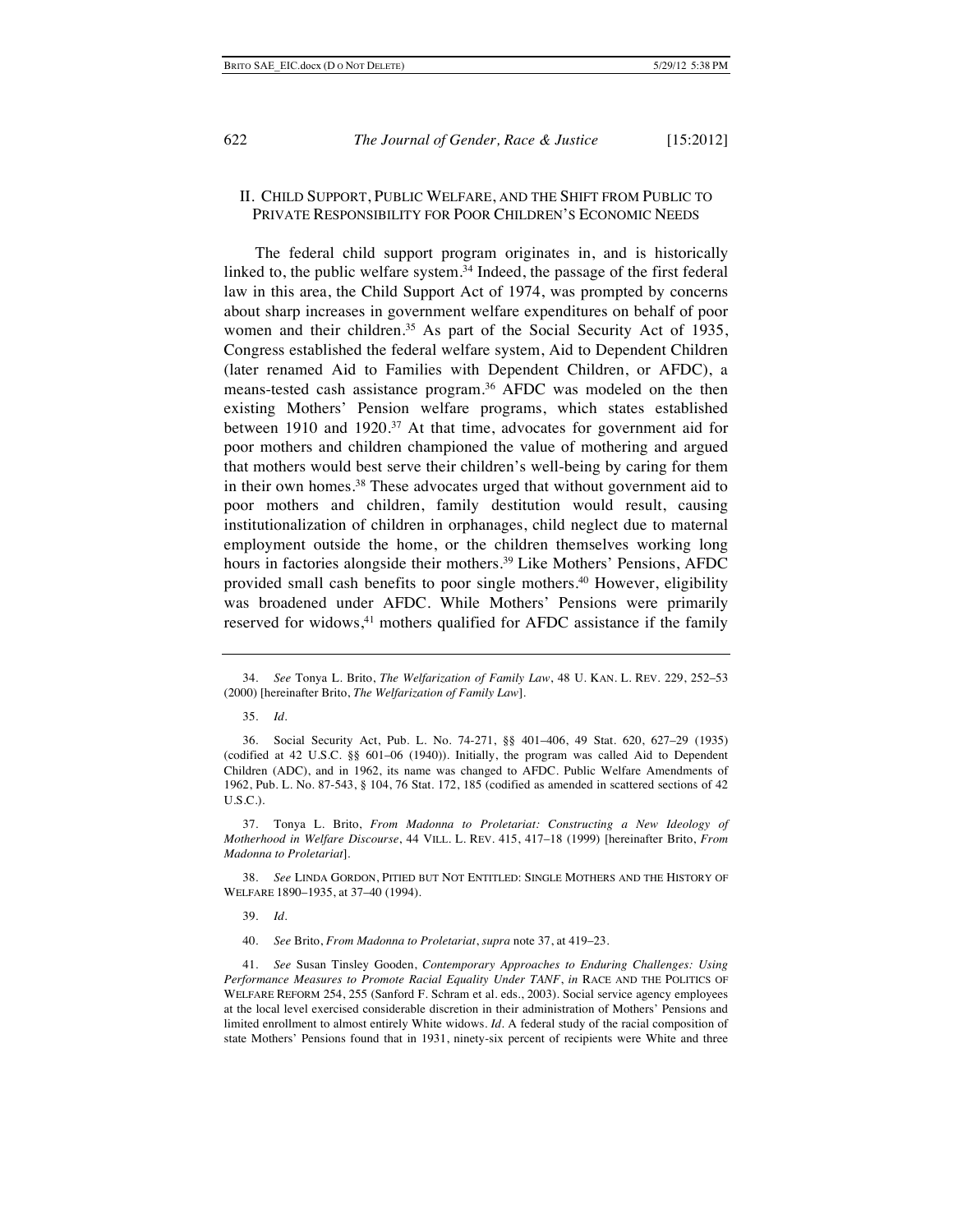## II. CHILD SUPPORT, PUBLIC WELFARE, AND THE SHIFT FROM PUBLIC TO PRIVATE RESPONSIBILITY FOR POOR CHILDREN'S ECONOMIC NEEDS

The federal child support program originates in, and is historically linked to, the public welfare system.[34] Indeed, the passage of the first federal law in this area, the Child Support Act of 1974, was prompted by concerns about sharp increases in government welfare expenditures on behalf of poor women and their children.[35] As part of the Social Security Act of 1935, Congress established the federal welfare system, Aid to Dependent Children (later renamed Aid to Families with Dependent Children, or AFDC), a means-tested cash assistance program.[36] AFDC was modeled on the then existing Mothers' Pension welfare programs, which states established between 1910 and 1920.[37] At that time, advocates for government aid for poor mothers and children championed the value of mothering and argued that mothers would best serve their children's well-being by caring for them in their own homes.[38] These advocates urged that without government aid to poor mothers and children, family destitution would result, causing institutionalization of children in orphanages, child neglect due to maternal employment outside the home, or the children themselves working long hours in factories alongside their mothers.[39] Like Mothers' Pensions, AFDC provided small cash benefits to poor single mothers.[40] However, eligibility was broadened under AFDC. While Mothers' Pensions were primarily reserved for widows,[41] mothers qualified for AFDC assistance if the family

---

34. *See* Tonya L. Brito, *The Welfarization of Family Law*, 48 U. KAN. L. REV. 229, 252–53 (2000) [hereinafter Brito, *The Welfarization of Family Law*].

35. *Id.*

36. Social Security Act, Pub. L. No. 74-271, §§ 401–406, 49 Stat. 620, 627–29 (1935) (codified at 42 U.S.C. §§ 601–06 (1940)). Initially, the program was called Aid to Dependent Children (ADC), and in 1962, its name was changed to AFDC. Public Welfare Amendments of 1962, Pub. L. No. 87-543, § 104, 76 Stat. 172, 185 (codified as amended in scattered sections of 42 U.S.C.).

37. Tonya L. Brito, *From Madonna to Proletariat: Constructing a New Ideology of Motherhood in Welfare Discourse*, 44 VILL. L. REV. 415, 417–18 (1999) [hereinafter Brito, *From Madonna to Proletariat*].

38. *See* LINDA GORDON, PITIED BUT NOT ENTITLED: SINGLE MOTHERS AND THE HISTORY OF WELFARE 1890–1935, at 37–40 (1994).

39. *Id.*

40. *See* Brito, *From Madonna to Proletariat*, *supra* note 37, at 419–23.

41. *See* Susan Tinsley Gooden, *Contemporary Approaches to Enduring Challenges: Using Performance Measures to Promote Racial Equality Under TANF*, *in* RACE AND THE POLITICS OF WELFARE REFORM 254, 255 (Sanford F. Schram et al. eds., 2003). Social service agency employees at the local level exercised considerable discretion in their administration of Mothers' Pensions and limited enrollment to almost entirely White widows. *Id.* A federal study of the racial composition of state Mothers' Pensions found that in 1931, ninety-six percent of recipients were White and three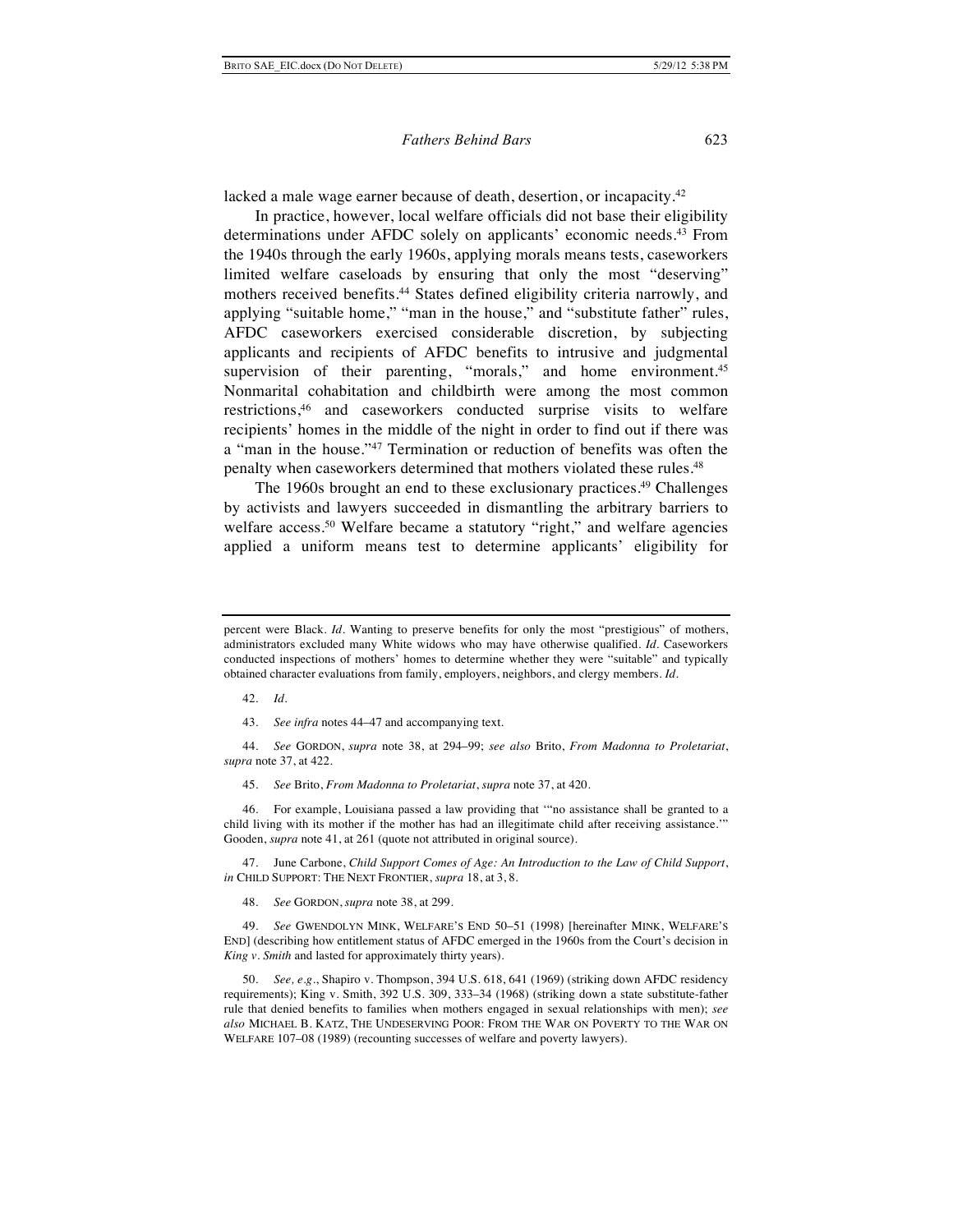lacked a male wage earner because of death, desertion, or incapacity.[42]

In practice, however, local welfare officials did not base their eligibility determinations under AFDC solely on applicants' economic needs.[43] From the 1940s through the early 1960s, applying morals means tests, caseworkers limited welfare caseloads by ensuring that only the most "deserving" mothers received benefits.[44] States defined eligibility criteria narrowly, and applying "suitable home," "man in the house," and "substitute father" rules, AFDC caseworkers exercised considerable discretion, by subjecting applicants and recipients of AFDC benefits to intrusive and judgmental supervision of their parenting, "morals," and home environment.[45] Nonmarital cohabitation and childbirth were among the most common restrictions,[46] and caseworkers conducted surprise visits to welfare recipients' homes in the middle of the night in order to find out if there was a "man in the house."[47] Termination or reduction of benefits was often the penalty when caseworkers determined that mothers violated these rules.[48]

The 1960s brought an end to these exclusionary practices.[49] Challenges by activists and lawyers succeeded in dismantling the arbitrary barriers to welfare access.[50] Welfare became a statutory "right," and welfare agencies applied a uniform means test to determine applicants' eligibility for

---

percent were Black. *Id.* Wanting to preserve benefits for only the most "prestigious" of mothers, administrators excluded many White widows who may have otherwise qualified. *Id.* Caseworkers conducted inspections of mothers' homes to determine whether they were "suitable" and typically obtained character evaluations from family, employers, neighbors, and clergy members. *Id.*

42. *Id.*

43. *See infra* notes 44–47 and accompanying text.

44. *See* GORDON, *supra* note 38, at 294–99; *see also* Brito, *From Madonna to Proletariat*, *supra* note 37, at 422.

45. *See* Brito, *From Madonna to Proletariat*, *supra* note 37, at 420.

46. For example, Louisiana passed a law providing that '"no assistance shall be granted to a child living with its mother if the mother has had an illegitimate child after receiving assistance."' Gooden, *supra* note 41, at 261 (quote not attributed in original source).

47. June Carbone, *Child Support Comes of Age: An Introduction to the Law of Child Support*, *in* CHILD SUPPORT: THE NEXT FRONTIER, *supra* 18, at 3, 8.

48. *See* GORDON, *supra* note 38, at 299.

49. *See* GWENDOLYN MINK, WELFARE'S END 50–51 (1998) [hereinafter MINK, WELFARE'S END] (describing how entitlement status of AFDC emerged in the 1960s from the Court's decision in *King v. Smith* and lasted for approximately thirty years).

50. *See, e.g.*, Shapiro v. Thompson, 394 U.S. 618, 641 (1969) (striking down AFDC residency requirements); King v. Smith, 392 U.S. 309, 333–34 (1968) (striking down a state substitute-father rule that denied benefits to families when mothers engaged in sexual relationships with men); *see also* MICHAEL B. KATZ, THE UNDESERVING POOR: FROM THE WAR ON POVERTY TO THE WAR ON WELFARE 107–08 (1989) (recounting successes of welfare and poverty lawyers).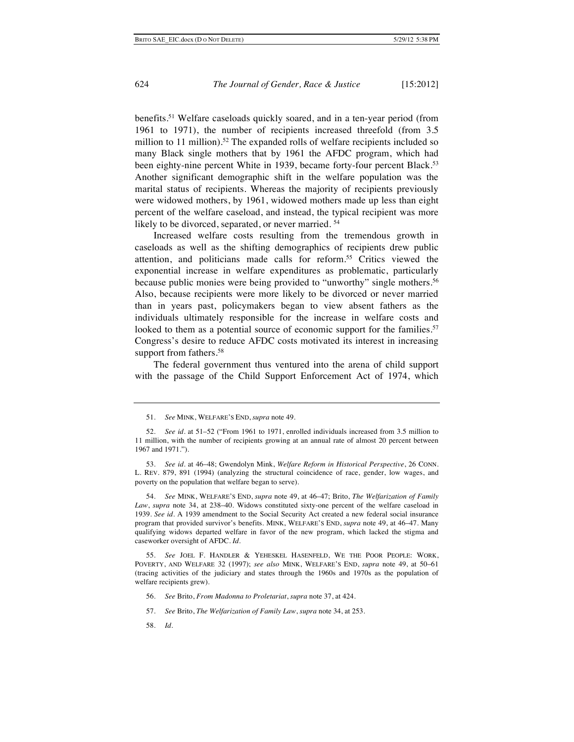benefits.[51] Welfare caseloads quickly soared, and in a ten-year period (from 1961 to 1971), the number of recipients increased threefold (from 3.5 million to 11 million).[52] The expanded rolls of welfare recipients included so many Black single mothers that by 1961 the AFDC program, which had been eighty-nine percent White in 1939, became forty-four percent Black.[53] Another significant demographic shift in the welfare population was the marital status of recipients. Whereas the majority of recipients previously were widowed mothers, by 1961, widowed mothers made up less than eight percent of the welfare caseload, and instead, the typical recipient was more likely to be divorced, separated, or never married.[54]

Increased welfare costs resulting from the tremendous growth in caseloads as well as the shifting demographics of recipients drew public attention, and politicians made calls for reform.[55] Critics viewed the exponential increase in welfare expenditures as problematic, particularly because public monies were being provided to "unworthy" single mothers.[56] Also, because recipients were more likely to be divorced or never married than in years past, policymakers began to view absent fathers as the individuals ultimately responsible for the increase in welfare costs and looked to them as a potential source of economic support for the families.[57] Congress's desire to reduce AFDC costs motivated its interest in increasing support from fathers.[58]

The federal government thus ventured into the arena of child support with the passage of the Child Support Enforcement Act of 1974, which

---

51. *See* MINK, WELFARE'S END, *supra* note 49.

52. *See id.* at 51–52 ("From 1961 to 1971, enrolled individuals increased from 3.5 million to 11 million, with the number of recipients growing at an annual rate of almost 20 percent between 1967 and 1971.").

53. *See id.* at 46–48; Gwendolyn Mink, *Welfare Reform in Historical Perspective*, 26 CONN. L. REV. 879, 891 (1994) (analyzing the structural coincidence of race, gender, low wages, and poverty on the population that welfare began to serve).

54. *See* MINK, WELFARE'S END, *supra* note 49, at 46–47; Brito, *The Welfarization of Family Law*, *supra* note 34, at 238–40. Widows constituted sixty-one percent of the welfare caseload in 1939. *See id.* A 1939 amendment to the Social Security Act created a new federal social insurance program that provided survivor's benefits. MINK, WELFARE'S END, *supra* note 49, at 46–47. Many qualifying widows departed welfare in favor of the new program, which lacked the stigma and caseworker oversight of AFDC. *Id.*

55. *See* JOEL F. HANDLER & YEHESKEL HASENFELD, WE THE POOR PEOPLE: WORK, POVERTY, AND WELFARE 32 (1997); *see also* MINK, WELFARE'S END, *supra* note 49, at 50–61 (tracing activities of the judiciary and states through the 1960s and 1970s as the population of welfare recipients grew).

56. *See* Brito, *From Madonna to Proletariat*, *supra* note 37, at 424.

57. *See* Brito, *The Welfarization of Family Law*, *supra* note 34, at 253.

58. *Id.*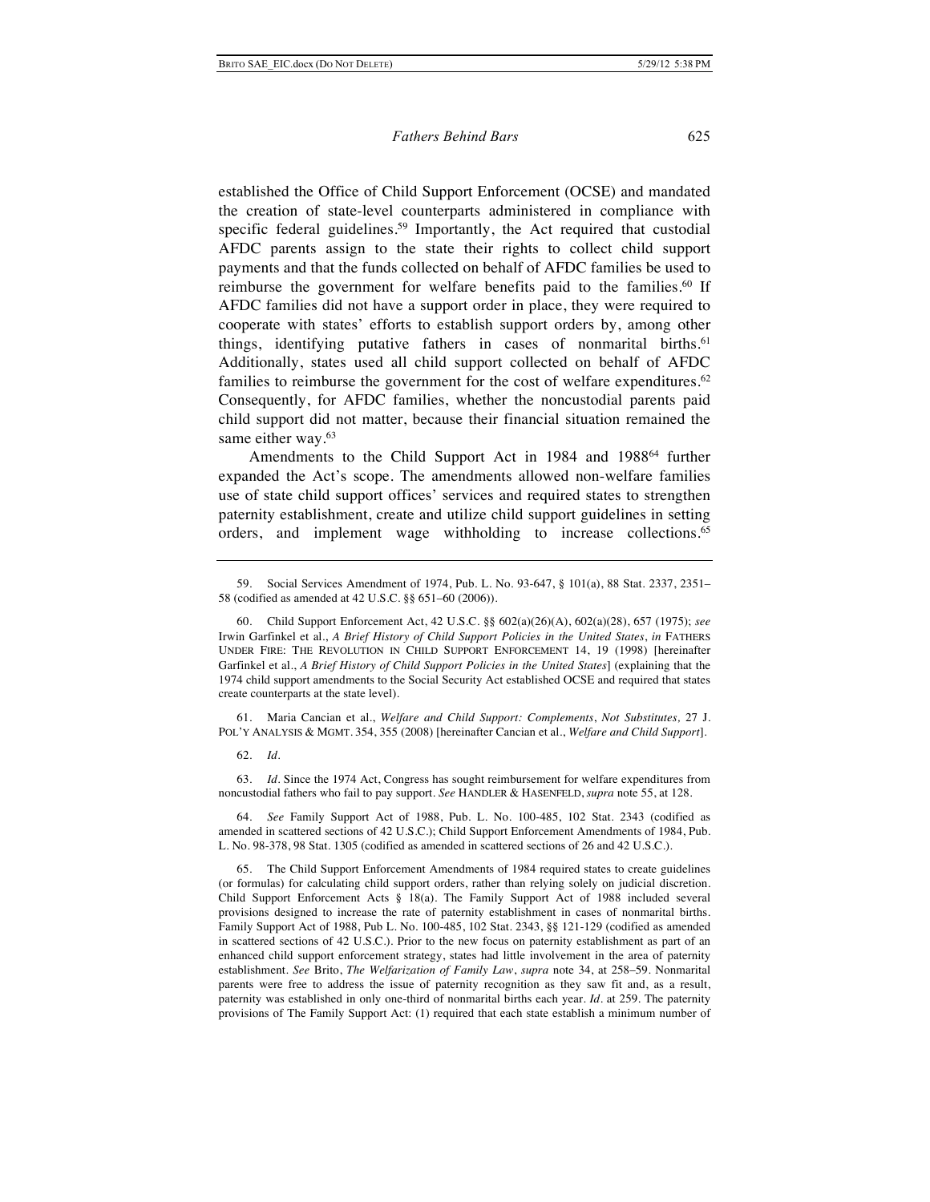established the Office of Child Support Enforcement (OCSE) and mandated the creation of state-level counterparts administered in compliance with specific federal guidelines.[59] Importantly, the Act required that custodial AFDC parents assign to the state their rights to collect child support payments and that the funds collected on behalf of AFDC families be used to reimburse the government for welfare benefits paid to the families.[60] If AFDC families did not have a support order in place, they were required to cooperate with states' efforts to establish support orders by, among other things, identifying putative fathers in cases of nonmarital births.[61] Additionally, states used all child support collected on behalf of AFDC families to reimburse the government for the cost of welfare expenditures.[62] Consequently, for AFDC families, whether the noncustodial parents paid child support did not matter, because their financial situation remained the same either way.[63]

Amendments to the Child Support Act in 1984 and 1988[64] further expanded the Act's scope. The amendments allowed non-welfare families use of state child support offices' services and required states to strengthen paternity establishment, create and utilize child support guidelines in setting orders, and implement wage withholding to increase collections.[65]

---

59. Social Services Amendment of 1974, Pub. L. No. 93-647, § 101(a), 88 Stat. 2337, 2351–58 (codified as amended at 42 U.S.C. §§ 651–60 (2006)).

60. Child Support Enforcement Act, 42 U.S.C. §§ 602(a)(26)(A), 602(a)(28), 657 (1975); *see* Irwin Garfinkel et al., *A Brief History of Child Support Policies in the United States*, *in* FATHERS UNDER FIRE: THE REVOLUTION IN CHILD SUPPORT ENFORCEMENT 14, 19 (1998) [hereinafter Garfinkel et al., *A Brief History of Child Support Policies in the United States*] (explaining that the 1974 child support amendments to the Social Security Act established OCSE and required that states create counterparts at the state level).

61. Maria Cancian et al., *Welfare and Child Support: Complements, Not Substitutes,* 27 J. POL'Y ANALYSIS & MGMT. 354, 355 (2008) [hereinafter Cancian et al., *Welfare and Child Support*].

62. *Id.*

63. *Id.* Since the 1974 Act, Congress has sought reimbursement for welfare expenditures from noncustodial fathers who fail to pay support. *See* HANDLER & HASENFELD, *supra* note 55, at 128.

64. *See* Family Support Act of 1988, Pub. L. No. 100-485, 102 Stat. 2343 (codified as amended in scattered sections of 42 U.S.C.); Child Support Enforcement Amendments of 1984, Pub. L. No. 98-378, 98 Stat. 1305 (codified as amended in scattered sections of 26 and 42 U.S.C.).

65. The Child Support Enforcement Amendments of 1984 required states to create guidelines (or formulas) for calculating child support orders, rather than relying solely on judicial discretion. Child Support Enforcement Acts § 18(a). The Family Support Act of 1988 included several provisions designed to increase the rate of paternity establishment in cases of nonmarital births. Family Support Act of 1988, Pub L. No. 100-485, 102 Stat. 2343, §§ 121-129 (codified as amended in scattered sections of 42 U.S.C.). Prior to the new focus on paternity establishment as part of an enhanced child support enforcement strategy, states had little involvement in the area of paternity establishment. *See* Brito, *The Welfarization of Family Law*, *supra* note 34, at 258–59. Nonmarital parents were free to address the issue of paternity recognition as they saw fit and, as a result, paternity was established in only one-third of nonmarital births each year. *Id.* at 259. The paternity provisions of The Family Support Act: (1) required that each state establish a minimum number of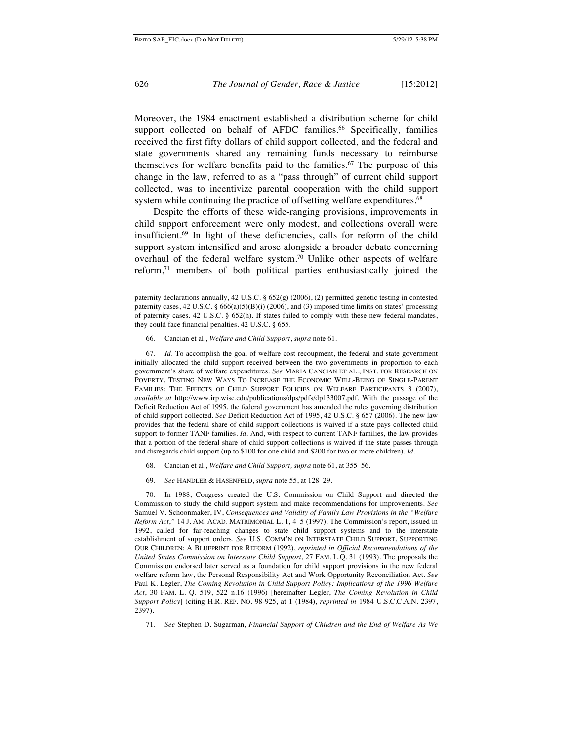Moreover, the 1984 enactment established a distribution scheme for child support collected on behalf of AFDC families.[66] Specifically, families received the first fifty dollars of child support collected, and the federal and state governments shared any remaining funds necessary to reimburse themselves for welfare benefits paid to the families.[67] The purpose of this change in the law, referred to as a "pass through" of current child support collected, was to incentivize parental cooperation with the child support system while continuing the practice of offsetting welfare expenditures.[68]

Despite the efforts of these wide-ranging provisions, improvements in child support enforcement were only modest, and collections overall were insufficient.[69] In light of these deficiencies, calls for reform of the child support system intensified and arose alongside a broader debate concerning overhaul of the federal welfare system.[70] Unlike other aspects of welfare reform,[71] members of both political parties enthusiastically joined the

---

paternity declarations annually, 42 U.S.C. § 652(g) (2006), (2) permitted genetic testing in contested paternity cases, 42 U.S.C. § 666(a)(5)(B)(i) (2006), and (3) imposed time limits on states' processing of paternity cases. 42 U.S.C. § 652(h). If states failed to comply with these new federal mandates, they could face financial penalties. 42 U.S.C. § 655.

66. Cancian et al., *Welfare and Child Support*, *supra* note 61.

67. *Id.* To accomplish the goal of welfare cost recoupment, the federal and state government initially allocated the child support received between the two governments in proportion to each government's share of welfare expenditures. *See* MARIA CANCIAN ET AL., INST. FOR RESEARCH ON POVERTY, TESTING NEW WAYS TO INCREASE THE ECONOMIC WELL-BEING OF SINGLE-PARENT FAMILIES: THE EFFECTS OF CHILD SUPPORT POLICIES ON WELFARE PARTICIPANTS 3 (2007), *available at* http://www.irp.wisc.edu/publications/dps/pdfs/dp133007.pdf. With the passage of the Deficit Reduction Act of 1995, the federal government has amended the rules governing distribution of child support collected. *See* Deficit Reduction Act of 1995, 42 U.S.C. § 657 (2006). The new law provides that the federal share of child support collections is waived if a state pays collected child support to former TANF families. *Id.* And, with respect to current TANF families, the law provides that a portion of the federal share of child support collections is waived if the state passes through and disregards child support (up to $100 for one child and $200 for two or more children). *Id.*

68. Cancian et al., *Welfare and Child Support, supra* note 61, at 355–56.

69. *See* HANDLER & HASENFELD, *supra* note 55, at 128–29.

70. In 1988, Congress created the U.S. Commission on Child Support and directed the Commission to study the child support system and make recommendations for improvements. *See* Samuel V. Schoonmaker, IV, *Consequences and Validity of Family Law Provisions in the "Welfare Reform Act*,*"* 14 J. AM. ACAD. MATRIMONIAL L. 1, 4–5 (1997). The Commission's report, issued in 1992, called for far-reaching changes to state child support systems and to the interstate establishment of support orders. *See* U.S. COMM'N ON INTERSTATE CHILD SUPPORT, SUPPORTING OUR CHILDREN: A BLUEPRINT FOR REFORM (1992), *reprinted in Official Recommendations of the United States Commission on Interstate Child Support*, 27 FAM. L.Q. 31 (1993). The proposals the Commission endorsed later served as a foundation for child support provisions in the new federal welfare reform law, the Personal Responsibility Act and Work Opportunity Reconciliation Act. *See* Paul K. Legler, *The Coming Revolution in Child Support Policy: Implications of the 1996 Welfare Act*, 30 FAM. L. Q. 519, 522 n.16 (1996) [hereinafter Legler, *The Coming Revolution in Child Support Policy*] (citing H.R. REP. NO. 98-925, at 1 (1984), *reprinted in* 1984 U.S.C.C.A.N. 2397, 2397).

71. *See* Stephen D. Sugarman, *Financial Support of Children and the End of Welfare As We*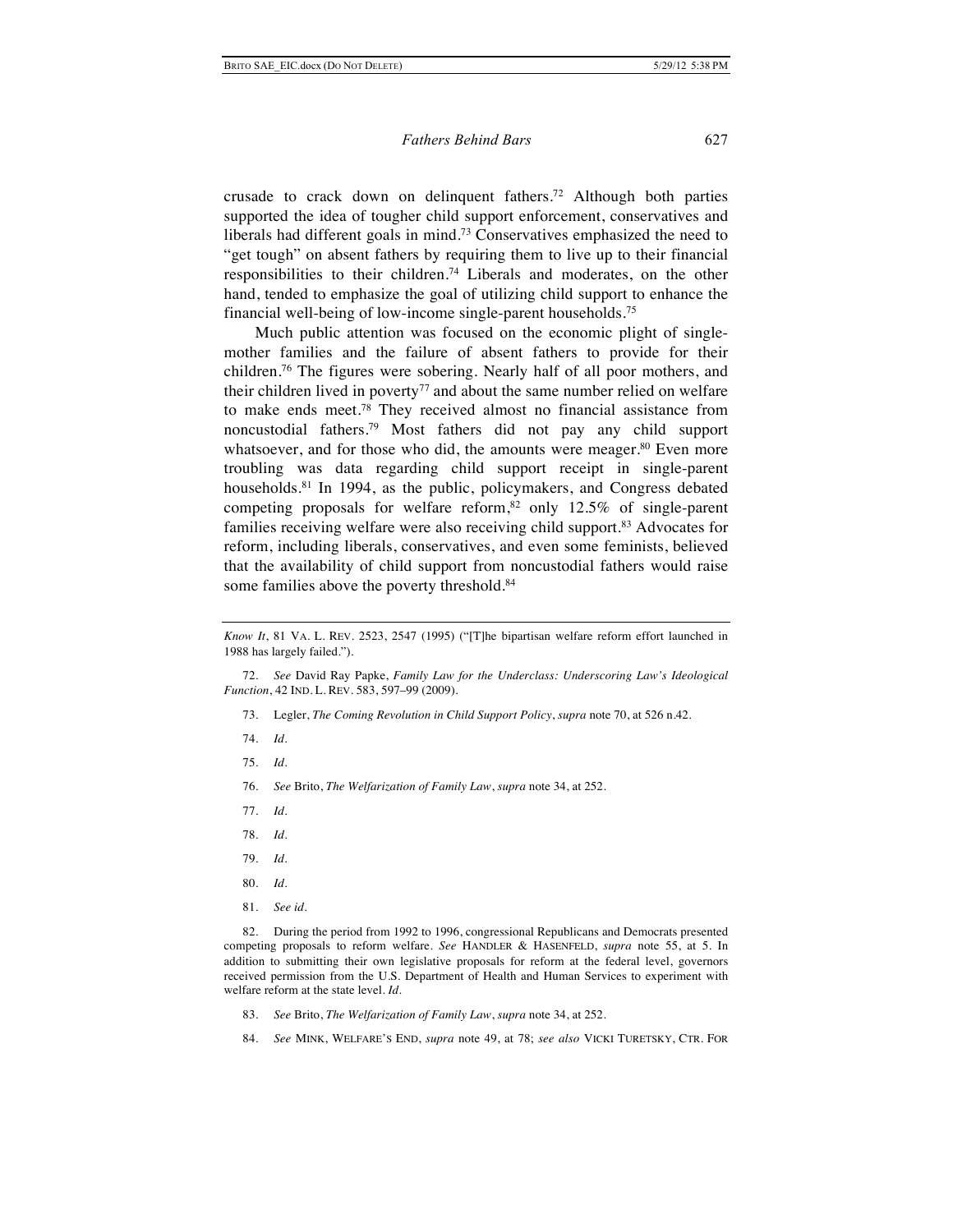crusade to crack down on delinquent fathers.[72] Although both parties supported the idea of tougher child support enforcement, conservatives and liberals had different goals in mind.[73] Conservatives emphasized the need to "get tough" on absent fathers by requiring them to live up to their financial responsibilities to their children.[74] Liberals and moderates, on the other hand, tended to emphasize the goal of utilizing child support to enhance the financial well-being of low-income single-parent households.[75]

Much public attention was focused on the economic plight of single-mother families and the failure of absent fathers to provide for their children.[76] The figures were sobering. Nearly half of all poor mothers, and their children lived in poverty[77] and about the same number relied on welfare to make ends meet.[78] They received almost no financial assistance from noncustodial fathers.[79] Most fathers did not pay any child support whatsoever, and for those who did, the amounts were meager.[80] Even more troubling was data regarding child support receipt in single-parent households.[81] In 1994, as the public, policymakers, and Congress debated competing proposals for welfare reform,[82] only 12.5% of single-parent families receiving welfare were also receiving child support.[83] Advocates for reform, including liberals, conservatives, and even some feminists, believed that the availability of child support from noncustodial fathers would raise some families above the poverty threshold.[84]

---

*Know It*, 81 VA. L. REV. 2523, 2547 (1995) ("[T]he bipartisan welfare reform effort launched in 1988 has largely failed.").

72. *See* David Ray Papke, *Family Law for the Underclass: Underscoring Law's Ideological Function*, 42 IND. L. REV. 583, 597–99 (2009).

73. Legler, *The Coming Revolution in Child Support Policy*, *supra* note 70, at 526 n.42.

74. *Id.*

75. *Id.*

76. *See* Brito, *The Welfarization of Family Law*, *supra* note 34, at 252.

77. *Id.*

78. *Id.*

79. *Id.*

80. *Id.*

81. *See id.*

82. During the period from 1992 to 1996, congressional Republicans and Democrats presented competing proposals to reform welfare. *See* HANDLER & HASENFELD, *supra* note 55, at 5. In addition to submitting their own legislative proposals for reform at the federal level, governors received permission from the U.S. Department of Health and Human Services to experiment with welfare reform at the state level. *Id.*

83. *See* Brito, *The Welfarization of Family Law*, *supra* note 34, at 252.

84. *See* MINK, WELFARE'S END, *supra* note 49, at 78; *see also* VICKI TURETSKY, CTR. FOR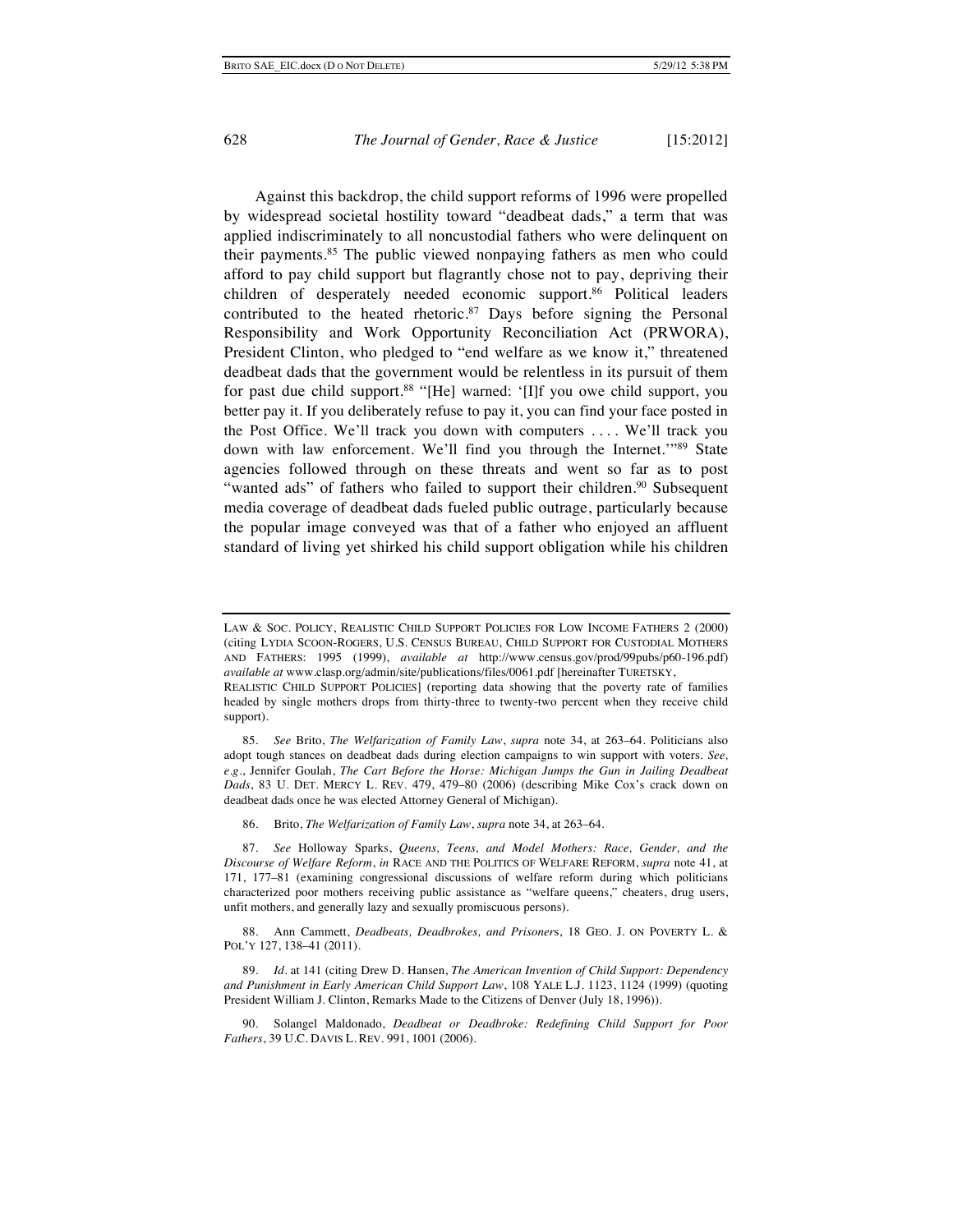Against this backdrop, the child support reforms of 1996 were propelled by widespread societal hostility toward "deadbeat dads," a term that was applied indiscriminately to all noncustodial fathers who were delinquent on their payments.[85] The public viewed nonpaying fathers as men who could afford to pay child support but flagrantly chose not to pay, depriving their children of desperately needed economic support.[86] Political leaders contributed to the heated rhetoric.[87] Days before signing the Personal Responsibility and Work Opportunity Reconciliation Act (PRWORA), President Clinton, who pledged to "end welfare as we know it," threatened deadbeat dads that the government would be relentless in its pursuit of them for past due child support.[88] "[He] warned: '[I]f you owe child support, you better pay it. If you deliberately refuse to pay it, you can find your face posted in the Post Office. We'll track you down with computers . . . . We'll track you down with law enforcement. We'll find you through the Internet.'"[89] State agencies followed through on these threats and went so far as to post "wanted ads" of fathers who failed to support their children.[90] Subsequent media coverage of deadbeat dads fueled public outrage, particularly because the popular image conveyed was that of a father who enjoyed an affluent standard of living yet shirked his child support obligation while his children

---

LAW & SOC. POLICY, REALISTIC CHILD SUPPORT POLICIES FOR LOW INCOME FATHERS 2 (2000) (citing LYDIA SCOON-ROGERS, U.S. CENSUS BUREAU, CHILD SUPPORT FOR CUSTODIAL MOTHERS AND FATHERS: 1995 (1999), *available at* http://www.census.gov/prod/99pubs/p60-196.pdf) *available at* www.clasp.org/admin/site/publications/files/0061.pdf [hereinafter TURETSKY, REALISTIC CHILD SUPPORT POLICIES] (reporting data showing that the poverty rate of families headed by single mothers drops from thirty-three to twenty-two percent when they receive child support).

85. *See* Brito, *The Welfarization of Family Law*, *supra* note 34, at 263–64. Politicians also adopt tough stances on deadbeat dads during election campaigns to win support with voters. *See, e.g.*, Jennifer Goulah, *The Cart Before the Horse: Michigan Jumps the Gun in Jailing Deadbeat Dads*, 83 U. DET. MERCY L. REV. 479, 479–80 (2006) (describing Mike Cox's crack down on deadbeat dads once he was elected Attorney General of Michigan).

86. Brito, *The Welfarization of Family Law*, *supra* note 34, at 263–64.

87. *See* Holloway Sparks, *Queens, Teens, and Model Mothers: Race, Gender, and the Discourse of Welfare Reform*, *in* RACE AND THE POLITICS OF WELFARE REFORM, *supra* note 41, at 171, 177–81 (examining congressional discussions of welfare reform during which politicians characterized poor mothers receiving public assistance as "welfare queens," cheaters, drug users, unfit mothers, and generally lazy and sexually promiscuous persons).

88. Ann Cammett, *Deadbeats, Deadbrokes, and Prisoners*, 18 GEO. J. ON POVERTY L. & POL'Y 127, 138–41 (2011).

89. *Id.* at 141 (citing Drew D. Hansen, *The American Invention of Child Support: Dependency and Punishment in Early American Child Support Law*, 108 YALE L.J. 1123, 1124 (1999) (quoting President William J. Clinton, Remarks Made to the Citizens of Denver (July 18, 1996)).

90. Solangel Maldonado, *Deadbeat or Deadbroke: Redefining Child Support for Poor Fathers*, 39 U.C. DAVIS L. REV. 991, 1001 (2006).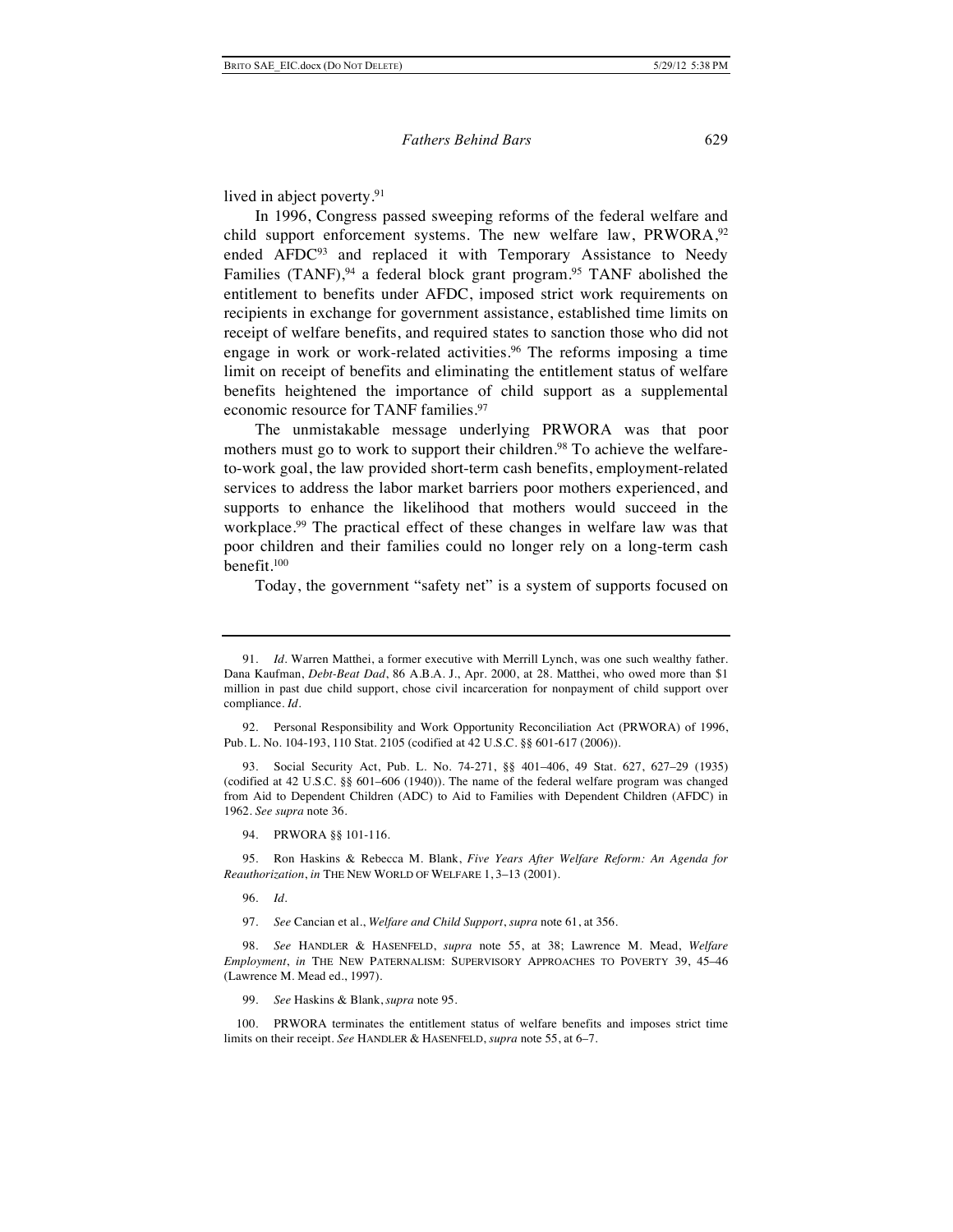lived in abject poverty.[91]

In 1996, Congress passed sweeping reforms of the federal welfare and child support enforcement systems. The new welfare law, PRWORA,[92] ended AFDC[93] and replaced it with Temporary Assistance to Needy Families (TANF),[94] a federal block grant program.[95] TANF abolished the entitlement to benefits under AFDC, imposed strict work requirements on recipients in exchange for government assistance, established time limits on receipt of welfare benefits, and required states to sanction those who did not engage in work or work-related activities.[96] The reforms imposing a time limit on receipt of benefits and eliminating the entitlement status of welfare benefits heightened the importance of child support as a supplemental economic resource for TANF families.[97]

The unmistakable message underlying PRWORA was that poor mothers must go to work to support their children.[98] To achieve the welfare-to-work goal, the law provided short-term cash benefits, employment-related services to address the labor market barriers poor mothers experienced, and supports to enhance the likelihood that mothers would succeed in the workplace.[99] The practical effect of these changes in welfare law was that poor children and their families could no longer rely on a long-term cash benefit.[100]

Today, the government "safety net" is a system of supports focused on

---

91. *Id.* Warren Matthei, a former executive with Merrill Lynch, was one such wealthy father. Dana Kaufman, *Debt-Beat Dad*, 86 A.B.A. J., Apr. 2000, at 28. Matthei, who owed more than $1 million in past due child support, chose civil incarceration for nonpayment of child support over compliance. *Id.*

92. Personal Responsibility and Work Opportunity Reconciliation Act (PRWORA) of 1996, Pub. L. No. 104-193, 110 Stat. 2105 (codified at 42 U.S.C. §§ 601-617 (2006)).

93. Social Security Act, Pub. L. No. 74-271, §§ 401–406, 49 Stat. 627, 627–29 (1935) (codified at 42 U.S.C. §§ 601–606 (1940)). The name of the federal welfare program was changed from Aid to Dependent Children (ADC) to Aid to Families with Dependent Children (AFDC) in 1962. *See supra* note 36.

94. PRWORA §§ 101-116.

95. Ron Haskins & Rebecca M. Blank, *Five Years After Welfare Reform: An Agenda for Reauthorization*, *in* THE NEW WORLD OF WELFARE 1, 3–13 (2001).

96. *Id.*

97. *See* Cancian et al., *Welfare and Child Support*, *supra* note 61, at 356.

98. *See* HANDLER & HASENFELD, *supra* note 55, at 38; Lawrence M. Mead, *Welfare Employment*, *in* THE NEW PATERNALISM: SUPERVISORY APPROACHES TO POVERTY 39, 45–46 (Lawrence M. Mead ed., 1997).

99. *See* Haskins & Blank, *supra* note 95.

100. PRWORA terminates the entitlement status of welfare benefits and imposes strict time limits on their receipt. *See* HANDLER & HASENFELD, *supra* note 55, at 6–7.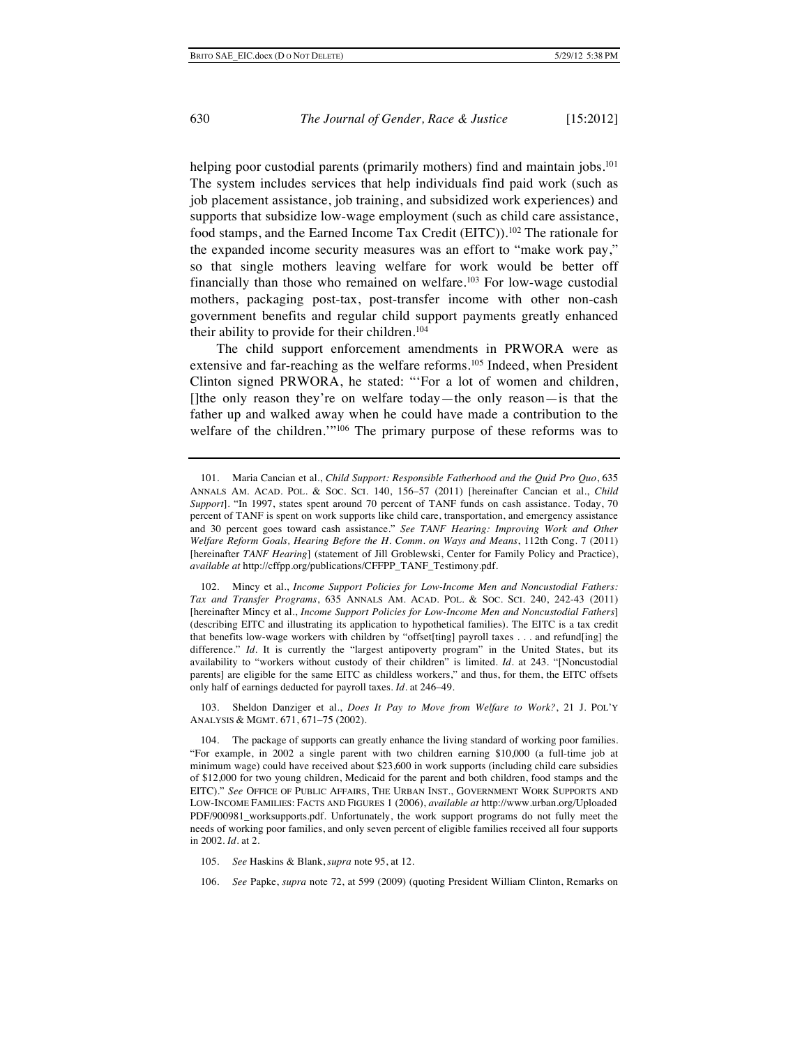helping poor custodial parents (primarily mothers) find and maintain jobs.[101] The system includes services that help individuals find paid work (such as job placement assistance, job training, and subsidized work experiences) and supports that subsidize low-wage employment (such as child care assistance, food stamps, and the Earned Income Tax Credit (EITC)).[102] The rationale for the expanded income security measures was an effort to "make work pay," so that single mothers leaving welfare for work would be better off financially than those who remained on welfare.[103] For low-wage custodial mothers, packaging post-tax, post-transfer income with other non-cash government benefits and regular child support payments greatly enhanced their ability to provide for their children.[104]

The child support enforcement amendments in PRWORA were as extensive and far-reaching as the welfare reforms.[105] Indeed, when President Clinton signed PRWORA, he stated: "'For a lot of women and children, []the only reason they're on welfare today—the only reason—is that the father up and walked away when he could have made a contribution to the welfare of the children.'"[106] The primary purpose of these reforms was to

---

101. Maria Cancian et al., *Child Support: Responsible Fatherhood and the Quid Pro Quo*, 635 ANNALS AM. ACAD. POL. & SOC. SCI. 140, 156–57 (2011) [hereinafter Cancian et al., *Child Support*]. "In 1997, states spent around 70 percent of TANF funds on cash assistance. Today, 70 percent of TANF is spent on work supports like child care, transportation, and emergency assistance and 30 percent goes toward cash assistance." *See TANF Hearing: Improving Work and Other Welfare Reform Goals, Hearing Before the H. Comm. on Ways and Means*, 112th Cong. 7 (2011) [hereinafter *TANF Hearing*] (statement of Jill Groblewski, Center for Family Policy and Practice), *available at* http://cffpp.org/publications/CFFPP_TANF_Testimony.pdf.

102. Mincy et al., *Income Support Policies for Low-Income Men and Noncustodial Fathers: Tax and Transfer Programs*, 635 ANNALS AM. ACAD. POL. & SOC. SCI. 240, 242-43 (2011) [hereinafter Mincy et al., *Income Support Policies for Low-Income Men and Noncustodial Fathers*] (describing EITC and illustrating its application to hypothetical families). The EITC is a tax credit that benefits low-wage workers with children by "offset[ting] payroll taxes . . . and refund[ing] the difference." *Id.* It is currently the "largest antipoverty program" in the United States, but its availability to "workers without custody of their children" is limited. *Id.* at 243. "[Noncustodial parents] are eligible for the same EITC as childless workers," and thus, for them, the EITC offsets only half of earnings deducted for payroll taxes. *Id.* at 246–49.

103. Sheldon Danziger et al., *Does It Pay to Move from Welfare to Work?*, 21 J. POL'Y ANALYSIS & MGMT. 671, 671–75 (2002).

104. The package of supports can greatly enhance the living standard of working poor families. "For example, in 2002 a single parent with two children earning $10,000 (a full-time job at minimum wage) could have received about $23,600 in work supports (including child care subsidies of $12,000 for two young children, Medicaid for the parent and both children, food stamps and the EITC)." *See* OFFICE OF PUBLIC AFFAIRS, THE URBAN INST., GOVERNMENT WORK SUPPORTS AND LOW-INCOME FAMILIES: FACTS AND FIGURES 1 (2006), *available at* http://www.urban.org/UploadedPDF/900981_worksupports.pdf. Unfortunately, the work support programs do not fully meet the needs of working poor families, and only seven percent of eligible families received all four supports in 2002. *Id.* at 2.

105. *See* Haskins & Blank, *supra* note 95, at 12.

106. *See* Papke, *supra* note 72, at 599 (2009) (quoting President William Clinton, Remarks on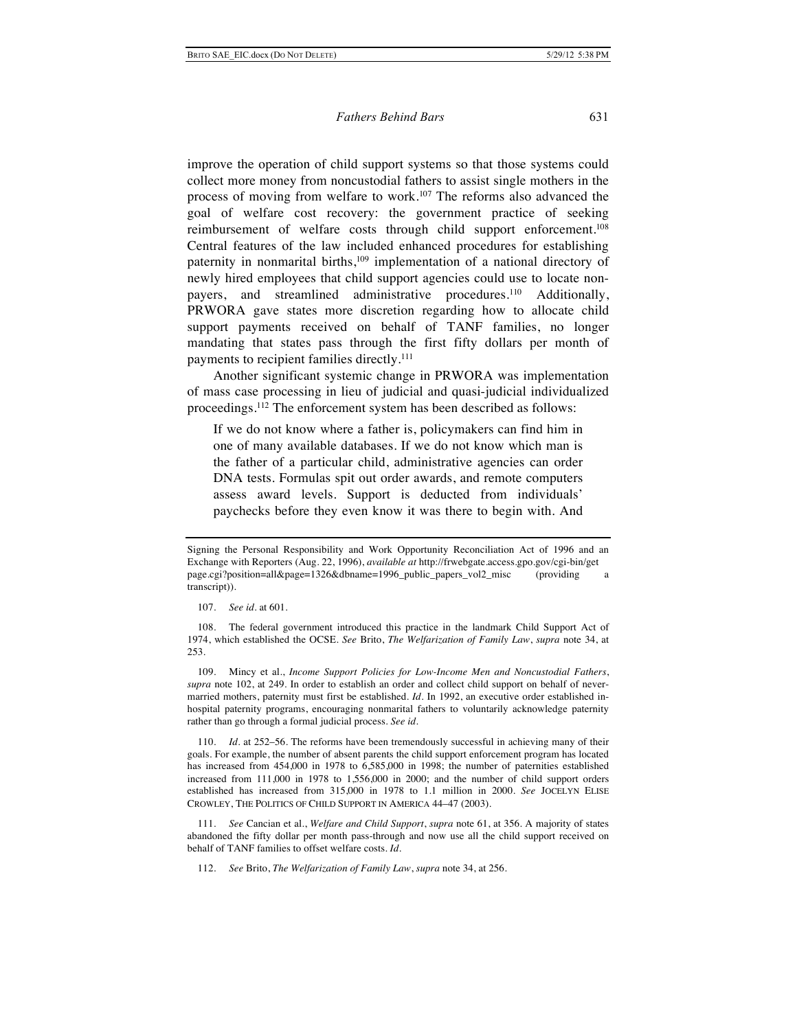improve the operation of child support systems so that those systems could collect more money from noncustodial fathers to assist single mothers in the process of moving from welfare to work.[107] The reforms also advanced the goal of welfare cost recovery: the government practice of seeking reimbursement of welfare costs through child support enforcement.[108] Central features of the law included enhanced procedures for establishing paternity in nonmarital births,[109] implementation of a national directory of newly hired employees that child support agencies could use to locate non-payers, and streamlined administrative procedures.[110] Additionally, PRWORA gave states more discretion regarding how to allocate child support payments received on behalf of TANF families, no longer mandating that states pass through the first fifty dollars per month of payments to recipient families directly.[111]

Another significant systemic change in PRWORA was implementation of mass case processing in lieu of judicial and quasi-judicial individualized proceedings.[112] The enforcement system has been described as follows:

> If we do not know where a father is, policymakers can find him in one of many available databases. If we do not know which man is the father of a particular child, administrative agencies can order DNA tests. Formulas spit out order awards, and remote computers assess award levels. Support is deducted from individuals' paychecks before they even know it was there to begin with. And

---

Signing the Personal Responsibility and Work Opportunity Reconciliation Act of 1996 and an Exchange with Reporters (Aug. 22, 1996), *available at* http://frwebgate.access.gpo.gov/cgi-bin/getpage.cgi?position=all&page=1326&dbname=1996_public_papers_vol2_misc (providing a transcript)).

107. *See id.* at 601.

108. The federal government introduced this practice in the landmark Child Support Act of 1974, which established the OCSE. *See* Brito, *The Welfarization of Family Law*, *supra* note 34, at 253.

109. Mincy et al., *Income Support Policies for Low-Income Men and Noncustodial Fathers*, *supra* note 102, at 249. In order to establish an order and collect child support on behalf of never-married mothers, paternity must first be established. *Id.* In 1992, an executive order established in-hospital paternity programs, encouraging nonmarital fathers to voluntarily acknowledge paternity rather than go through a formal judicial process. *See id.*

110. *Id.* at 252–56. The reforms have been tremendously successful in achieving many of their goals. For example, the number of absent parents the child support enforcement program has located has increased from 454,000 in 1978 to 6,585,000 in 1998; the number of paternities established increased from 111,000 in 1978 to 1,556,000 in 2000; and the number of child support orders established has increased from 315,000 in 1978 to 1.1 million in 2000. *See* JOCELYN ELISE CROWLEY, THE POLITICS OF CHILD SUPPORT IN AMERICA 44–47 (2003).

111. *See* Cancian et al., *Welfare and Child Support*, *supra* note 61, at 356. A majority of states abandoned the fifty dollar per month pass-through and now use all the child support received on behalf of TANF families to offset welfare costs. *Id.*

112. *See* Brito, *The Welfarization of Family Law*, *supra* note 34, at 256.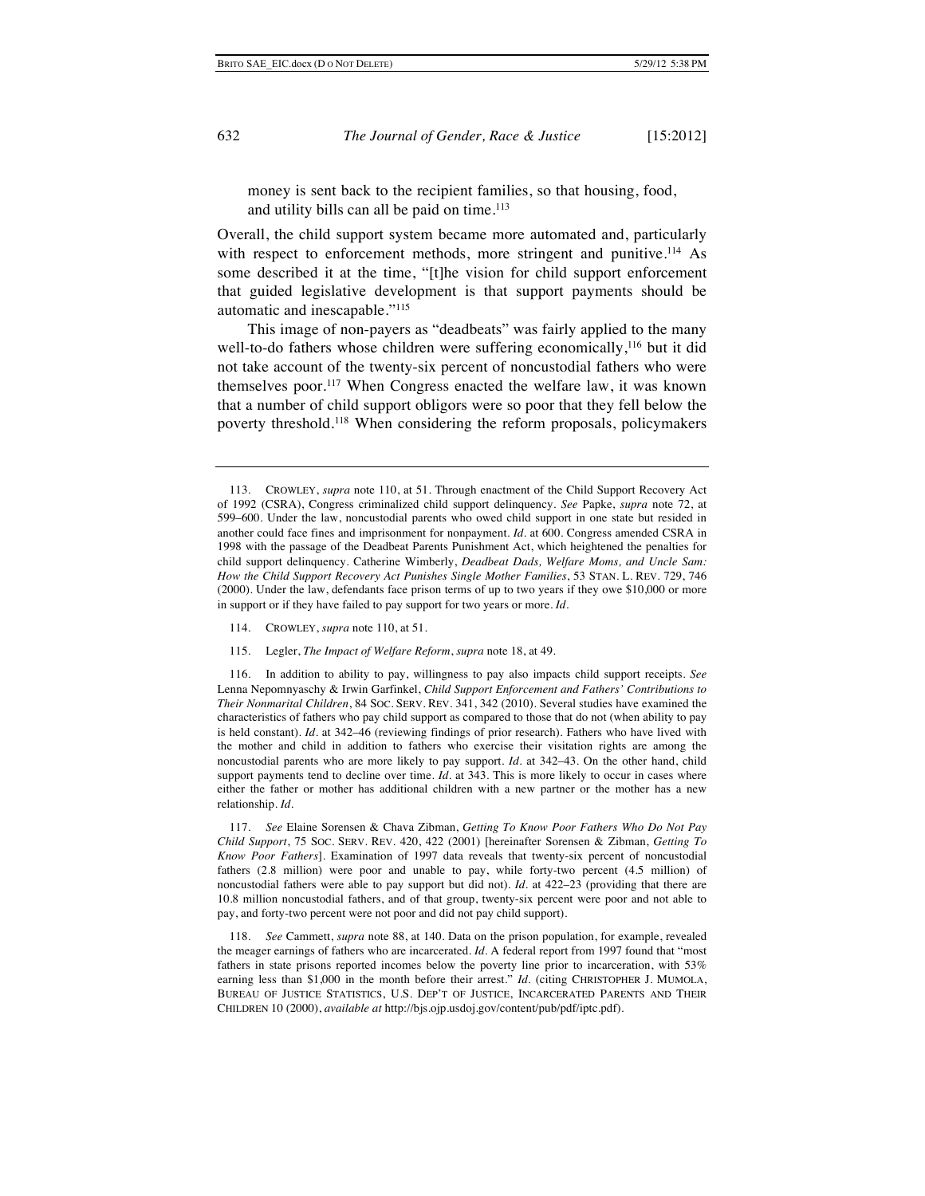money is sent back to the recipient families, so that housing, food, and utility bills can all be paid on time.[113]

Overall, the child support system became more automated and, particularly with respect to enforcement methods, more stringent and punitive.[114] As some described it at the time, "[t]he vision for child support enforcement that guided legislative development is that support payments should be automatic and inescapable."[115]

This image of non-payers as "deadbeats" was fairly applied to the many well-to-do fathers whose children were suffering economically,[116] but it did not take account of the twenty-six percent of noncustodial fathers who were themselves poor.[117] When Congress enacted the welfare law, it was known that a number of child support obligors were so poor that they fell below the poverty threshold.[118] When considering the reform proposals, policymakers

---

113. CROWLEY, *supra* note 110, at 51. Through enactment of the Child Support Recovery Act of 1992 (CSRA), Congress criminalized child support delinquency. *See* Papke, *supra* note 72, at 599–600. Under the law, noncustodial parents who owed child support in one state but resided in another could face fines and imprisonment for nonpayment. *Id.* at 600. Congress amended CSRA in 1998 with the passage of the Deadbeat Parents Punishment Act, which heightened the penalties for child support delinquency. Catherine Wimberly, *Deadbeat Dads, Welfare Moms, and Uncle Sam: How the Child Support Recovery Act Punishes Single Mother Families*, 53 STAN. L. REV. 729, 746 (2000). Under the law, defendants face prison terms of up to two years if they owe $10,000 or more in support or if they have failed to pay support for two years or more. *Id.*

114. CROWLEY, *supra* note 110, at 51.

115. Legler, *The Impact of Welfare Reform*, *supra* note 18, at 49.

116. In addition to ability to pay, willingness to pay also impacts child support receipts. *See* Lenna Nepomnyaschy & Irwin Garfinkel, *Child Support Enforcement and Fathers' Contributions to Their Nonmarital Children*, 84 SOC. SERV. REV. 341, 342 (2010). Several studies have examined the characteristics of fathers who pay child support as compared to those that do not (when ability to pay is held constant). *Id.* at 342–46 (reviewing findings of prior research). Fathers who have lived with the mother and child in addition to fathers who exercise their visitation rights are among the noncustodial parents who are more likely to pay support. *Id.* at 342–43. On the other hand, child support payments tend to decline over time. *Id.* at 343. This is more likely to occur in cases where either the father or mother has additional children with a new partner or the mother has a new relationship. *Id.*

117. *See* Elaine Sorensen & Chava Zibman, *Getting To Know Poor Fathers Who Do Not Pay Child Support*, 75 SOC. SERV. REV. 420, 422 (2001) [hereinafter Sorensen & Zibman, *Getting To Know Poor Fathers*]. Examination of 1997 data reveals that twenty-six percent of noncustodial fathers (2.8 million) were poor and unable to pay, while forty-two percent (4.5 million) of noncustodial fathers were able to pay support but did not). *Id.* at 422–23 (providing that there are 10.8 million noncustodial fathers, and of that group, twenty-six percent were poor and not able to pay, and forty-two percent were not poor and did not pay child support).

118. *See* Cammett, *supra* note 88, at 140. Data on the prison population, for example, revealed the meager earnings of fathers who are incarcerated. *Id.* A federal report from 1997 found that "most fathers in state prisons reported incomes below the poverty line prior to incarceration, with 53% earning less than $1,000 in the month before their arrest." *Id.* (citing CHRISTOPHER J. MUMOLA, BUREAU OF JUSTICE STATISTICS, U.S. DEP'T OF JUSTICE, INCARCERATED PARENTS AND THEIR CHILDREN 10 (2000), *available at* http://bjs.ojp.usdoj.gov/content/pub/pdf/iptc.pdf).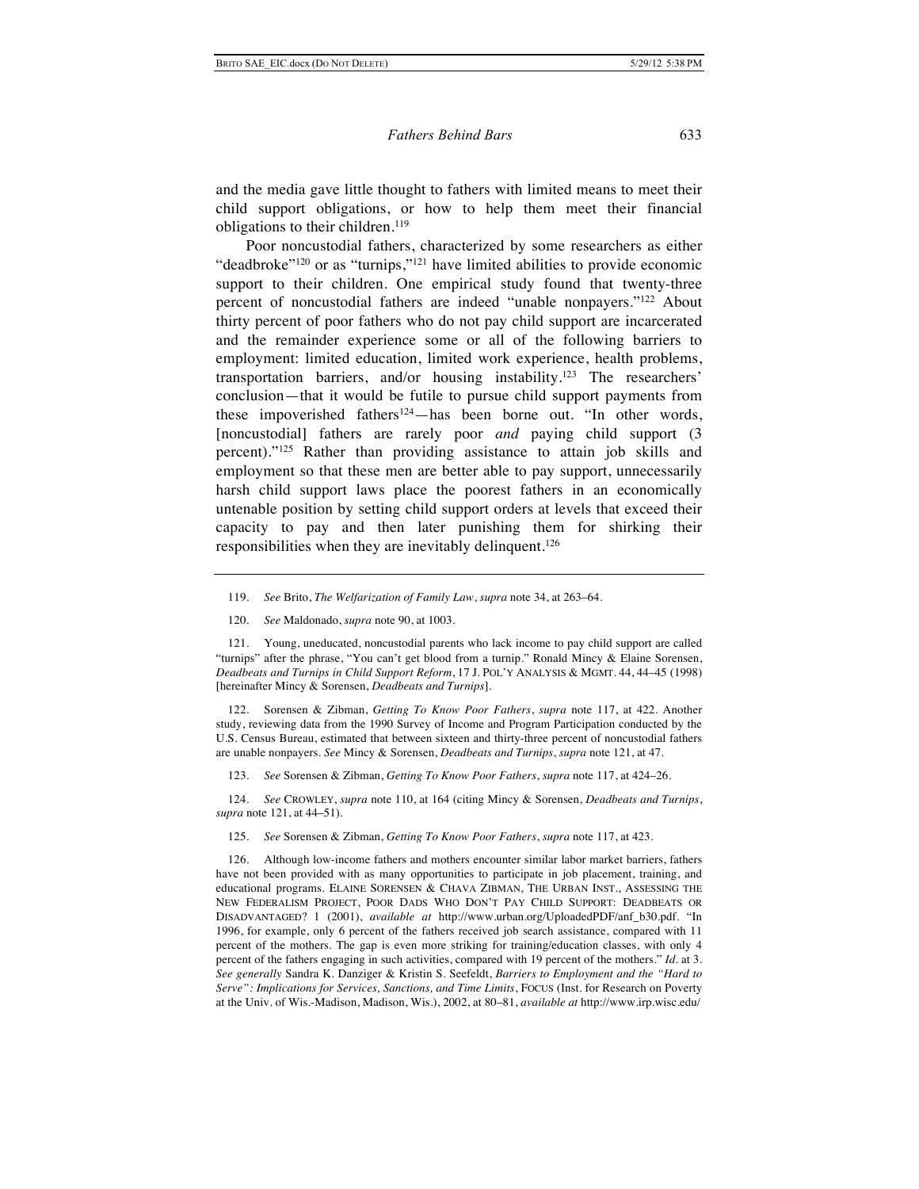and the media gave little thought to fathers with limited means to meet their child support obligations, or how to help them meet their financial obligations to their children.[119]

Poor noncustodial fathers, characterized by some researchers as either "deadbroke"[120] or as "turnips,"[121] have limited abilities to provide economic support to their children. One empirical study found that twenty-three percent of noncustodial fathers are indeed "unable nonpayers."[122] About thirty percent of poor fathers who do not pay child support are incarcerated and the remainder experience some or all of the following barriers to employment: limited education, limited work experience, health problems, transportation barriers, and/or housing instability.[123] The researchers' conclusion—that it would be futile to pursue child support payments from these impoverished fathers[124]—has been borne out. "In other words, [noncustodial] fathers are rarely poor *and* paying child support (3 percent)."[125] Rather than providing assistance to attain job skills and employment so that these men are better able to pay support, unnecessarily harsh child support laws place the poorest fathers in an economically untenable position by setting child support orders at levels that exceed their capacity to pay and then later punishing them for shirking their responsibilities when they are inevitably delinquent.[126]

---

119. *See* Brito, *The Welfarization of Family Law*, *supra* note 34, at 263–64.

120. *See* Maldonado, *supra* note 90, at 1003.

121. Young, uneducated, noncustodial parents who lack income to pay child support are called "turnips" after the phrase, "You can't get blood from a turnip." Ronald Mincy & Elaine Sorensen, *Deadbeats and Turnips in Child Support Reform*, 17 J. POL'Y ANALYSIS & MGMT. 44, 44–45 (1998) [hereinafter Mincy & Sorensen, *Deadbeats and Turnips*].

122. Sorensen & Zibman, *Getting To Know Poor Fathers*, *supra* note 117, at 422. Another study, reviewing data from the 1990 Survey of Income and Program Participation conducted by the U.S. Census Bureau, estimated that between sixteen and thirty-three percent of noncustodial fathers are unable nonpayers. *See* Mincy & Sorensen, *Deadbeats and Turnips*, *supra* note 121, at 47.

123. *See* Sorensen & Zibman, *Getting To Know Poor Fathers*, *supra* note 117, at 424–26.

124. *See* CROWLEY, *supra* note 110, at 164 (citing Mincy & Sorensen, *Deadbeats and Turnips*, *supra* note 121, at 44–51).

125. *See* Sorensen & Zibman, *Getting To Know Poor Fathers*, *supra* note 117, at 423.

126. Although low-income fathers and mothers encounter similar labor market barriers, fathers have not been provided with as many opportunities to participate in job placement, training, and educational programs. ELAINE SORENSEN & CHAVA ZIBMAN, THE URBAN INST., ASSESSING THE NEW FEDERALISM PROJECT, POOR DADS WHO DON'T PAY CHILD SUPPORT: DEADBEATS OR DISADVANTAGED? 1 (2001), *available at* http://www.urban.org/UploadedPDF/anf_b30.pdf. "In 1996, for example, only 6 percent of the fathers received job search assistance, compared with 11 percent of the mothers. The gap is even more striking for training/education classes, with only 4 percent of the fathers engaging in such activities, compared with 19 percent of the mothers." *Id.* at 3. *See generally* Sandra K. Danziger & Kristin S. Seefeldt, *Barriers to Employment and the "Hard to Serve": Implications for Services, Sanctions, and Time Limits*, FOCUS (Inst. for Research on Poverty at the Univ. of Wis.-Madison, Madison, Wis.), 2002, at 80–81, *available at* http://www.irp.wisc.edu/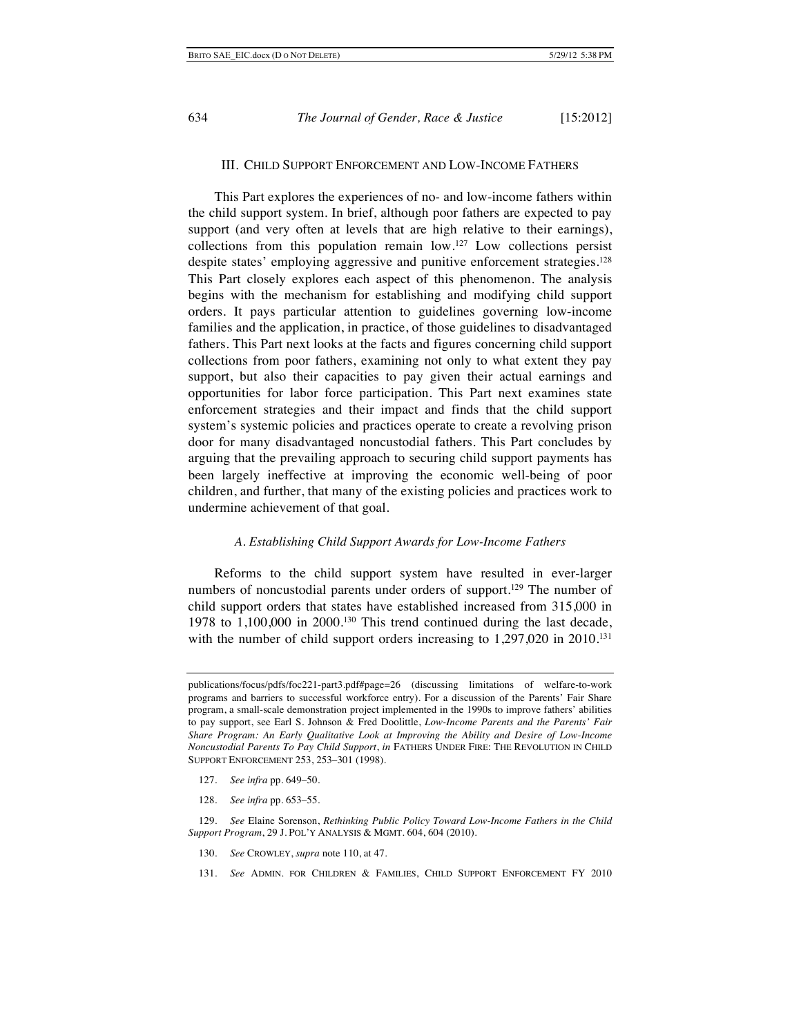## III. CHILD SUPPORT ENFORCEMENT AND LOW-INCOME FATHERS

This Part explores the experiences of no- and low-income fathers within the child support system. In brief, although poor fathers are expected to pay support (and very often at levels that are high relative to their earnings), collections from this population remain low.[127] Low collections persist despite states' employing aggressive and punitive enforcement strategies.[128] This Part closely explores each aspect of this phenomenon. The analysis begins with the mechanism for establishing and modifying child support orders. It pays particular attention to guidelines governing low-income families and the application, in practice, of those guidelines to disadvantaged fathers. This Part next looks at the facts and figures concerning child support collections from poor fathers, examining not only to what extent they pay support, but also their capacities to pay given their actual earnings and opportunities for labor force participation. This Part next examines state enforcement strategies and their impact and finds that the child support system's systemic policies and practices operate to create a revolving prison door for many disadvantaged noncustodial fathers. This Part concludes by arguing that the prevailing approach to securing child support payments has been largely ineffective at improving the economic well-being of poor children, and further, that many of the existing policies and practices work to undermine achievement of that goal.

### *A. Establishing Child Support Awards for Low-Income Fathers*

Reforms to the child support system have resulted in ever-larger numbers of noncustodial parents under orders of support.[129] The number of child support orders that states have established increased from 315,000 in 1978 to 1,100,000 in 2000.[130] This trend continued during the last decade, with the number of child support orders increasing to 1,297,020 in 2010.[131]

---

publications/focus/pdfs/foc221-part3.pdf#page=26 (discussing limitations of welfare-to-work programs and barriers to successful workforce entry). For a discussion of the Parents' Fair Share program, a small-scale demonstration project implemented in the 1990s to improve fathers' abilities to pay support, see Earl S. Johnson & Fred Doolittle, *Low-Income Parents and the Parents' Fair Share Program: An Early Qualitative Look at Improving the Ability and Desire of Low-Income Noncustodial Parents To Pay Child Support*, *in* FATHERS UNDER FIRE: THE REVOLUTION IN CHILD SUPPORT ENFORCEMENT 253, 253–301 (1998).

127. *See infra* pp. 649–50.

128. *See infra* pp. 653–55.

129. *See* Elaine Sorenson, *Rethinking Public Policy Toward Low-Income Fathers in the Child Support Program*, 29 J. POL'Y ANALYSIS & MGMT. 604, 604 (2010).

130. *See* CROWLEY, *supra* note 110, at 47.

131. *See* ADMIN. FOR CHILDREN & FAMILIES, CHILD SUPPORT ENFORCEMENT FY 2010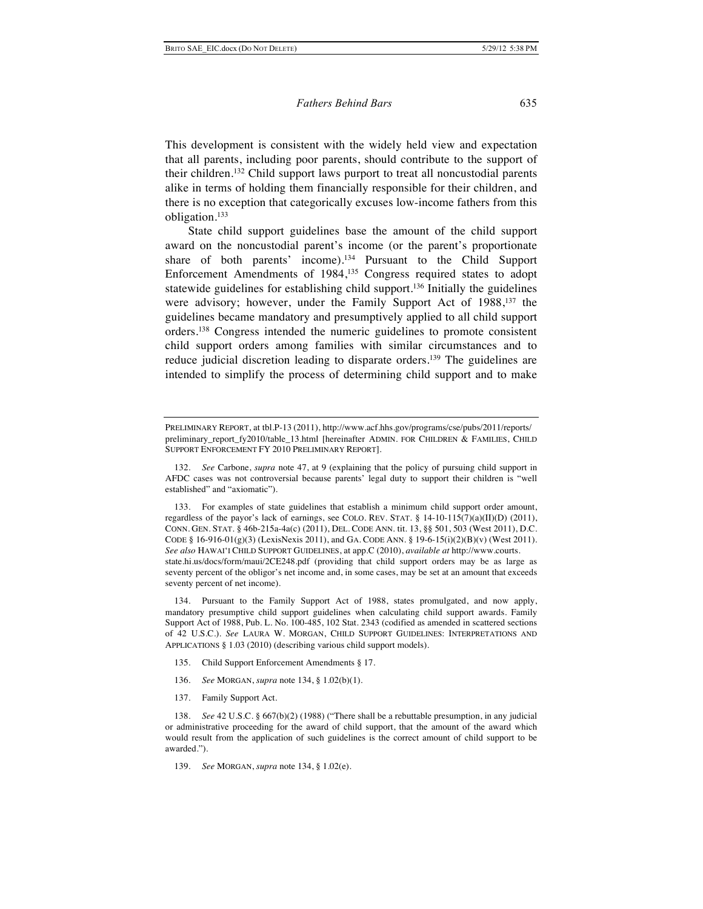This development is consistent with the widely held view and expectation that all parents, including poor parents, should contribute to the support of their children.[132] Child support laws purport to treat all noncustodial parents alike in terms of holding them financially responsible for their children, and there is no exception that categorically excuses low-income fathers from this obligation.[133]

State child support guidelines base the amount of the child support award on the noncustodial parent's income (or the parent's proportionate share of both parents' income).[134] Pursuant to the Child Support Enforcement Amendments of 1984,[135] Congress required states to adopt statewide guidelines for establishing child support.[136] Initially the guidelines were advisory; however, under the Family Support Act of 1988,[137] the guidelines became mandatory and presumptively applied to all child support orders.[138] Congress intended the numeric guidelines to promote consistent child support orders among families with similar circumstances and to reduce judicial discretion leading to disparate orders.[139] The guidelines are intended to simplify the process of determining child support and to make

---

PRELIMINARY REPORT, at tbl.P-13 (2011), http://www.acf.hhs.gov/programs/cse/pubs/2011/reports/preliminary_report_fy2010/table_13.html [hereinafter ADMIN. FOR CHILDREN & FAMILIES, CHILD SUPPORT ENFORCEMENT FY 2010 PRELIMINARY REPORT].

132. *See* Carbone, *supra* note 47, at 9 (explaining that the policy of pursuing child support in AFDC cases was not controversial because parents' legal duty to support their children is "well established" and "axiomatic").

133. For examples of state guidelines that establish a minimum child support order amount, regardless of the payor's lack of earnings, see COLO. REV. STAT. § 14-10-115(7)(a)(II)(D) (2011), CONN. GEN. STAT. § 46b-215a-4a(c) (2011), DEL. CODE ANN. tit. 13, §§ 501, 503 (West 2011), D.C. CODE § 16-916-01(g)(3) (LexisNexis 2011), and GA. CODE ANN. § 19-6-15(i)(2)(B)(v) (West 2011). *See also* HAWAI'I CHILD SUPPORT GUIDELINES, at app.C (2010), *available at* http://www.courts.state.hi.us/docs/form/maui/2CE248.pdf (providing that child support orders may be as large as seventy percent of the obligor's net income and, in some cases, may be set at an amount that exceeds seventy percent of net income).

134. Pursuant to the Family Support Act of 1988, states promulgated, and now apply, mandatory presumptive child support guidelines when calculating child support awards. Family Support Act of 1988, Pub. L. No. 100-485, 102 Stat. 2343 (codified as amended in scattered sections of 42 U.S.C.). *See* LAURA W. MORGAN, CHILD SUPPORT GUIDELINES: INTERPRETATIONS AND APPLICATIONS § 1.03 (2010) (describing various child support models).

135. Child Support Enforcement Amendments § 17.

136. *See* MORGAN, *supra* note 134, § 1.02(b)(1).

137. Family Support Act.

138. *See* 42 U.S.C. § 667(b)(2) (1988) ("There shall be a rebuttable presumption, in any judicial or administrative proceeding for the award of child support, that the amount of the award which would result from the application of such guidelines is the correct amount of child support to be awarded.").

139. *See* MORGAN, *supra* note 134, § 1.02(e).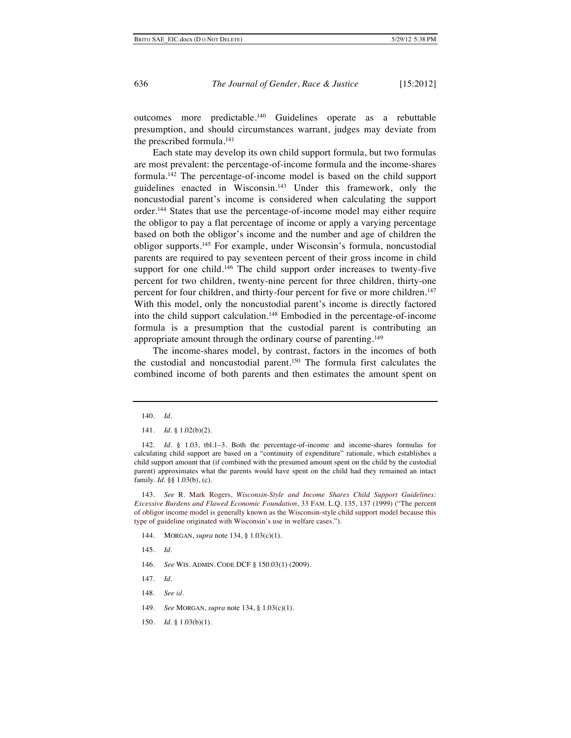outcomes more predictable.[140] Guidelines operate as a rebuttable presumption, and should circumstances warrant, judges may deviate from the prescribed formula.[141]

Each state may develop its own child support formula, but two formulas are most prevalent: the percentage-of-income formula and the income-shares formula.[142] The percentage-of-income model is based on the child support guidelines enacted in Wisconsin.[143] Under this framework, only the noncustodial parent's income is considered when calculating the support order.[144] States that use the percentage-of-income model may either require the obligor to pay a flat percentage of income or apply a varying percentage based on both the obligor's income and the number and age of children the obligor supports.[145] For example, under Wisconsin's formula, noncustodial parents are required to pay seventeen percent of their gross income in child support for one child.[146] The child support order increases to twenty-five percent for two children, twenty-nine percent for three children, thirty-one percent for four children, and thirty-four percent for five or more children.[147] With this model, only the noncustodial parent's income is directly factored into the child support calculation.[148] Embodied in the percentage-of-income formula is a presumption that the custodial parent is contributing an appropriate amount through the ordinary course of parenting.[149]

The income-shares model, by contrast, factors in the incomes of both the custodial and noncustodial parent.[150] The formula first calculates the combined income of both parents and then estimates the amount spent on

---

140. *Id.*

141. *Id.* § 1.02(b)(2).

142. *Id.* § 1.03, tbl.1–3. Both the percentage-of-income and income-shares formulas for calculating child support are based on a "continuity of expenditure" rationale, which establishes a child support amount that (if combined with the presumed amount spent on the child by the custodial parent) approximates what the parents would have spent on the child had they remained an intact family. *Id.* §§ 1.03(b), (c).

143. *See* R. Mark Rogers, *Wisconsin-Style and Income Shares Child Support Guidelines: Excessive Burdens and Flawed Economic Foundation*, 33 FAM. L.Q. 135, 137 (1999) ("The percent of obligor income model is generally known as the Wisconsin-style child support model because this type of guideline originated with Wisconsin's use in welfare cases.").

144. MORGAN, *supra* note 134, § 1.03(c)(1).

145. *Id.*

146. *See* WIS. ADMIN. CODE DCF § 150.03(1) (2009).

147. *Id.*

148. *See id.*

149. *See* MORGAN, *supra* note 134, § 1.03(c)(1).

150. *Id.* § 1.03(b)(1).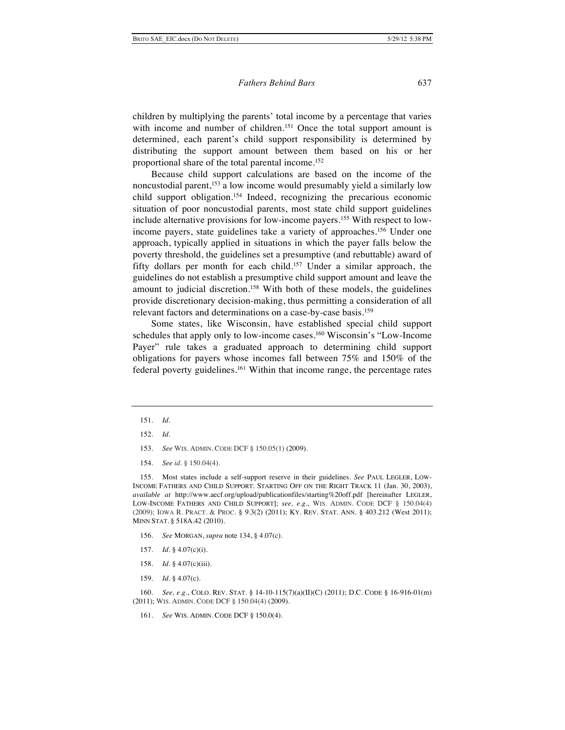children by multiplying the parents' total income by a percentage that varies with income and number of children.[151] Once the total support amount is determined, each parent's child support responsibility is determined by distributing the support amount between them based on his or her proportional share of the total parental income.[152]

Because child support calculations are based on the income of the noncustodial parent,[153] a low income would presumably yield a similarly low child support obligation.[154] Indeed, recognizing the precarious economic situation of poor noncustodial parents, most state child support guidelines include alternative provisions for low-income payers.[155] With respect to low-income payers, state guidelines take a variety of approaches.[156] Under one approach, typically applied in situations in which the payer falls below the poverty threshold, the guidelines set a presumptive (and rebuttable) award of fifty dollars per month for each child.[157] Under a similar approach, the guidelines do not establish a presumptive child support amount and leave the amount to judicial discretion.[158] With both of these models, the guidelines provide discretionary decision-making, thus permitting a consideration of all relevant factors and determinations on a case-by-case basis.[159]

Some states, like Wisconsin, have established special child support schedules that apply only to low-income cases.[160] Wisconsin's "Low-Income Payer" rule takes a graduated approach to determining child support obligations for payers whose incomes fall between 75% and 150% of the federal poverty guidelines.[161] Within that income range, the percentage rates

---

151. *Id.*

152. *Id.*

153. *See* WIS. ADMIN. CODE DCF § 150.05(1) (2009).

154. *See id.* § 150.04(4).

155. Most states include a self-support reserve in their guidelines. *See* PAUL LEGLER, LOW-INCOME FATHERS AND CHILD SUPPORT: STARTING OFF ON THE RIGHT TRACK 11 (Jan. 30, 2003), *available at* http://www.aecf.org/upload/publicationfiles/starting%20off.pdf [hereinafter LEGLER, LOW-INCOME FATHERS AND CHILD SUPPORT]; *see, e.g.*, WIS. ADMIN. CODE DCF § 150.04(4) (2009); IOWA R. PRACT. & PROC. § 9.3(2) (2011); KY. REV. STAT. ANN. § 403.212 (West 2011); MINN STAT. § 518A.42 (2010).

156. *See* MORGAN, *supra* note 134, § 4.07(c).

157. *Id.* § 4.07(c)(i).

158. *Id.* § 4.07(c)(iii).

159. *Id.* § 4.07(c).

160. *See, e.g.*, COLO. REV. STAT. § 14-10-115(7)(a)(II)(C) (2011); D.C. CODE § 16-916-01(m) (2011); WIS. ADMIN. CODE DCF § 150.04(4) (2009).

161. *See* WIS. ADMIN. CODE DCF § 150.0(4).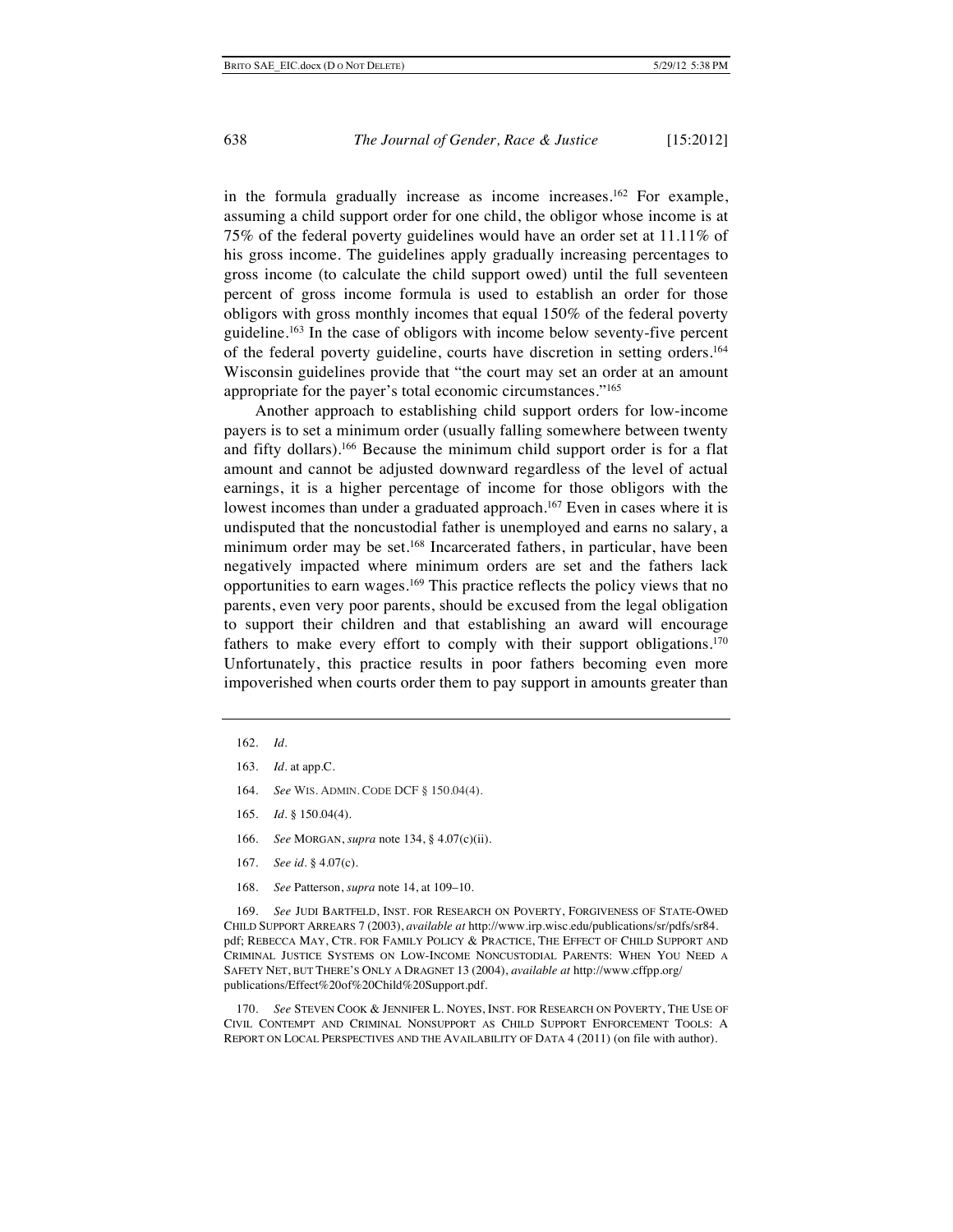in the formula gradually increase as income increases.[162] For example, assuming a child support order for one child, the obligor whose income is at 75% of the federal poverty guidelines would have an order set at 11.11% of his gross income. The guidelines apply gradually increasing percentages to gross income (to calculate the child support owed) until the full seventeen percent of gross income formula is used to establish an order for those obligors with gross monthly incomes that equal 150% of the federal poverty guideline.[163] In the case of obligors with income below seventy-five percent of the federal poverty guideline, courts have discretion in setting orders.[164] Wisconsin guidelines provide that "the court may set an order at an amount appropriate for the payer's total economic circumstances."[165]

Another approach to establishing child support orders for low-income payers is to set a minimum order (usually falling somewhere between twenty and fifty dollars).[166] Because the minimum child support order is for a flat amount and cannot be adjusted downward regardless of the level of actual earnings, it is a higher percentage of income for those obligors with the lowest incomes than under a graduated approach.[167] Even in cases where it is undisputed that the noncustodial father is unemployed and earns no salary, a minimum order may be set.[168] Incarcerated fathers, in particular, have been negatively impacted where minimum orders are set and the fathers lack opportunities to earn wages.[169] This practice reflects the policy views that no parents, even very poor parents, should be excused from the legal obligation to support their children and that establishing an award will encourage fathers to make every effort to comply with their support obligations.[170] Unfortunately, this practice results in poor fathers becoming even more impoverished when courts order them to pay support in amounts greater than

---

162. *Id.*

163. *Id.* at app.C.

164. *See* WIS. ADMIN. CODE DCF § 150.04(4).

165. *Id.* § 150.04(4).

166. *See* MORGAN, *supra* note 134, § 4.07(c)(ii).

167. *See id.* § 4.07(c).

168. *See* Patterson, *supra* note 14, at 109–10.

169. *See* JUDI BARTFELD, INST. FOR RESEARCH ON POVERTY, FORGIVENESS OF STATE-OWED CHILD SUPPORT ARREARS 7 (2003), *available at* http://www.irp.wisc.edu/publications/sr/pdfs/sr84.pdf; REBECCA MAY, CTR. FOR FAMILY POLICY & PRACTICE, THE EFFECT OF CHILD SUPPORT AND CRIMINAL JUSTICE SYSTEMS ON LOW-INCOME NONCUSTODIAL PARENTS: WHEN YOU NEED A SAFETY NET, BUT THERE'S ONLY A DRAGNET 13 (2004), *available at* http://www.cffpp.org/publications/Effect%20of%20Child%20Support.pdf.

170. *See* STEVEN COOK & JENNIFER L. NOYES, INST. FOR RESEARCH ON POVERTY, THE USE OF CIVIL CONTEMPT AND CRIMINAL NONSUPPORT AS CHILD SUPPORT ENFORCEMENT TOOLS: A REPORT ON LOCAL PERSPECTIVES AND THE AVAILABILITY OF DATA 4 (2011) (on file with author).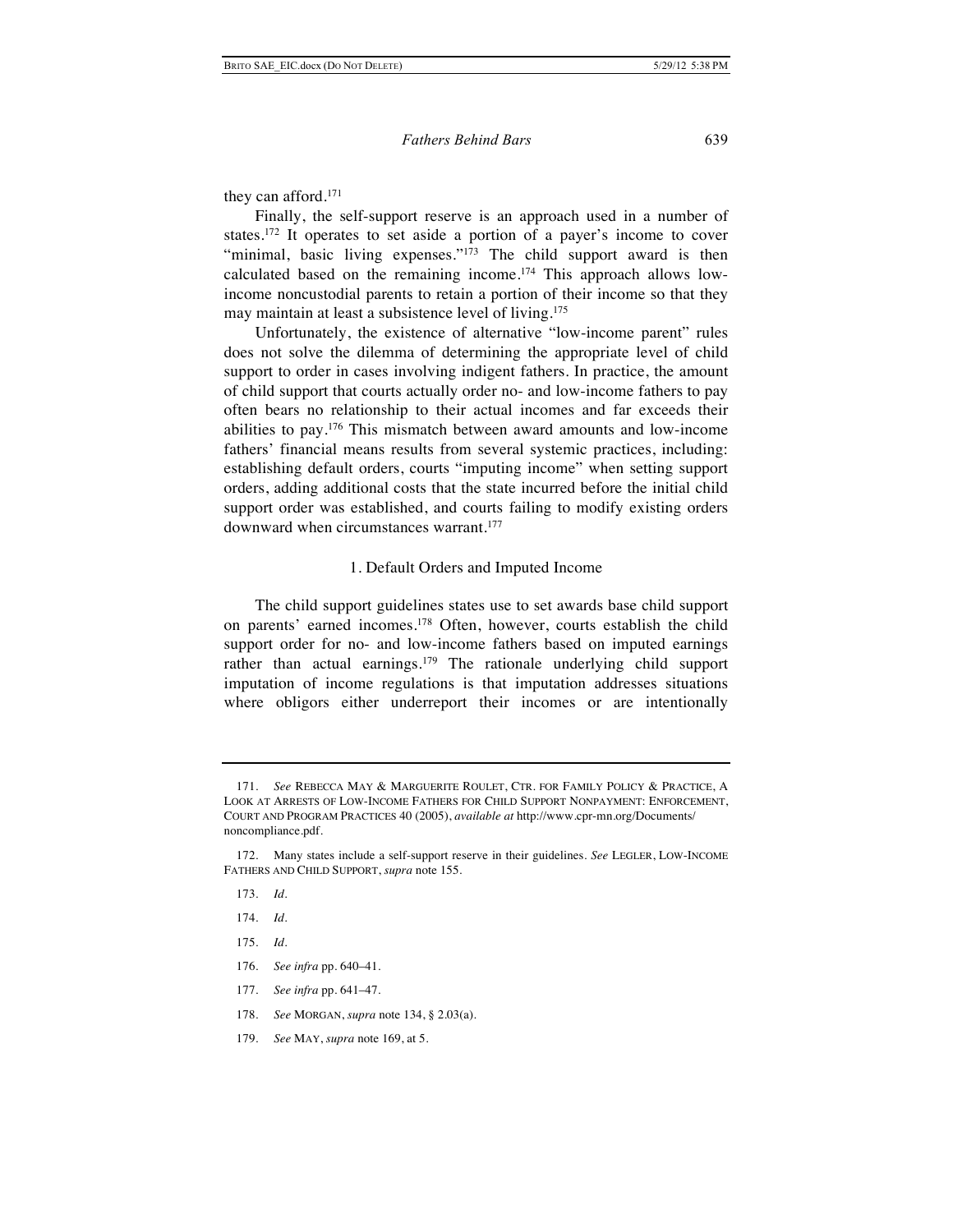they can afford.[171]

Finally, the self-support reserve is an approach used in a number of states.[172] It operates to set aside a portion of a payer's income to cover "minimal, basic living expenses."[173] The child support award is then calculated based on the remaining income.[174] This approach allows low-income noncustodial parents to retain a portion of their income so that they may maintain at least a subsistence level of living.[175]

Unfortunately, the existence of alternative "low-income parent" rules does not solve the dilemma of determining the appropriate level of child support to order in cases involving indigent fathers. In practice, the amount of child support that courts actually order no- and low-income fathers to pay often bears no relationship to their actual incomes and far exceeds their abilities to pay.[176] This mismatch between award amounts and low-income fathers' financial means results from several systemic practices, including: establishing default orders, courts "imputing income" when setting support orders, adding additional costs that the state incurred before the initial child support order was established, and courts failing to modify existing orders downward when circumstances warrant.[177]

### 1. Default Orders and Imputed Income

The child support guidelines states use to set awards base child support on parents' earned incomes.[178] Often, however, courts establish the child support order for no- and low-income fathers based on imputed earnings rather than actual earnings.[179] The rationale underlying child support imputation of income regulations is that imputation addresses situations where obligors either underreport their incomes or are intentionally

---

171. *See* REBECCA MAY & MARGUERITE ROULET, CTR. FOR FAMILY POLICY & PRACTICE, A LOOK AT ARRESTS OF LOW-INCOME FATHERS FOR CHILD SUPPORT NONPAYMENT: ENFORCEMENT, COURT AND PROGRAM PRACTICES 40 (2005), *available at* http://www.cpr-mn.org/Documents/noncompliance.pdf.

172. Many states include a self-support reserve in their guidelines. *See* LEGLER, LOW-INCOME FATHERS AND CHILD SUPPORT, *supra* note 155.

173. *Id.*

174. *Id.*

175. *Id.*

176. *See infra* pp. 640–41.

177. *See infra* pp. 641–47.

178. *See* MORGAN, *supra* note 134, § 2.03(a).

179. *See* MAY, *supra* note 169, at 5.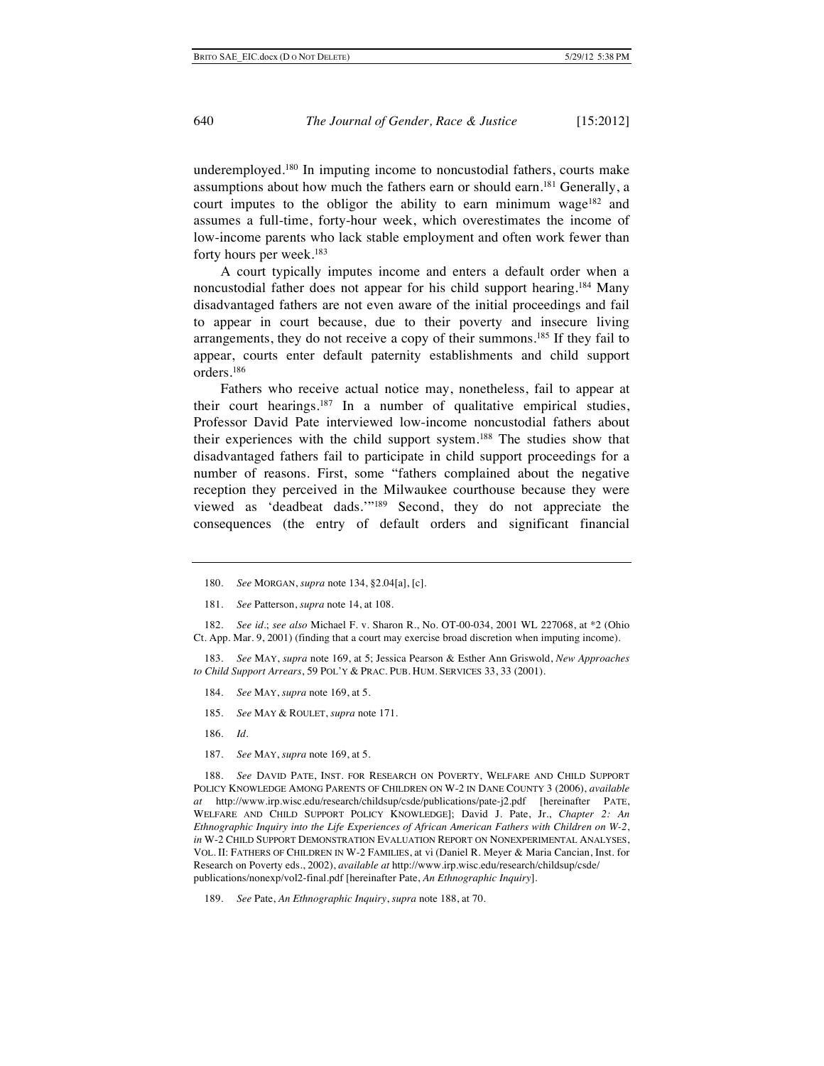underemployed.[180] In imputing income to noncustodial fathers, courts make assumptions about how much the fathers earn or should earn.[181] Generally, a court imputes to the obligor the ability to earn minimum wage[182] and assumes a full-time, forty-hour week, which overestimates the income of low-income parents who lack stable employment and often work fewer than forty hours per week.[183]

A court typically imputes income and enters a default order when a noncustodial father does not appear for his child support hearing.[184] Many disadvantaged fathers are not even aware of the initial proceedings and fail to appear in court because, due to their poverty and insecure living arrangements, they do not receive a copy of their summons.[185] If they fail to appear, courts enter default paternity establishments and child support orders.[186]

Fathers who receive actual notice may, nonetheless, fail to appear at their court hearings.[187] In a number of qualitative empirical studies, Professor David Pate interviewed low-income noncustodial fathers about their experiences with the child support system.[188] The studies show that disadvantaged fathers fail to participate in child support proceedings for a number of reasons. First, some "fathers complained about the negative reception they perceived in the Milwaukee courthouse because they were viewed as 'deadbeat dads.'"[189] Second, they do not appreciate the consequences (the entry of default orders and significant financial

---

180. *See* MORGAN, *supra* note 134, §2.04[a], [c].

181. *See* Patterson, *supra* note 14, at 108.

182. *See id.*; *see also* Michael F. v. Sharon R., No. OT-00-034, 2001 WL 227068, at *2 (Ohio Ct. App. Mar. 9, 2001) (finding that a court may exercise broad discretion when imputing income).

183. *See* MAY, *supra* note 169, at 5; Jessica Pearson & Esther Ann Griswold, *New Approaches to Child Support Arrears*, 59 POL'Y & PRAC. PUB. HUM. SERVICES 33, 33 (2001).

184. *See* MAY, *supra* note 169, at 5.

185. *See* MAY & ROULET, *supra* note 171.

186. *Id.*

187. *See* MAY, *supra* note 169, at 5.

188. *See* DAVID PATE, INST. FOR RESEARCH ON POVERTY, WELFARE AND CHILD SUPPORT POLICY KNOWLEDGE AMONG PARENTS OF CHILDREN ON W-2 IN DANE COUNTY 3 (2006), *available at* http://www.irp.wisc.edu/research/childsup/csde/publications/pate-j2.pdf [hereinafter PATE, WELFARE AND CHILD SUPPORT POLICY KNOWLEDGE]; David J. Pate, Jr., *Chapter 2: An Ethnographic Inquiry into the Life Experiences of African American Fathers with Children on W-2*, *in* W-2 CHILD SUPPORT DEMONSTRATION EVALUATION REPORT ON NONEXPERIMENTAL ANALYSES, VOL. II: FATHERS OF CHILDREN IN W-2 FAMILIES, at vi (Daniel R. Meyer & Maria Cancian, Inst. for Research on Poverty eds., 2002), *available at* http://www.irp.wisc.edu/research/childsup/csde/publications/nonexp/vol2-final.pdf [hereinafter Pate, *An Ethnographic Inquiry*].

189. *See* Pate, *An Ethnographic Inquiry*, *supra* note 188, at 70.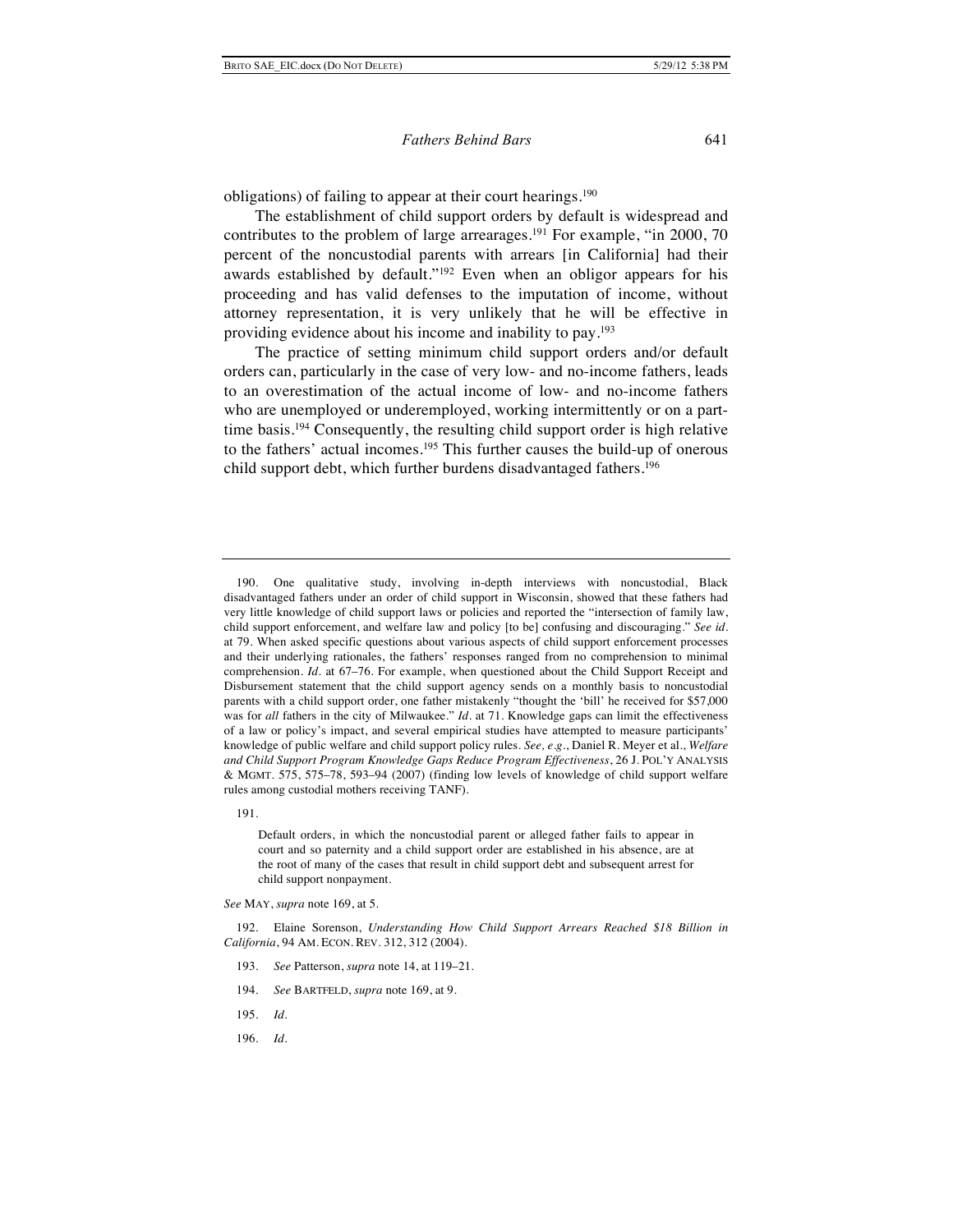obligations) of failing to appear at their court hearings.[190]

The establishment of child support orders by default is widespread and contributes to the problem of large arrearages.[191] For example, "in 2000, 70 percent of the noncustodial parents with arrears [in California] had their awards established by default."[192] Even when an obligor appears for his proceeding and has valid defenses to the imputation of income, without attorney representation, it is very unlikely that he will be effective in providing evidence about his income and inability to pay.[193]

The practice of setting minimum child support orders and/or default orders can, particularly in the case of very low- and no-income fathers, leads to an overestimation of the actual income of low- and no-income fathers who are unemployed or underemployed, working intermittently or on a part-time basis.[194] Consequently, the resulting child support order is high relative to the fathers' actual incomes.[195] This further causes the build-up of onerous child support debt, which further burdens disadvantaged fathers.[196]

---

190. One qualitative study, involving in-depth interviews with noncustodial, Black disadvantaged fathers under an order of child support in Wisconsin, showed that these fathers had very little knowledge of child support laws or policies and reported the "intersection of family law, child support enforcement, and welfare law and policy [to be] confusing and discouraging." *See id.* at 79. When asked specific questions about various aspects of child support enforcement processes and their underlying rationales, the fathers' responses ranged from no comprehension to minimal comprehension. *Id.* at 67–76. For example, when questioned about the Child Support Receipt and Disbursement statement that the child support agency sends on a monthly basis to noncustodial parents with a child support order, one father mistakenly "thought the 'bill' he received for $57,000 was for *all* fathers in the city of Milwaukee." *Id.* at 71. Knowledge gaps can limit the effectiveness of a law or policy's impact, and several empirical studies have attempted to measure participants' knowledge of public welfare and child support policy rules. *See, e.g.*, Daniel R. Meyer et al., *Welfare and Child Support Program Knowledge Gaps Reduce Program Effectiveness*, 26 J. POL'Y ANALYSIS & MGMT. 575, 575–78, 593–94 (2007) (finding low levels of knowledge of child support welfare rules among custodial mothers receiving TANF).

191.

> Default orders, in which the noncustodial parent or alleged father fails to appear in court and so paternity and a child support order are established in his absence, are at the root of many of the cases that result in child support debt and subsequent arrest for child support nonpayment.

*See* MAY, *supra* note 169, at 5.

192. Elaine Sorenson, *Understanding How Child Support Arrears Reached $18 Billion in California*, 94 AM. ECON. REV. 312, 312 (2004).

193. *See* Patterson, *supra* note 14, at 119–21.

194. *See* BARTFELD, *supra* note 169, at 9.

195. *Id.*

196. *Id.*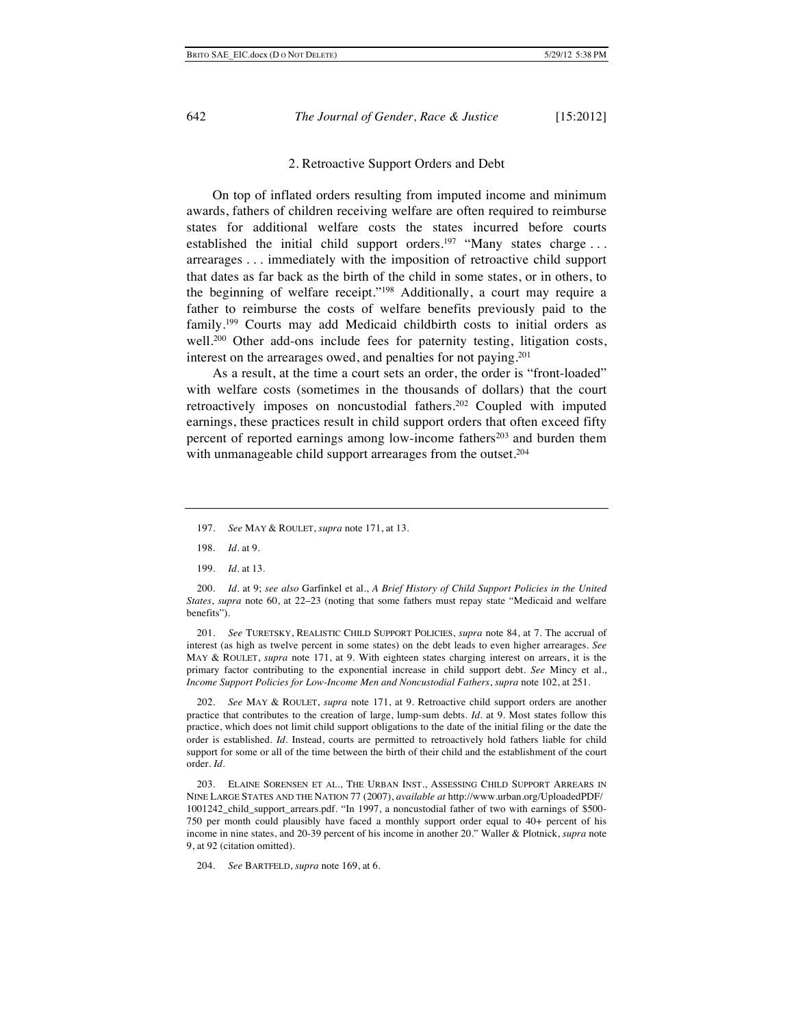### 2. Retroactive Support Orders and Debt

On top of inflated orders resulting from imputed income and minimum awards, fathers of children receiving welfare are often required to reimburse states for additional welfare costs the states incurred before courts established the initial child support orders.[197] "Many states charge . . . arrearages . . . immediately with the imposition of retroactive child support that dates as far back as the birth of the child in some states, or in others, to the beginning of welfare receipt."[198] Additionally, a court may require a father to reimburse the costs of welfare benefits previously paid to the family.[199] Courts may add Medicaid childbirth costs to initial orders as well.[200] Other add-ons include fees for paternity testing, litigation costs, interest on the arrearages owed, and penalties for not paying.[201]

As a result, at the time a court sets an order, the order is "front-loaded" with welfare costs (sometimes in the thousands of dollars) that the court retroactively imposes on noncustodial fathers.[202] Coupled with imputed earnings, these practices result in child support orders that often exceed fifty percent of reported earnings among low-income fathers[203] and burden them with unmanageable child support arrearages from the outset.[204]

---

197. *See* MAY & ROULET, *supra* note 171, at 13.

198. *Id.* at 9.

199. *Id.* at 13.

200. *Id.* at 9; *see also* Garfinkel et al., *A Brief History of Child Support Policies in the United States*, *supra* note 60, at 22–23 (noting that some fathers must repay state "Medicaid and welfare benefits").

201. *See* TURETSKY, REALISTIC CHILD SUPPORT POLICIES, *supra* note 84, at 7. The accrual of interest (as high as twelve percent in some states) on the debt leads to even higher arrearages. *See* MAY & ROULET, *supra* note 171, at 9. With eighteen states charging interest on arrears, it is the primary factor contributing to the exponential increase in child support debt. *See* Mincy et al., *Income Support Policies for Low-Income Men and Noncustodial Fathers*, *supra* note 102, at 251.

202. *See* MAY & ROULET, *supra* note 171, at 9. Retroactive child support orders are another practice that contributes to the creation of large, lump-sum debts. *Id.* at 9. Most states follow this practice, which does not limit child support obligations to the date of the initial filing or the date the order is established. *Id.* Instead, courts are permitted to retroactively hold fathers liable for child support for some or all of the time between the birth of their child and the establishment of the court order. *Id.*

203. ELAINE SORENSEN ET AL., THE URBAN INST., ASSESSING CHILD SUPPORT ARREARS IN NINE LARGE STATES AND THE NATION 77 (2007), *available at* http://www.urban.org/UploadedPDF/1001242_child_support_arrears.pdf. "In 1997, a noncustodial father of two with earnings of $500-750 per month could plausibly have faced a monthly support order equal to 40+ percent of his income in nine states, and 20-39 percent of his income in another 20." Waller & Plotnick, *supra* note 9, at 92 (citation omitted).

204. *See* BARTFELD, *supra* note 169, at 6.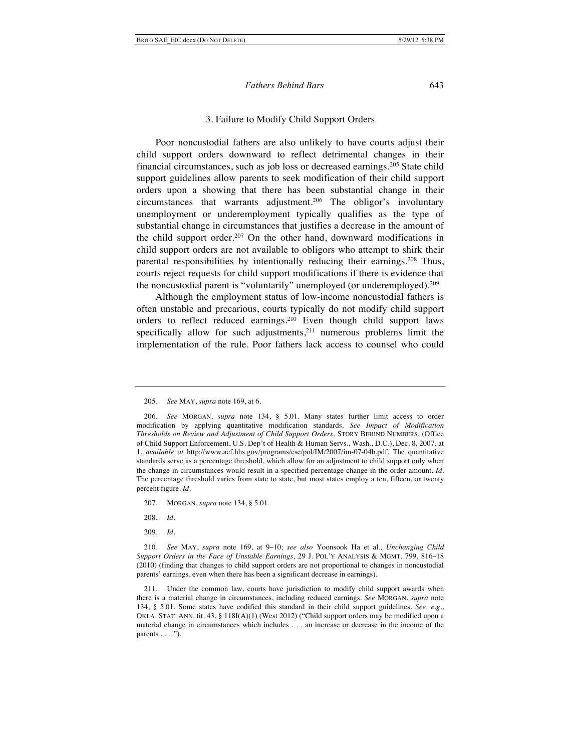### 3. Failure to Modify Child Support Orders

Poor noncustodial fathers are also unlikely to have courts adjust their child support orders downward to reflect detrimental changes in their financial circumstances, such as job loss or decreased earnings.[205] State child support guidelines allow parents to seek modification of their child support orders upon a showing that there has been substantial change in their circumstances that warrants adjustment.[206] The obligor's involuntary unemployment or underemployment typically qualifies as the type of substantial change in circumstances that justifies a decrease in the amount of the child support order.[207] On the other hand, downward modifications in child support orders are not available to obligors who attempt to shirk their parental responsibilities by intentionally reducing their earnings.[208] Thus, courts reject requests for child support modifications if there is evidence that the noncustodial parent is "voluntarily" unemployed (or underemployed).[209]

Although the employment status of low-income noncustodial fathers is often unstable and precarious, courts typically do not modify child support orders to reflect reduced earnings.[210] Even though child support laws specifically allow for such adjustments,[211] numerous problems limit the implementation of the rule. Poor fathers lack access to counsel who could

---

205. *See* MAY, *supra* note 169, at 6.

206. *See* MORGAN, *supra* note 134, § 5.01. Many states further limit access to order modification by applying quantitative modification standards. *See Impact of Modification Thresholds on Review and Adjustment of Child Support Orders*, STORY BEHIND NUMBERS, (Office of Child Support Enforcement, U.S. Dep't of Health & Human Servs., Wash., D.C.), Dec. 8, 2007, at 1, *available at* http://www.acf.hhs.gov/programs/cse/pol/IM/2007/im-07-04b.pdf. The quantitative standards serve as a percentage threshold, which allow for an adjustment to child support only when the change in circumstances would result in a specified percentage change in the order amount. *Id.* The percentage threshold varies from state to state, but most states employ a ten, fifteen, or twenty percent figure. *Id.*

207. MORGAN, *supra* note 134, § 5.01.

208. *Id.*

209. *Id.*

210. *See* MAY, *supra* note 169, at 9–10; *see also* Yoonsook Ha et al., *Unchanging Child Support Orders in the Face of Unstable Earnings*, 29 J. POL'Y ANALYSIS & MGMT. 799, 816–18 (2010) (finding that changes to child support orders are not proportional to changes in noncustodial parents' earnings, even when there has been a significant decrease in earnings).

211. Under the common law, courts have jurisdiction to modify child support awards when there is a material change in circumstances, including reduced earnings. *See* MORGAN, *supra* note 134, § 5.01. Some states have codified this standard in their child support guidelines. *See, e.g.*, OKLA. STAT. ANN. tit. 43, § 118I(A)(1) (West 2012) ("Child support orders may be modified upon a material change in circumstances which includes . . . an increase or decrease in the income of the parents . . . .").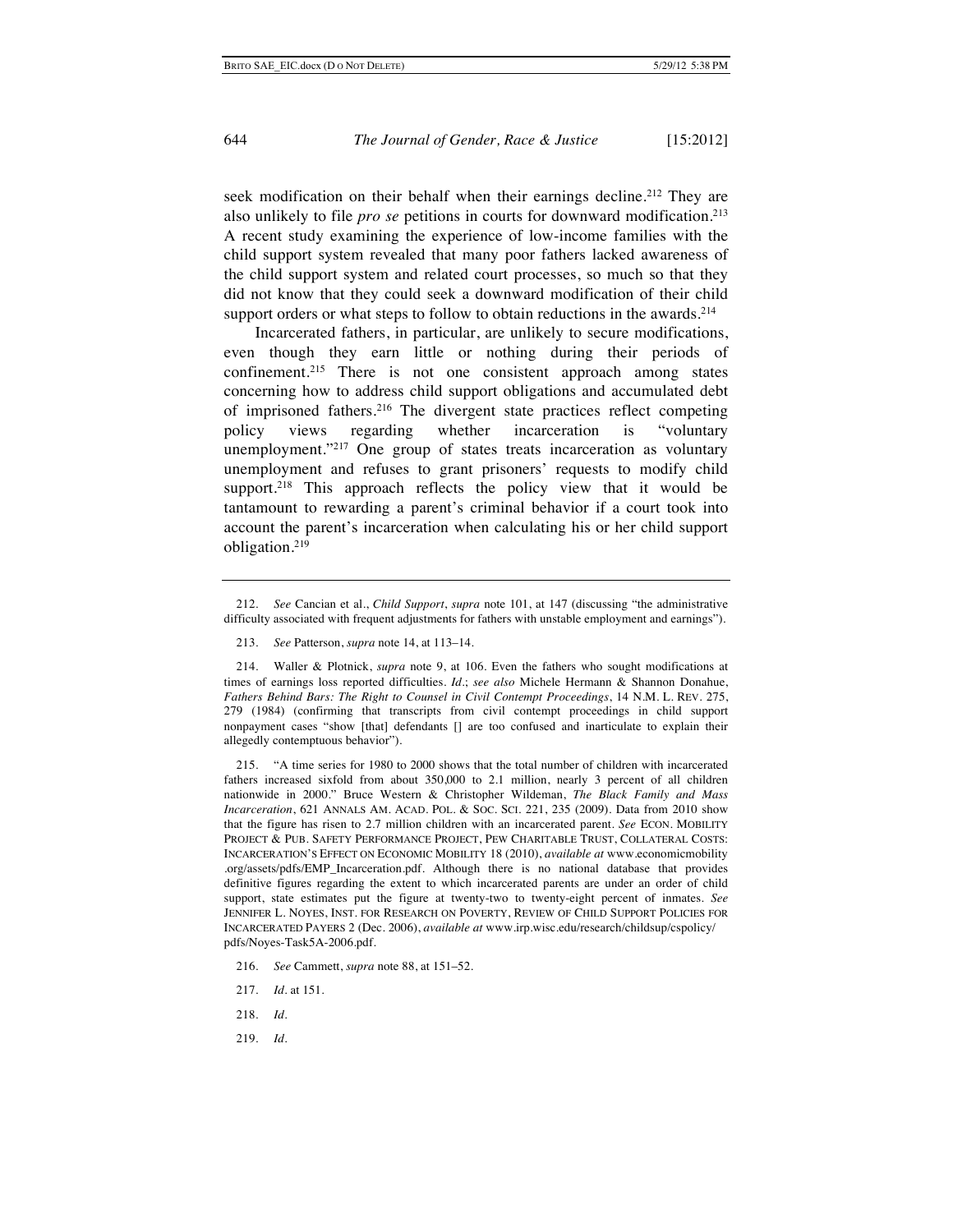seek modification on their behalf when their earnings decline.[212] They are also unlikely to file *pro se* petitions in courts for downward modification.[213] A recent study examining the experience of low-income families with the child support system revealed that many poor fathers lacked awareness of the child support system and related court processes, so much so that they did not know that they could seek a downward modification of their child support orders or what steps to follow to obtain reductions in the awards.[214]

Incarcerated fathers, in particular, are unlikely to secure modifications, even though they earn little or nothing during their periods of confinement.[215] There is not one consistent approach among states concerning how to address child support obligations and accumulated debt of imprisoned fathers.[216] The divergent state practices reflect competing policy views regarding whether incarceration is "voluntary unemployment."[217] One group of states treats incarceration as voluntary unemployment and refuses to grant prisoners' requests to modify child support.[218] This approach reflects the policy view that it would be tantamount to rewarding a parent's criminal behavior if a court took into account the parent's incarceration when calculating his or her child support obligation.[219]

---

212. *See* Cancian et al., *Child Support*, *supra* note 101, at 147 (discussing "the administrative difficulty associated with frequent adjustments for fathers with unstable employment and earnings").

213. *See* Patterson, *supra* note 14, at 113–14.

214. Waller & Plotnick, *supra* note 9, at 106. Even the fathers who sought modifications at times of earnings loss reported difficulties. *Id.*; *see also* Michele Hermann & Shannon Donahue, *Fathers Behind Bars: The Right to Counsel in Civil Contempt Proceedings*, 14 N.M. L. REV. 275, 279 (1984) (confirming that transcripts from civil contempt proceedings in child support nonpayment cases "show [that] defendants [] are too confused and inarticulate to explain their allegedly contemptuous behavior").

215. "A time series for 1980 to 2000 shows that the total number of children with incarcerated fathers increased sixfold from about 350,000 to 2.1 million, nearly 3 percent of all children nationwide in 2000." Bruce Western & Christopher Wildeman, *The Black Family and Mass Incarceration*, 621 ANNALS AM. ACAD. POL. & SOC. SCI. 221, 235 (2009). Data from 2010 show that the figure has risen to 2.7 million children with an incarcerated parent. *See* ECON. MOBILITY PROJECT & PUB. SAFETY PERFORMANCE PROJECT, PEW CHARITABLE TRUST, COLLATERAL COSTS: INCARCERATION'S EFFECT ON ECONOMIC MOBILITY 18 (2010), *available at* www.economicmobility.org/assets/pdfs/EMP_Incarceration.pdf. Although there is no national database that provides definitive figures regarding the extent to which incarcerated parents are under an order of child support, state estimates put the figure at twenty-two to twenty-eight percent of inmates. *See* JENNIFER L. NOYES, INST. FOR RESEARCH ON POVERTY, REVIEW OF CHILD SUPPORT POLICIES FOR INCARCERATED PAYERS 2 (Dec. 2006), *available at* www.irp.wisc.edu/research/childsup/cspolicy/pdfs/Noyes-Task5A-2006.pdf.

216. *See* Cammett, *supra* note 88, at 151–52.

217. *Id.* at 151.

218. *Id.*

219. *Id.*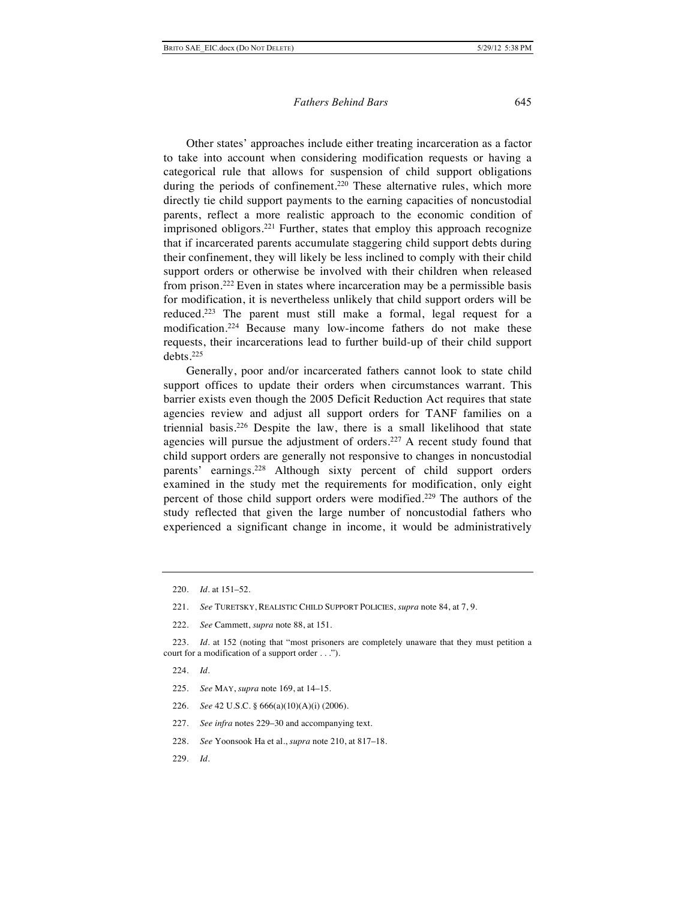Other states' approaches include either treating incarceration as a factor to take into account when considering modification requests or having a categorical rule that allows for suspension of child support obligations during the periods of confinement.[220] These alternative rules, which more directly tie child support payments to the earning capacities of noncustodial parents, reflect a more realistic approach to the economic condition of imprisoned obligors.[221] Further, states that employ this approach recognize that if incarcerated parents accumulate staggering child support debts during their confinement, they will likely be less inclined to comply with their child support orders or otherwise be involved with their children when released from prison.[222] Even in states where incarceration may be a permissible basis for modification, it is nevertheless unlikely that child support orders will be reduced.[223] The parent must still make a formal, legal request for a modification.[224] Because many low-income fathers do not make these requests, their incarcerations lead to further build-up of their child support debts.[225]

Generally, poor and/or incarcerated fathers cannot look to state child support offices to update their orders when circumstances warrant. This barrier exists even though the 2005 Deficit Reduction Act requires that state agencies review and adjust all support orders for TANF families on a triennial basis.[226] Despite the law, there is a small likelihood that state agencies will pursue the adjustment of orders.[227] A recent study found that child support orders are generally not responsive to changes in noncustodial parents' earnings.[228] Although sixty percent of child support orders examined in the study met the requirements for modification, only eight percent of those child support orders were modified.[229] The authors of the study reflected that given the large number of noncustodial fathers who experienced a significant change in income, it would be administratively

---

220. *Id.* at 151–52.

221. *See* TURETSKY, REALISTIC CHILD SUPPORT POLICIES, *supra* note 84, at 7, 9.

222. *See* Cammett, *supra* note 88, at 151.

223. *Id.* at 152 (noting that "most prisoners are completely unaware that they must petition a court for a modification of a support order . . .").

224. *Id.*

225. *See* MAY, *supra* note 169, at 14–15.

226. *See* 42 U.S.C. § 666(a)(10)(A)(i) (2006).

227. *See infra* notes 229–30 and accompanying text.

228. *See* Yoonsook Ha et al., *supra* note 210, at 817–18.

229. *Id.*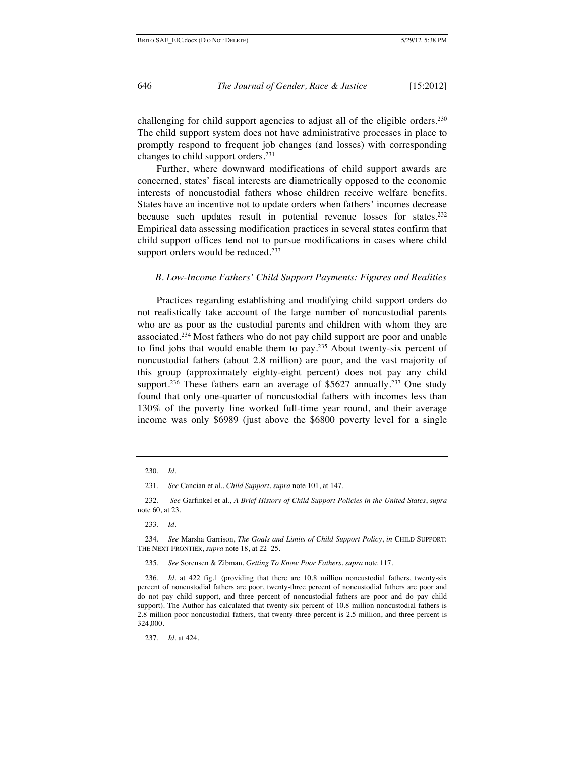challenging for child support agencies to adjust all of the eligible orders.[230] The child support system does not have administrative processes in place to promptly respond to frequent job changes (and losses) with corresponding changes to child support orders.[231]

Further, where downward modifications of child support awards are concerned, states' fiscal interests are diametrically opposed to the economic interests of noncustodial fathers whose children receive welfare benefits. States have an incentive not to update orders when fathers' incomes decrease because such updates result in potential revenue losses for states.[232] Empirical data assessing modification practices in several states confirm that child support offices tend not to pursue modifications in cases where child support orders would be reduced.[233]

### *B. Low-Income Fathers' Child Support Payments: Figures and Realities*

Practices regarding establishing and modifying child support orders do not realistically take account of the large number of noncustodial parents who are as poor as the custodial parents and children with whom they are associated.[234] Most fathers who do not pay child support are poor and unable to find jobs that would enable them to pay.[235] About twenty-six percent of noncustodial fathers (about 2.8 million) are poor, and the vast majority of this group (approximately eighty-eight percent) does not pay any child support.[236] These fathers earn an average of $5627 annually.[237] One study found that only one-quarter of noncustodial fathers with incomes less than 130% of the poverty line worked full-time year round, and their average income was only $6989 (just above the $6800 poverty level for a single

---

230. *Id.*

231. *See* Cancian et al., *Child Support*, *supra* note 101, at 147.

232. *See* Garfinkel et al., *A Brief History of Child Support Policies in the United States*, *supra* note 60, at 23.

233. *Id.*

234. *See* Marsha Garrison, *The Goals and Limits of Child Support Policy*, *in* CHILD SUPPORT: THE NEXT FRONTIER, *supra* note 18, at 22–25.

235. *See* Sorensen & Zibman, *Getting To Know Poor Fathers*, *supra* note 117.

236. *Id.* at 422 fig.1 (providing that there are 10.8 million noncustodial fathers, twenty-six percent of noncustodial fathers are poor, twenty-three percent of noncustodial fathers are poor and do not pay child support, and three percent of noncustodial fathers are poor and do pay child support). The Author has calculated that twenty-six percent of 10.8 million noncustodial fathers is 2.8 million poor noncustodial fathers, that twenty-three percent is 2.5 million, and three percent is 324,000.

237. *Id.* at 424.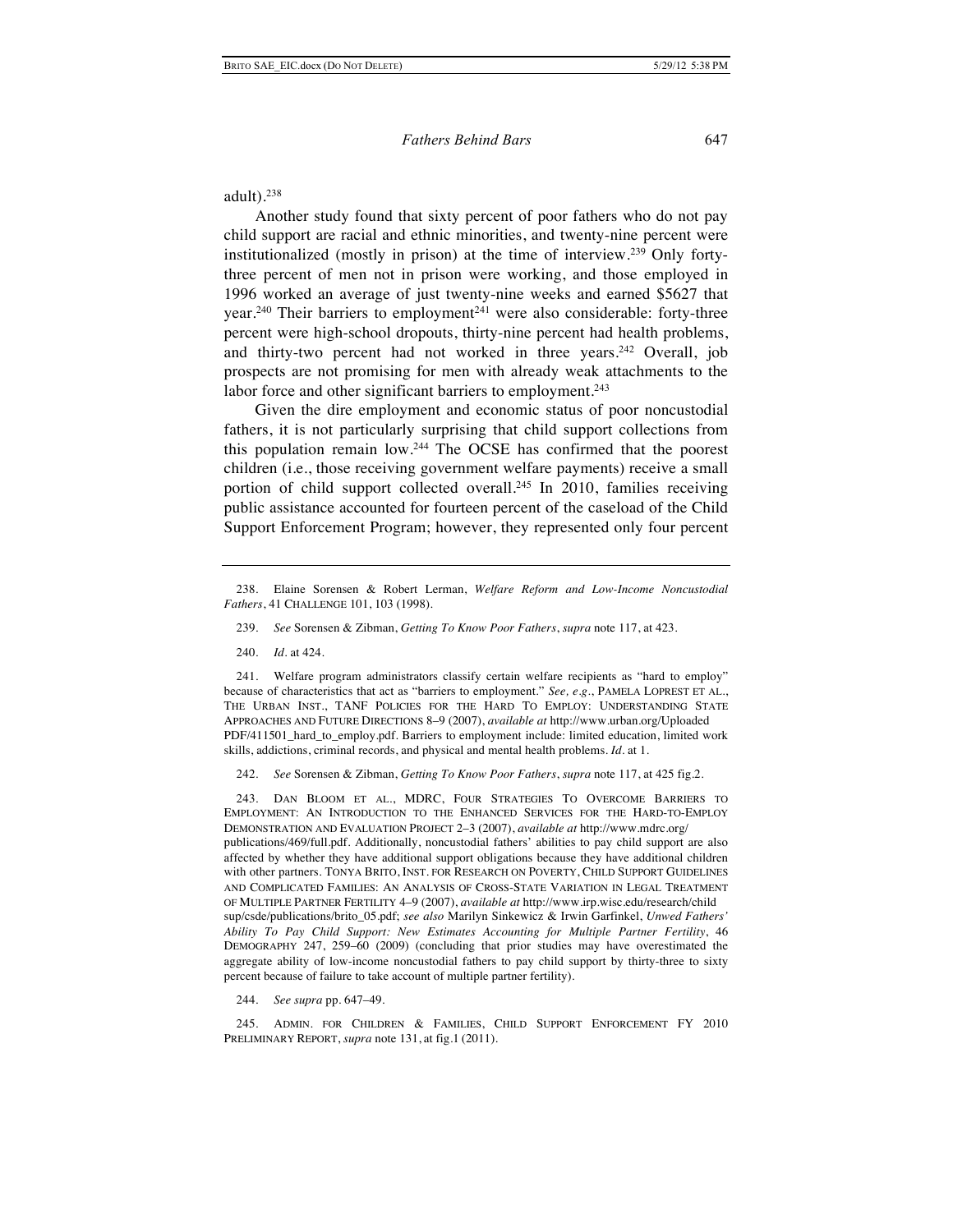adult).[238]

Another study found that sixty percent of poor fathers who do not pay child support are racial and ethnic minorities, and twenty-nine percent were institutionalized (mostly in prison) at the time of interview.[239] Only forty-three percent of men not in prison were working, and those employed in 1996 worked an average of just twenty-nine weeks and earned $5627 that year.[240] Their barriers to employment[241] were also considerable: forty-three percent were high-school dropouts, thirty-nine percent had health problems, and thirty-two percent had not worked in three years.[242] Overall, job prospects are not promising for men with already weak attachments to the labor force and other significant barriers to employment.[243]

Given the dire employment and economic status of poor noncustodial fathers, it is not particularly surprising that child support collections from this population remain low.[244] The OCSE has confirmed that the poorest children (i.e., those receiving government welfare payments) receive a small portion of child support collected overall.[245] In 2010, families receiving public assistance accounted for fourteen percent of the caseload of the Child Support Enforcement Program; however, they represented only four percent

---

238. Elaine Sorensen & Robert Lerman, *Welfare Reform and Low-Income Noncustodial Fathers*, 41 CHALLENGE 101, 103 (1998).

239. *See* Sorensen & Zibman, *Getting To Know Poor Fathers*, *supra* note 117, at 423.

240. *Id.* at 424.

241. Welfare program administrators classify certain welfare recipients as "hard to employ" because of characteristics that act as "barriers to employment." *See, e.g.*, PAMELA LOPREST ET AL., THE URBAN INST., TANF POLICIES FOR THE HARD TO EMPLOY: UNDERSTANDING STATE APPROACHES AND FUTURE DIRECTIONS 8–9 (2007), *available at* http://www.urban.org/UploadedPDF/411501_hard_to_employ.pdf. Barriers to employment include: limited education, limited work skills, addictions, criminal records, and physical and mental health problems. *Id.* at 1.

242. *See* Sorensen & Zibman, *Getting To Know Poor Fathers*, *supra* note 117, at 425 fig.2.

243. DAN BLOOM ET AL., MDRC, FOUR STRATEGIES TO OVERCOME BARRIERS TO EMPLOYMENT: AN INTRODUCTION TO THE ENHANCED SERVICES FOR THE HARD-TO-EMPLOY DEMONSTRATION AND EVALUATION PROJECT 2–3 (2007), *available at* http://www.mdrc.org/publications/469/full.pdf. Additionally, noncustodial fathers' abilities to pay child support are also affected by whether they have additional support obligations because they have additional children with other partners. TONYA BRITO, INST. FOR RESEARCH ON POVERTY, CHILD SUPPORT GUIDELINES AND COMPLICATED FAMILIES: AN ANALYSIS OF CROSS-STATE VARIATION IN LEGAL TREATMENT OF MULTIPLE PARTNER FERTILITY 4–9 (2007), *available at* http://www.irp.wisc.edu/research/childsup/csde/publications/brito_05.pdf; *see also* Marilyn Sinkewicz & Irwin Garfinkel, *Unwed Fathers' Ability To Pay Child Support: New Estimates Accounting for Multiple Partner Fertility*, 46 DEMOGRAPHY 247, 259–60 (2009) (concluding that prior studies may have overestimated the aggregate ability of low-income noncustodial fathers to pay child support by thirty-three to sixty percent because of failure to take account of multiple partner fertility).

244. *See supra* pp. 647–49.

245. ADMIN. FOR CHILDREN & FAMILIES, CHILD SUPPORT ENFORCEMENT FY 2010 PRELIMINARY REPORT, *supra* note 131, at fig.1 (2011).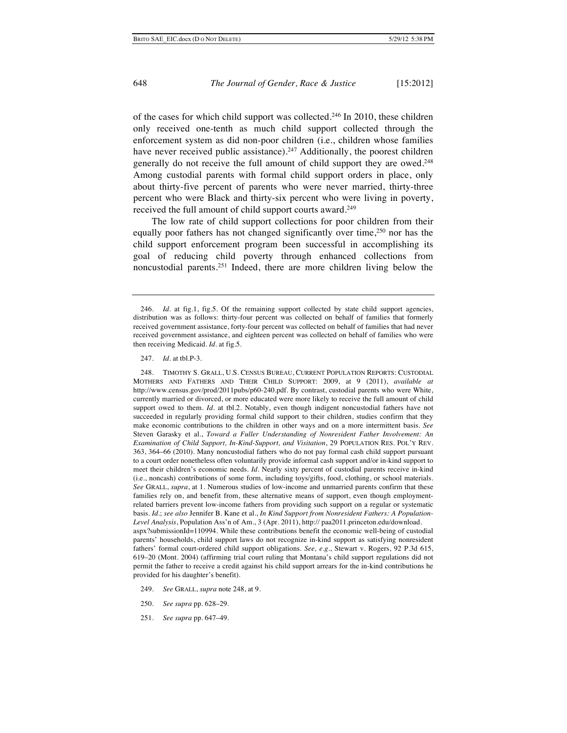of the cases for which child support was collected.[246] In 2010, these children only received one-tenth as much child support collected through the enforcement system as did non-poor children (i.e., children whose families have never received public assistance).[247] Additionally, the poorest children generally do not receive the full amount of child support they are owed.[248] Among custodial parents with formal child support orders in place, only about thirty-five percent of parents who were never married, thirty-three percent who were Black and thirty-six percent who were living in poverty, received the full amount of child support courts award.[249]

The low rate of child support collections for poor children from their equally poor fathers has not changed significantly over time,[250] nor has the child support enforcement program been successful in accomplishing its goal of reducing child poverty through enhanced collections from noncustodial parents.[251] Indeed, there are more children living below the

---

246. *Id.* at fig.1, fig.5. Of the remaining support collected by state child support agencies, distribution was as follows: thirty-four percent was collected on behalf of families that formerly received government assistance, forty-four percent was collected on behalf of families that had never received government assistance, and eighteen percent was collected on behalf of families who were then receiving Medicaid. *Id.* at fig.5.

247. *Id.* at tbl.P-3.

248. TIMOTHY S. GRALL, U.S. CENSUS BUREAU, CURRENT POPULATION REPORTS: CUSTODIAL MOTHERS AND FATHERS AND THEIR CHILD SUPPORT: 2009, at 9 (2011), *available at* http://www.census.gov/prod/2011pubs/p60-240.pdf. By contrast, custodial parents who were White, currently married or divorced, or more educated were more likely to receive the full amount of child support owed to them. *Id.* at tbl.2. Notably, even though indigent noncustodial fathers have not succeeded in regularly providing formal child support to their children, studies confirm that they make economic contributions to the children in other ways and on a more intermittent basis. *See* Steven Garasky et al., *Toward a Fuller Understanding of Nonresident Father Involvement: An Examination of Child Support, In-Kind-Support, and Visitation*, 29 POPULATION RES. POL'Y REV. 363, 364–66 (2010). Many noncustodial fathers who do not pay formal cash child support pursuant to a court order nonetheless often voluntarily provide informal cash support and/or in-kind support to meet their children's economic needs. *Id.* Nearly sixty percent of custodial parents receive in-kind (i.e., noncash) contributions of some form, including toys/gifts, food, clothing, or school materials. *See* GRALL, *supra*, at 1. Numerous studies of low-income and unmarried parents confirm that these families rely on, and benefit from, these alternative means of support, even though employment-related barriers prevent low-income fathers from providing such support on a regular or systematic basis. *Id.*; *see also* Jennifer B. Kane et al., *In Kind Support from Nonresident Fathers: A Population-Level Analysis*, Population Ass'n of Am., 3 (Apr. 2011), http:// paa2011.princeton.edu/download.aspx?submissionId=110994. While these contributions benefit the economic well-being of custodial parents' households, child support laws do not recognize in-kind support as satisfying nonresident fathers' formal court-ordered child support obligations. *See, e.g.*, Stewart v. Rogers, 92 P.3d 615, 619–20 (Mont. 2004) (affirming trial court ruling that Montana's child support regulations did not permit the father to receive a credit against his child support arrears for the in-kind contributions he provided for his daughter's benefit).

249. *See* GRALL, *supra* note 248, at 9.

250. *See supra* pp. 628–29.

251. *See supra* pp. 647–49.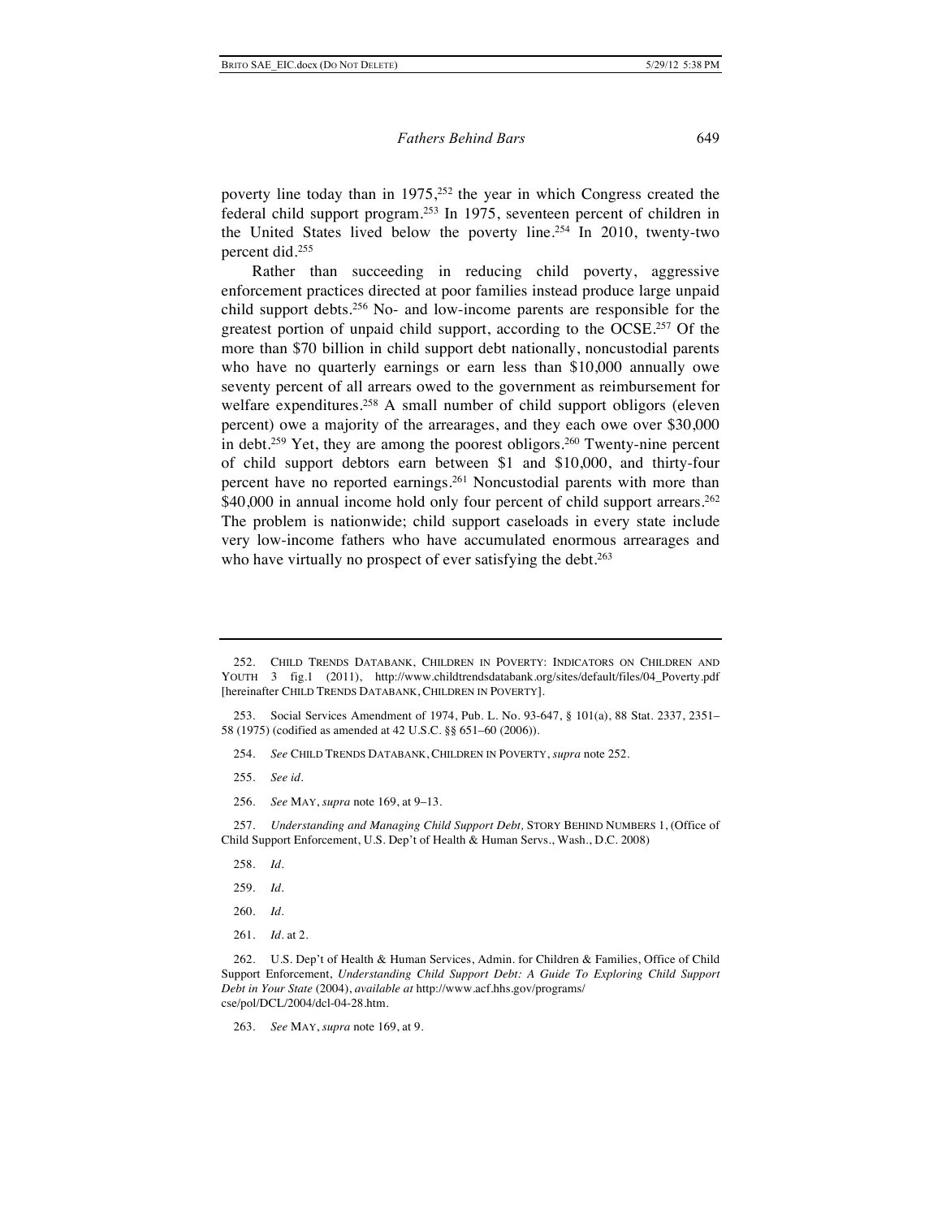poverty line today than in 1975,[252] the year in which Congress created the federal child support program.[253] In 1975, seventeen percent of children in the United States lived below the poverty line.[254] In 2010, twenty-two percent did.[255]

Rather than succeeding in reducing child poverty, aggressive enforcement practices directed at poor families instead produce large unpaid child support debts.[256] No- and low-income parents are responsible for the greatest portion of unpaid child support, according to the OCSE.[257] Of the more than $70 billion in child support debt nationally, noncustodial parents who have no quarterly earnings or earn less than $10,000 annually owe seventy percent of all arrears owed to the government as reimbursement for welfare expenditures.[258] A small number of child support obligors (eleven percent) owe a majority of the arrearages, and they each owe over $30,000 in debt.[259] Yet, they are among the poorest obligors.[260] Twenty-nine percent of child support debtors earn between $1 and $10,000, and thirty-four percent have no reported earnings.[261] Noncustodial parents with more than $40,000 in annual income hold only four percent of child support arrears.[262] The problem is nationwide; child support caseloads in every state include very low-income fathers who have accumulated enormous arrearages and who have virtually no prospect of ever satisfying the debt.[263]

---

252. CHILD TRENDS DATABANK, CHILDREN IN POVERTY: INDICATORS ON CHILDREN AND YOUTH 3 fig.1 (2011), http://www.childtrendsdatabank.org/sites/default/files/04_Poverty.pdf [hereinafter CHILD TRENDS DATABANK, CHILDREN IN POVERTY].

253. Social Services Amendment of 1974, Pub. L. No. 93-647, § 101(a), 88 Stat. 2337, 2351–58 (1975) (codified as amended at 42 U.S.C. §§ 651–60 (2006)).

254. *See* CHILD TRENDS DATABANK, CHILDREN IN POVERTY, *supra* note 252.

255. *See id.*

256. *See* MAY, *supra* note 169, at 9–13.

257. *Understanding and Managing Child Support Debt*, STORY BEHIND NUMBERS 1, (Office of Child Support Enforcement, U.S. Dep't of Health & Human Servs., Wash., D.C. 2008)

258. *Id.*

259. *Id.*

260. *Id.*

261. *Id.* at 2.

262. U.S. Dep't of Health & Human Services, Admin. for Children & Families, Office of Child Support Enforcement, *Understanding Child Support Debt: A Guide To Exploring Child Support Debt in Your State* (2004), *available at* http://www.acf.hhs.gov/programs/cse/pol/DCL/2004/dcl-04-28.htm.

263. *See* MAY, *supra* note 169, at 9.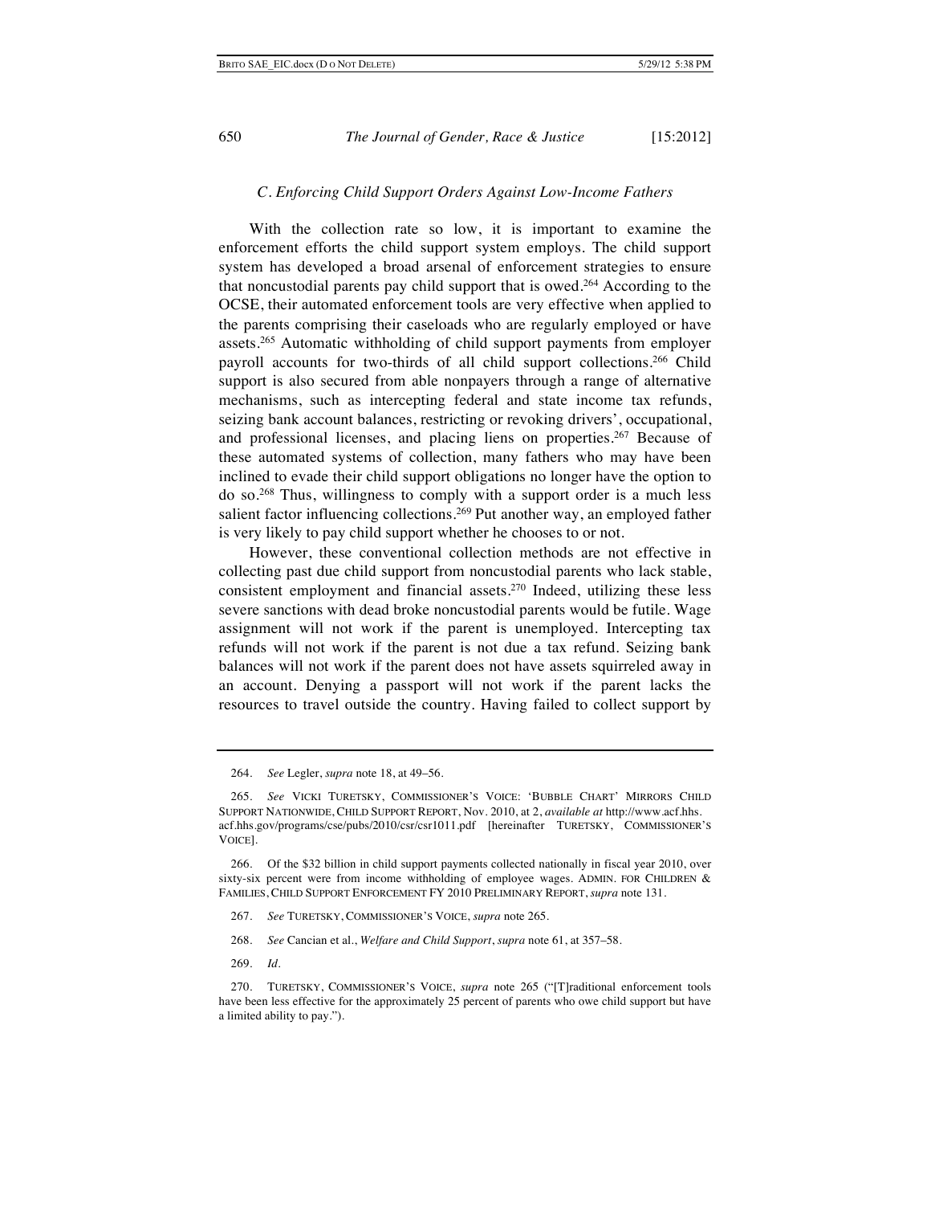### *C. Enforcing Child Support Orders Against Low-Income Fathers*

With the collection rate so low, it is important to examine the enforcement efforts the child support system employs. The child support system has developed a broad arsenal of enforcement strategies to ensure that noncustodial parents pay child support that is owed.[264] According to the OCSE, their automated enforcement tools are very effective when applied to the parents comprising their caseloads who are regularly employed or have assets.[265] Automatic withholding of child support payments from employer payroll accounts for two-thirds of all child support collections.[266] Child support is also secured from able nonpayers through a range of alternative mechanisms, such as intercepting federal and state income tax refunds, seizing bank account balances, restricting or revoking drivers', occupational, and professional licenses, and placing liens on properties.[267] Because of these automated systems of collection, many fathers who may have been inclined to evade their child support obligations no longer have the option to do so.[268] Thus, willingness to comply with a support order is a much less salient factor influencing collections.[269] Put another way, an employed father is very likely to pay child support whether he chooses to or not.

However, these conventional collection methods are not effective in collecting past due child support from noncustodial parents who lack stable, consistent employment and financial assets.[270] Indeed, utilizing these less severe sanctions with dead broke noncustodial parents would be futile. Wage assignment will not work if the parent is unemployed. Intercepting tax refunds will not work if the parent is not due a tax refund. Seizing bank balances will not work if the parent does not have assets squirreled away in an account. Denying a passport will not work if the parent lacks the resources to travel outside the country. Having failed to collect support by

---

264. *See* Legler, *supra* note 18, at 49–56.

265. *See* VICKI TURETSKY, COMMISSIONER'S VOICE: 'BUBBLE CHART' MIRRORS CHILD SUPPORT NATIONWIDE, CHILD SUPPORT REPORT, Nov. 2010, at 2, *available at* http://www.acf.hhs.acf.hhs.gov/programs/cse/pubs/2010/csr/csr1011.pdf [hereinafter TURETSKY, COMMISSIONER'S VOICE].

266. Of the $32 billion in child support payments collected nationally in fiscal year 2010, over sixty-six percent were from income withholding of employee wages. ADMIN. FOR CHILDREN & FAMILIES, CHILD SUPPORT ENFORCEMENT FY 2010 PRELIMINARY REPORT, *supra* note 131.

267. *See* TURETSKY, COMMISSIONER'S VOICE, *supra* note 265.

268. *See* Cancian et al., *Welfare and Child Support*, *supra* note 61, at 357–58.

269. *Id.*

270. TURETSKY, COMMISSIONER'S VOICE, *supra* note 265 ("[T]raditional enforcement tools have been less effective for the approximately 25 percent of parents who owe child support but have a limited ability to pay.").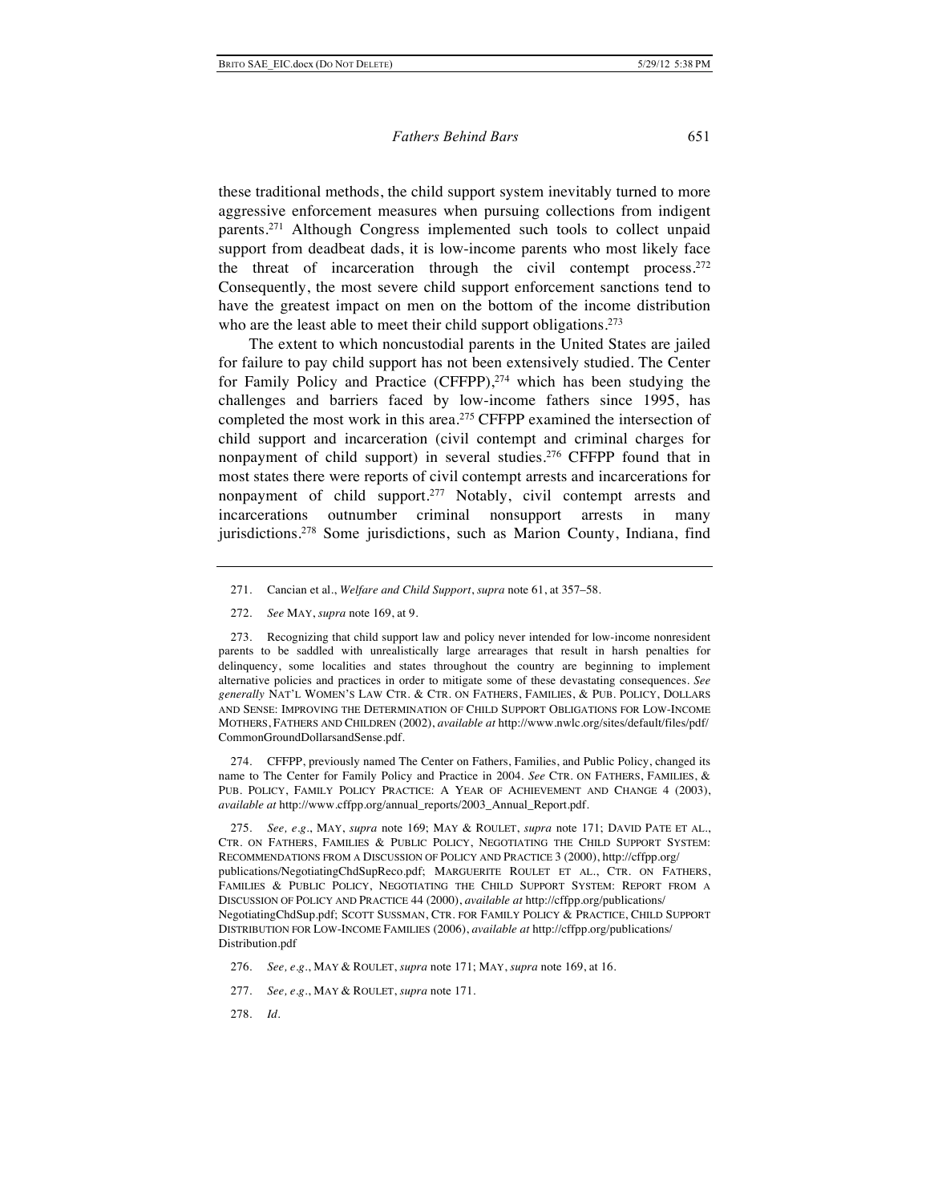these traditional methods, the child support system inevitably turned to more aggressive enforcement measures when pursuing collections from indigent parents.[271] Although Congress implemented such tools to collect unpaid support from deadbeat dads, it is low-income parents who most likely face the threat of incarceration through the civil contempt process.[272] Consequently, the most severe child support enforcement sanctions tend to have the greatest impact on men on the bottom of the income distribution who are the least able to meet their child support obligations.[273]

The extent to which noncustodial parents in the United States are jailed for failure to pay child support has not been extensively studied. The Center for Family Policy and Practice (CFFPP),[274] which has been studying the challenges and barriers faced by low-income fathers since 1995, has completed the most work in this area.[275] CFFPP examined the intersection of child support and incarceration (civil contempt and criminal charges for nonpayment of child support) in several studies.[276] CFFPP found that in most states there were reports of civil contempt arrests and incarcerations for nonpayment of child support.[277] Notably, civil contempt arrests and incarcerations outnumber criminal nonsupport arrests in many jurisdictions.[278] Some jurisdictions, such as Marion County, Indiana, find

---

271. Cancian et al., *Welfare and Child Support*, *supra* note 61, at 357–58.

272. *See* MAY, *supra* note 169, at 9.

273. Recognizing that child support law and policy never intended for low-income nonresident parents to be saddled with unrealistically large arrearages that result in harsh penalties for delinquency, some localities and states throughout the country are beginning to implement alternative policies and practices in order to mitigate some of these devastating consequences. *See generally* NAT'L WOMEN'S LAW CTR. & CTR. ON FATHERS, FAMILIES, & PUB. POLICY, DOLLARS AND SENSE: IMPROVING THE DETERMINATION OF CHILD SUPPORT OBLIGATIONS FOR LOW-INCOME MOTHERS, FATHERS AND CHILDREN (2002), *available at* http://www.nwlc.org/sites/default/files/pdf/CommonGroundDollarsandSense.pdf.

274. CFFPP, previously named The Center on Fathers, Families, and Public Policy, changed its name to The Center for Family Policy and Practice in 2004. *See* CTR. ON FATHERS, FAMILIES, & PUB. POLICY, FAMILY POLICY PRACTICE: A YEAR OF ACHIEVEMENT AND CHANGE 4 (2003), *available at* http://www.cffpp.org/annual_reports/2003_Annual_Report.pdf.

275. *See, e.g.*, MAY, *supra* note 169; MAY & ROULET, *supra* note 171; DAVID PATE ET AL., CTR. ON FATHERS, FAMILIES & PUBLIC POLICY, NEGOTIATING THE CHILD SUPPORT SYSTEM: RECOMMENDATIONS FROM A DISCUSSION OF POLICY AND PRACTICE 3 (2000), http://cffpp.org/publications/NegotiatingChdSupReco.pdf; MARGUERITE ROULET ET AL., CTR. ON FATHERS, FAMILIES & PUBLIC POLICY, NEGOTIATING THE CHILD SUPPORT SYSTEM: REPORT FROM A DISCUSSION OF POLICY AND PRACTICE 44 (2000), *available at* http://cffpp.org/publications/NegotiatingChdSup.pdf; SCOTT SUSSMAN, CTR. FOR FAMILY POLICY & PRACTICE, CHILD SUPPORT DISTRIBUTION FOR LOW-INCOME FAMILIES (2006), *available at* http://cffpp.org/publications/Distribution.pdf

276. *See, e.g.*, MAY & ROULET, *supra* note 171; MAY, *supra* note 169, at 16.

277. *See, e.g.*, MAY & ROULET, *supra* note 171.

278. *Id.*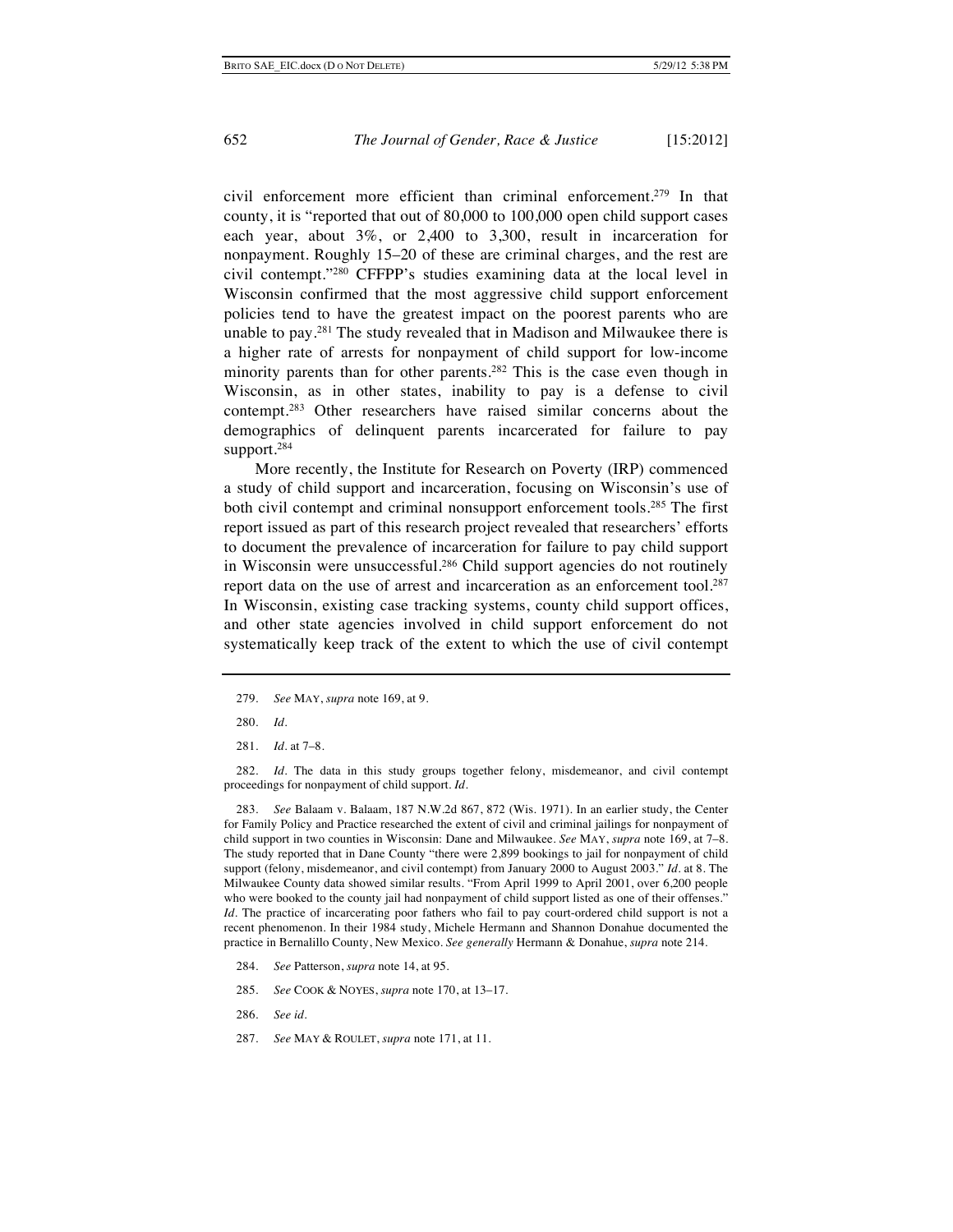civil enforcement more efficient than criminal enforcement.[279] In that county, it is "reported that out of 80,000 to 100,000 open child support cases each year, about 3%, or 2,400 to 3,300, result in incarceration for nonpayment. Roughly 15–20 of these are criminal charges, and the rest are civil contempt."[280] CFFPP's studies examining data at the local level in Wisconsin confirmed that the most aggressive child support enforcement policies tend to have the greatest impact on the poorest parents who are unable to pay.[281] The study revealed that in Madison and Milwaukee there is a higher rate of arrests for nonpayment of child support for low-income minority parents than for other parents.[282] This is the case even though in Wisconsin, as in other states, inability to pay is a defense to civil contempt.[283] Other researchers have raised similar concerns about the demographics of delinquent parents incarcerated for failure to pay support.[284]

More recently, the Institute for Research on Poverty (IRP) commenced a study of child support and incarceration, focusing on Wisconsin's use of both civil contempt and criminal nonsupport enforcement tools.[285] The first report issued as part of this research project revealed that researchers' efforts to document the prevalence of incarceration for failure to pay child support in Wisconsin were unsuccessful.[286] Child support agencies do not routinely report data on the use of arrest and incarceration as an enforcement tool.[287] In Wisconsin, existing case tracking systems, county child support offices, and other state agencies involved in child support enforcement do not systematically keep track of the extent to which the use of civil contempt

279. *See* MAY, *supra* note 169, at 9.

280. *Id.*

281. *Id.* at 7–8.

282. *Id.* The data in this study groups together felony, misdemeanor, and civil contempt proceedings for nonpayment of child support. *Id.*

283. *See* Balaam v. Balaam, 187 N.W.2d 867, 872 (Wis. 1971). In an earlier study, the Center for Family Policy and Practice researched the extent of civil and criminal jailings for nonpayment of child support in two counties in Wisconsin: Dane and Milwaukee. *See* MAY, *supra* note 169, at 7–8. The study reported that in Dane County "there were 2,899 bookings to jail for nonpayment of child support (felony, misdemeanor, and civil contempt) from January 2000 to August 2003." *Id.* at 8. The Milwaukee County data showed similar results. "From April 1999 to April 2001, over 6,200 people who were booked to the county jail had nonpayment of child support listed as one of their offenses." *Id.* The practice of incarcerating poor fathers who fail to pay court-ordered child support is not a recent phenomenon. In their 1984 study, Michele Hermann and Shannon Donahue documented the practice in Bernalillo County, New Mexico. *See generally* Hermann & Donahue, *supra* note 214.

284. *See* Patterson, *supra* note 14, at 95.

285. *See* COOK & NOYES, *supra* note 170, at 13–17.

286. *See id.*

287. *See* MAY & ROULET, *supra* note 171, at 11.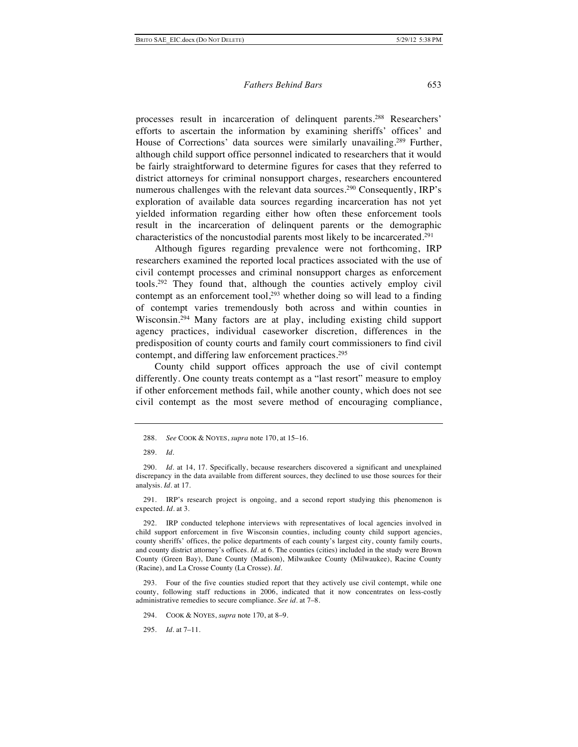processes result in incarceration of delinquent parents.[288] Researchers' efforts to ascertain the information by examining sheriffs' offices' and House of Corrections' data sources were similarly unavailing.[289] Further, although child support office personnel indicated to researchers that it would be fairly straightforward to determine figures for cases that they referred to district attorneys for criminal nonsupport charges, researchers encountered numerous challenges with the relevant data sources.[290] Consequently, IRP's exploration of available data sources regarding incarceration has not yet yielded information regarding either how often these enforcement tools result in the incarceration of delinquent parents or the demographic characteristics of the noncustodial parents most likely to be incarcerated.[291]

Although figures regarding prevalence were not forthcoming, IRP researchers examined the reported local practices associated with the use of civil contempt processes and criminal nonsupport charges as enforcement tools.[292] They found that, although the counties actively employ civil contempt as an enforcement tool,[293] whether doing so will lead to a finding of contempt varies tremendously both across and within counties in Wisconsin.[294] Many factors are at play, including existing child support agency practices, individual caseworker discretion, differences in the predisposition of county courts and family court commissioners to find civil contempt, and differing law enforcement practices.[295]

County child support offices approach the use of civil contempt differently. One county treats contempt as a "last resort" measure to employ if other enforcement methods fail, while another county, which does not see civil contempt as the most severe method of encouraging compliance,

---

288. *See* COOK & NOYES, *supra* note 170, at 15–16.

289. *Id.*

290. *Id.* at 14, 17. Specifically, because researchers discovered a significant and unexplained discrepancy in the data available from different sources, they declined to use those sources for their analysis. *Id.* at 17.

291. IRP's research project is ongoing, and a second report studying this phenomenon is expected. *Id.* at 3.

292. IRP conducted telephone interviews with representatives of local agencies involved in child support enforcement in five Wisconsin counties, including county child support agencies, county sheriffs' offices, the police departments of each county's largest city, county family courts, and county district attorney's offices. *Id.* at 6. The counties (cities) included in the study were Brown County (Green Bay), Dane County (Madison), Milwaukee County (Milwaukee), Racine County (Racine), and La Crosse County (La Crosse). *Id.*

293. Four of the five counties studied report that they actively use civil contempt, while one county, following staff reductions in 2006, indicated that it now concentrates on less-costly administrative remedies to secure compliance. *See id.* at 7–8.

294. COOK & NOYES, *supra* note 170, at 8–9.

295. *Id.* at 7–11.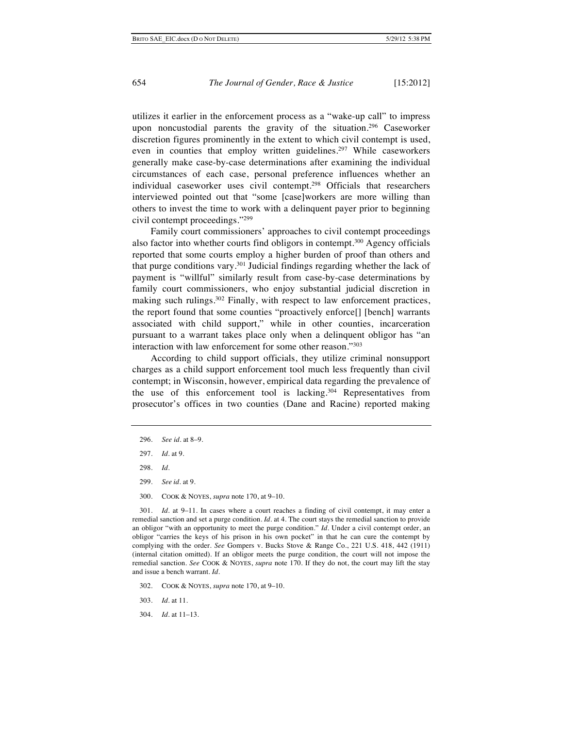utilizes it earlier in the enforcement process as a "wake-up call" to impress upon noncustodial parents the gravity of the situation.[296] Caseworker discretion figures prominently in the extent to which civil contempt is used, even in counties that employ written guidelines.[297] While caseworkers generally make case-by-case determinations after examining the individual circumstances of each case, personal preference influences whether an individual caseworker uses civil contempt.[298] Officials that researchers interviewed pointed out that "some [case]workers are more willing than others to invest the time to work with a delinquent payer prior to beginning civil contempt proceedings."[299]

Family court commissioners' approaches to civil contempt proceedings also factor into whether courts find obligors in contempt.[300] Agency officials reported that some courts employ a higher burden of proof than others and that purge conditions vary.[301] Judicial findings regarding whether the lack of payment is "willful" similarly result from case-by-case determinations by family court commissioners, who enjoy substantial judicial discretion in making such rulings.[302] Finally, with respect to law enforcement practices, the report found that some counties "proactively enforce[] [bench] warrants associated with child support," while in other counties, incarceration pursuant to a warrant takes place only when a delinquent obligor has "an interaction with law enforcement for some other reason."[303]

According to child support officials, they utilize criminal nonsupport charges as a child support enforcement tool much less frequently than civil contempt; in Wisconsin, however, empirical data regarding the prevalence of the use of this enforcement tool is lacking.[304] Representatives from prosecutor's offices in two counties (Dane and Racine) reported making

---

296. *See id.* at 8–9.

297. *Id.* at 9.

298. *Id.*

299. *See id.* at 9.

300. COOK & NOYES, *supra* note 170, at 9–10.

301. *Id.* at 9–11. In cases where a court reaches a finding of civil contempt, it may enter a remedial sanction and set a purge condition. *Id.* at 4. The court stays the remedial sanction to provide an obligor "with an opportunity to meet the purge condition." *Id.* Under a civil contempt order, an obligor "carries the keys of his prison in his own pocket" in that he can cure the contempt by complying with the order. *See* Gompers v. Bucks Stove & Range Co., 221 U.S. 418, 442 (1911) (internal citation omitted). If an obligor meets the purge condition, the court will not impose the remedial sanction. *See* COOK & NOYES, *supra* note 170. If they do not, the court may lift the stay and issue a bench warrant. *Id.*

302. COOK & NOYES, *supra* note 170, at 9–10.

303. *Id.* at 11.

304. *Id.* at 11–13.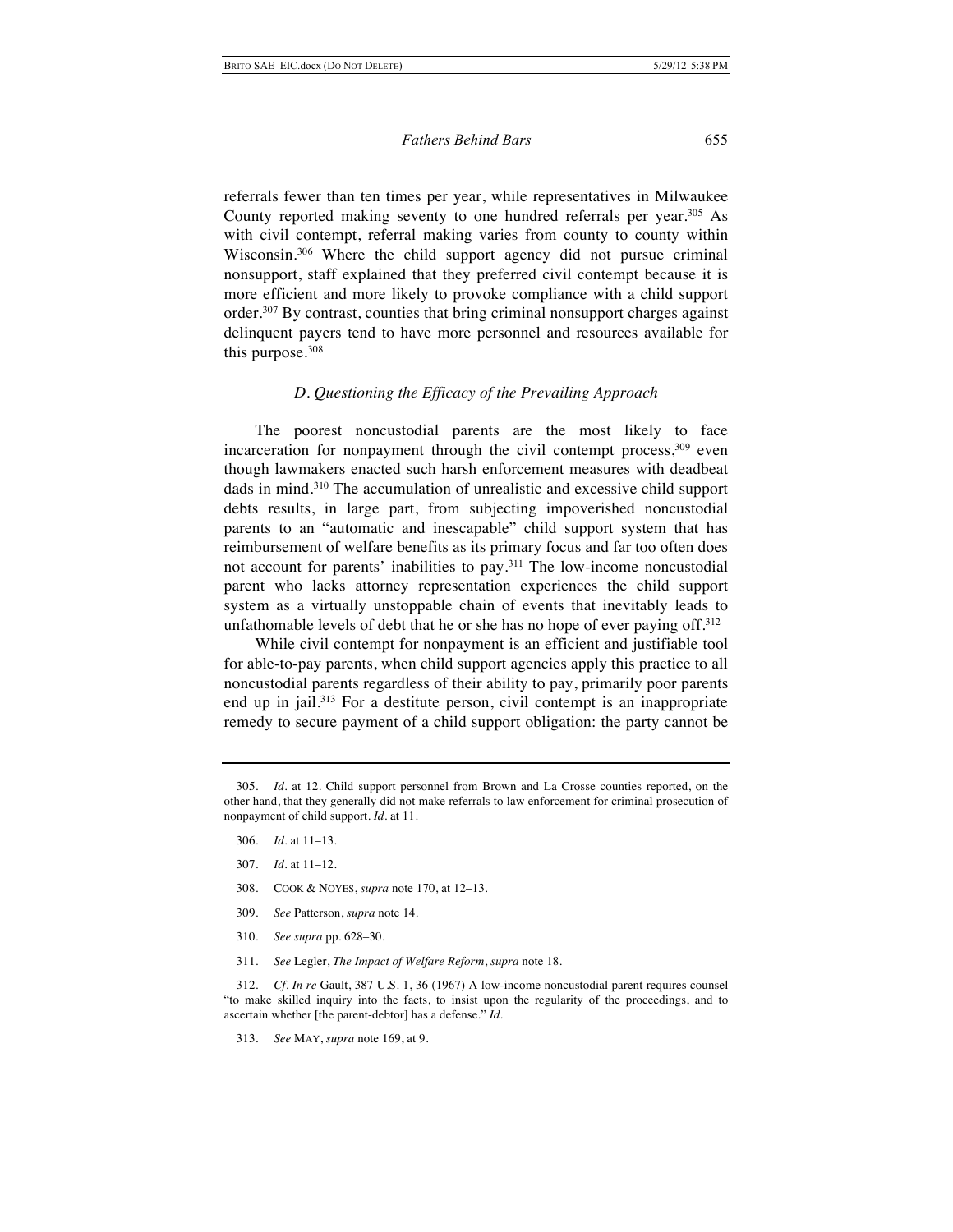referrals fewer than ten times per year, while representatives in Milwaukee County reported making seventy to one hundred referrals per year.[305] As with civil contempt, referral making varies from county to county within Wisconsin.[306] Where the child support agency did not pursue criminal nonsupport, staff explained that they preferred civil contempt because it is more efficient and more likely to provoke compliance with a child support order.[307] By contrast, counties that bring criminal nonsupport charges against delinquent payers tend to have more personnel and resources available for this purpose.[308]

### *D. Questioning the Efficacy of the Prevailing Approach*

The poorest noncustodial parents are the most likely to face incarceration for nonpayment through the civil contempt process,[309] even though lawmakers enacted such harsh enforcement measures with deadbeat dads in mind.[310] The accumulation of unrealistic and excessive child support debts results, in large part, from subjecting impoverished noncustodial parents to an "automatic and inescapable" child support system that has reimbursement of welfare benefits as its primary focus and far too often does not account for parents' inabilities to pay.[311] The low-income noncustodial parent who lacks attorney representation experiences the child support system as a virtually unstoppable chain of events that inevitably leads to unfathomable levels of debt that he or she has no hope of ever paying off.[312]

While civil contempt for nonpayment is an efficient and justifiable tool for able-to-pay parents, when child support agencies apply this practice to all noncustodial parents regardless of their ability to pay, primarily poor parents end up in jail.[313] For a destitute person, civil contempt is an inappropriate remedy to secure payment of a child support obligation: the party cannot be

---

305. *Id.* at 12. Child support personnel from Brown and La Crosse counties reported, on the other hand, that they generally did not make referrals to law enforcement for criminal prosecution of nonpayment of child support. *Id.* at 11.

306. *Id.* at 11–13.

307. *Id.* at 11–12.

308. COOK & NOYES, *supra* note 170, at 12–13.

309. *See* Patterson, *supra* note 14.

310. *See supra* pp. 628–30.

311. *See* Legler, *The Impact of Welfare Reform*, *supra* note 18.

312. *Cf. In re* Gault, 387 U.S. 1, 36 (1967) A low-income noncustodial parent requires counsel "to make skilled inquiry into the facts, to insist upon the regularity of the proceedings, and to ascertain whether [the parent-debtor] has a defense." *Id.*

313. *See* MAY, *supra* note 169, at 9.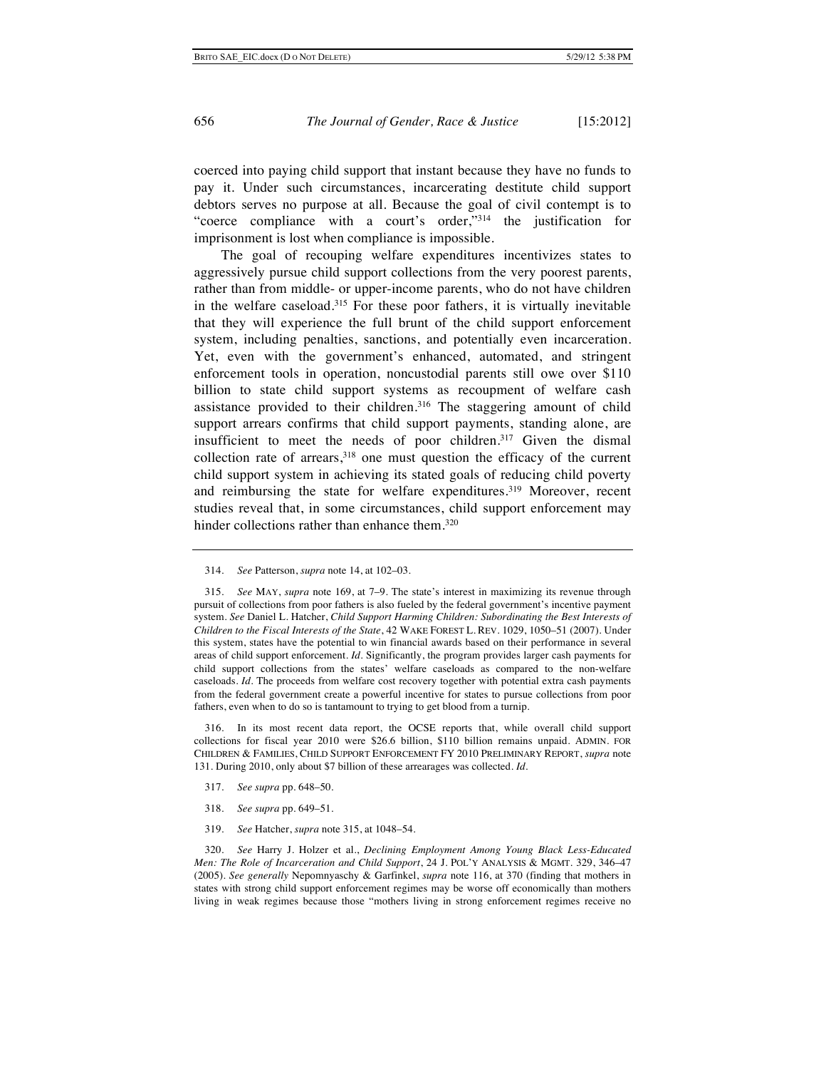coerced into paying child support that instant because they have no funds to pay it. Under such circumstances, incarcerating destitute child support debtors serves no purpose at all. Because the goal of civil contempt is to "coerce compliance with a court's order,"[314] the justification for imprisonment is lost when compliance is impossible.

The goal of recouping welfare expenditures incentivizes states to aggressively pursue child support collections from the very poorest parents, rather than from middle- or upper-income parents, who do not have children in the welfare caseload.[315] For these poor fathers, it is virtually inevitable that they will experience the full brunt of the child support enforcement system, including penalties, sanctions, and potentially even incarceration. Yet, even with the government's enhanced, automated, and stringent enforcement tools in operation, noncustodial parents still owe over $110 billion to state child support systems as recoupment of welfare cash assistance provided to their children.[316] The staggering amount of child support arrears confirms that child support payments, standing alone, are insufficient to meet the needs of poor children.[317] Given the dismal collection rate of arrears,[318] one must question the efficacy of the current child support system in achieving its stated goals of reducing child poverty and reimbursing the state for welfare expenditures.[319] Moreover, recent studies reveal that, in some circumstances, child support enforcement may hinder collections rather than enhance them.[320]

---

314. *See* Patterson, *supra* note 14, at 102–03.

315. *See* MAY, *supra* note 169, at 7–9. The state's interest in maximizing its revenue through pursuit of collections from poor fathers is also fueled by the federal government's incentive payment system. *See* Daniel L. Hatcher, *Child Support Harming Children: Subordinating the Best Interests of Children to the Fiscal Interests of the State*, 42 WAKE FOREST L. REV. 1029, 1050–51 (2007). Under this system, states have the potential to win financial awards based on their performance in several areas of child support enforcement. *Id.* Significantly, the program provides larger cash payments for child support collections from the states' welfare caseloads as compared to the non-welfare caseloads. *Id.* The proceeds from welfare cost recovery together with potential extra cash payments from the federal government create a powerful incentive for states to pursue collections from poor fathers, even when to do so is tantamount to trying to get blood from a turnip.

316. In its most recent data report, the OCSE reports that, while overall child support collections for fiscal year 2010 were $26.6 billion, $110 billion remains unpaid. ADMIN. FOR CHILDREN & FAMILIES, CHILD SUPPORT ENFORCEMENT FY 2010 PRELIMINARY REPORT, *supra* note 131. During 2010, only about $7 billion of these arrearages was collected. *Id.*

317. *See supra* pp. 648–50.

318. *See supra* pp. 649–51.

319. *See* Hatcher, *supra* note 315, at 1048–54.

320. *See* Harry J. Holzer et al., *Declining Employment Among Young Black Less-Educated Men: The Role of Incarceration and Child Support*, 24 J. POL'Y ANALYSIS & MGMT. 329, 346–47 (2005). *See generally* Nepomnyaschy & Garfinkel, *supra* note 116, at 370 (finding that mothers in states with strong child support enforcement regimes may be worse off economically than mothers living in weak regimes because those "mothers living in strong enforcement regimes receive no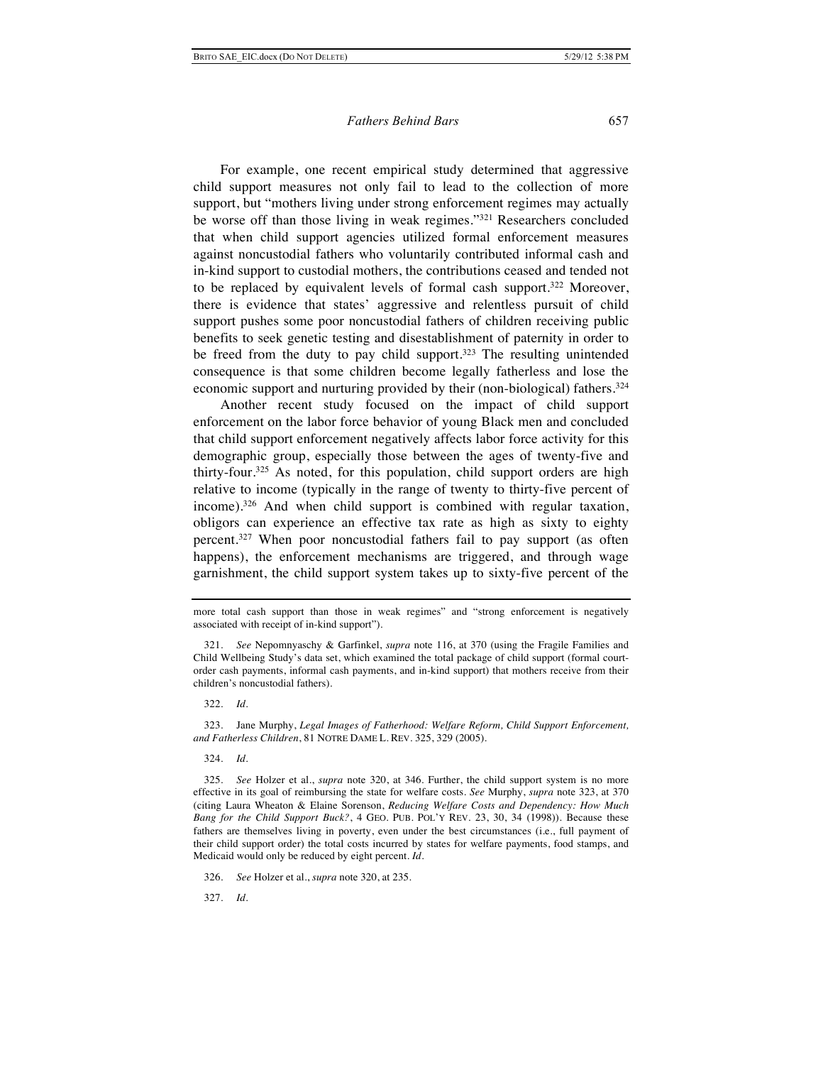For example, one recent empirical study determined that aggressive child support measures not only fail to lead to the collection of more support, but "mothers living under strong enforcement regimes may actually be worse off than those living in weak regimes."[321] Researchers concluded that when child support agencies utilized formal enforcement measures against noncustodial fathers who voluntarily contributed informal cash and in-kind support to custodial mothers, the contributions ceased and tended not to be replaced by equivalent levels of formal cash support.[322] Moreover, there is evidence that states' aggressive and relentless pursuit of child support pushes some poor noncustodial fathers of children receiving public benefits to seek genetic testing and disestablishment of paternity in order to be freed from the duty to pay child support.[323] The resulting unintended consequence is that some children become legally fatherless and lose the economic support and nurturing provided by their (non-biological) fathers.[324]

Another recent study focused on the impact of child support enforcement on the labor force behavior of young Black men and concluded that child support enforcement negatively affects labor force activity for this demographic group, especially those between the ages of twenty-five and thirty-four.[325] As noted, for this population, child support orders are high relative to income (typically in the range of twenty to thirty-five percent of income).[326] And when child support is combined with regular taxation, obligors can experience an effective tax rate as high as sixty to eighty percent.[327] When poor noncustodial fathers fail to pay support (as often happens), the enforcement mechanisms are triggered, and through wage garnishment, the child support system takes up to sixty-five percent of the

---

more total cash support than those in weak regimes" and "strong enforcement is negatively associated with receipt of in-kind support").

321. *See* Nepomnyaschy & Garfinkel, *supra* note 116, at 370 (using the Fragile Families and Child Wellbeing Study's data set, which examined the total package of child support (formal court-order cash payments, informal cash payments, and in-kind support) that mothers receive from their children's noncustodial fathers).

322. *Id.*

323. Jane Murphy, *Legal Images of Fatherhood: Welfare Reform, Child Support Enforcement, and Fatherless Children*, 81 NOTRE DAME L. REV. 325, 329 (2005).

324. *Id.*

325. *See* Holzer et al., *supra* note 320, at 346. Further, the child support system is no more effective in its goal of reimbursing the state for welfare costs. *See* Murphy, *supra* note 323, at 370 (citing Laura Wheaton & Elaine Sorenson, *Reducing Welfare Costs and Dependency: How Much Bang for the Child Support Buck?*, 4 GEO. PUB. POL'Y REV. 23, 30, 34 (1998)). Because these fathers are themselves living in poverty, even under the best circumstances (i.e., full payment of their child support order) the total costs incurred by states for welfare payments, food stamps, and Medicaid would only be reduced by eight percent. *Id.*

326. *See* Holzer et al., *supra* note 320, at 235.

327. *Id.*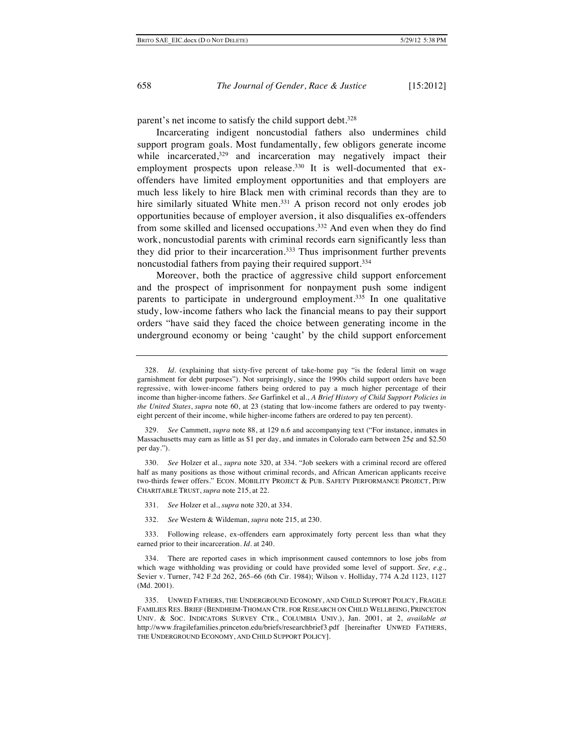parent's net income to satisfy the child support debt.[328]

Incarcerating indigent noncustodial fathers also undermines child support program goals. Most fundamentally, few obligors generate income while incarcerated,[329] and incarceration may negatively impact their employment prospects upon release.[330] It is well-documented that ex-offenders have limited employment opportunities and that employers are much less likely to hire Black men with criminal records than they are to hire similarly situated White men.[331] A prison record not only erodes job opportunities because of employer aversion, it also disqualifies ex-offenders from some skilled and licensed occupations.[332] And even when they do find work, noncustodial parents with criminal records earn significantly less than they did prior to their incarceration.[333] Thus imprisonment further prevents noncustodial fathers from paying their required support.[334]

Moreover, both the practice of aggressive child support enforcement and the prospect of imprisonment for nonpayment push some indigent parents to participate in underground employment.[335] In one qualitative study, low-income fathers who lack the financial means to pay their support orders "have said they faced the choice between generating income in the underground economy or being 'caught' by the child support enforcement

---

328. *Id.* (explaining that sixty-five percent of take-home pay "is the federal limit on wage garnishment for debt purposes"). Not surprisingly, since the 1990s child support orders have been regressive, with lower-income fathers being ordered to pay a much higher percentage of their income than higher-income fathers. *See* Garfinkel et al., *A Brief History of Child Support Policies in the United States*, *supra* note 60, at 23 (stating that low-income fathers are ordered to pay twenty-eight percent of their income, while higher-income fathers are ordered to pay ten percent).

329. *See* Cammett, *supra* note 88, at 129 n.6 and accompanying text ("For instance, inmates in Massachusetts may earn as little as $1 per day, and inmates in Colorado earn between 25¢ and $2.50 per day.").

330. *See* Holzer et al., *supra* note 320, at 334. "Job seekers with a criminal record are offered half as many positions as those without criminal records, and African American applicants receive two-thirds fewer offers." ECON. MOBILITY PROJECT & PUB. SAFETY PERFORMANCE PROJECT, PEW CHARITABLE TRUST, *supra* note 215, at 22.

331. *See* Holzer et al., *supra* note 320, at 334.

332. *See* Western & Wildeman, *supra* note 215, at 230.

333. Following release, ex-offenders earn approximately forty percent less than what they earned prior to their incarceration. *Id.* at 240.

334. There are reported cases in which imprisonment caused contemnors to lose jobs from which wage withholding was providing or could have provided some level of support. *See, e.g.*, Sevier v. Turner, 742 F.2d 262, 265–66 (6th Cir. 1984); Wilson v. Holliday, 774 A.2d 1123, 1127 (Md. 2001).

335. UNWED FATHERS, THE UNDERGROUND ECONOMY, AND CHILD SUPPORT POLICY, FRAGILE FAMILIES RES. BRIEF (BENDHEIM-THOMAN CTR. FOR RESEARCH ON CHILD WELLBEING, PRINCETON UNIV. & SOC. INDICATORS SURVEY CTR., COLUMBIA UNIV.), Jan. 2001, at 2, *available at* http://www.fragilefamilies.princeton.edu/briefs/researchbrief3.pdf [hereinafter UNWED FATHERS, THE UNDERGROUND ECONOMY, AND CHILD SUPPORT POLICY].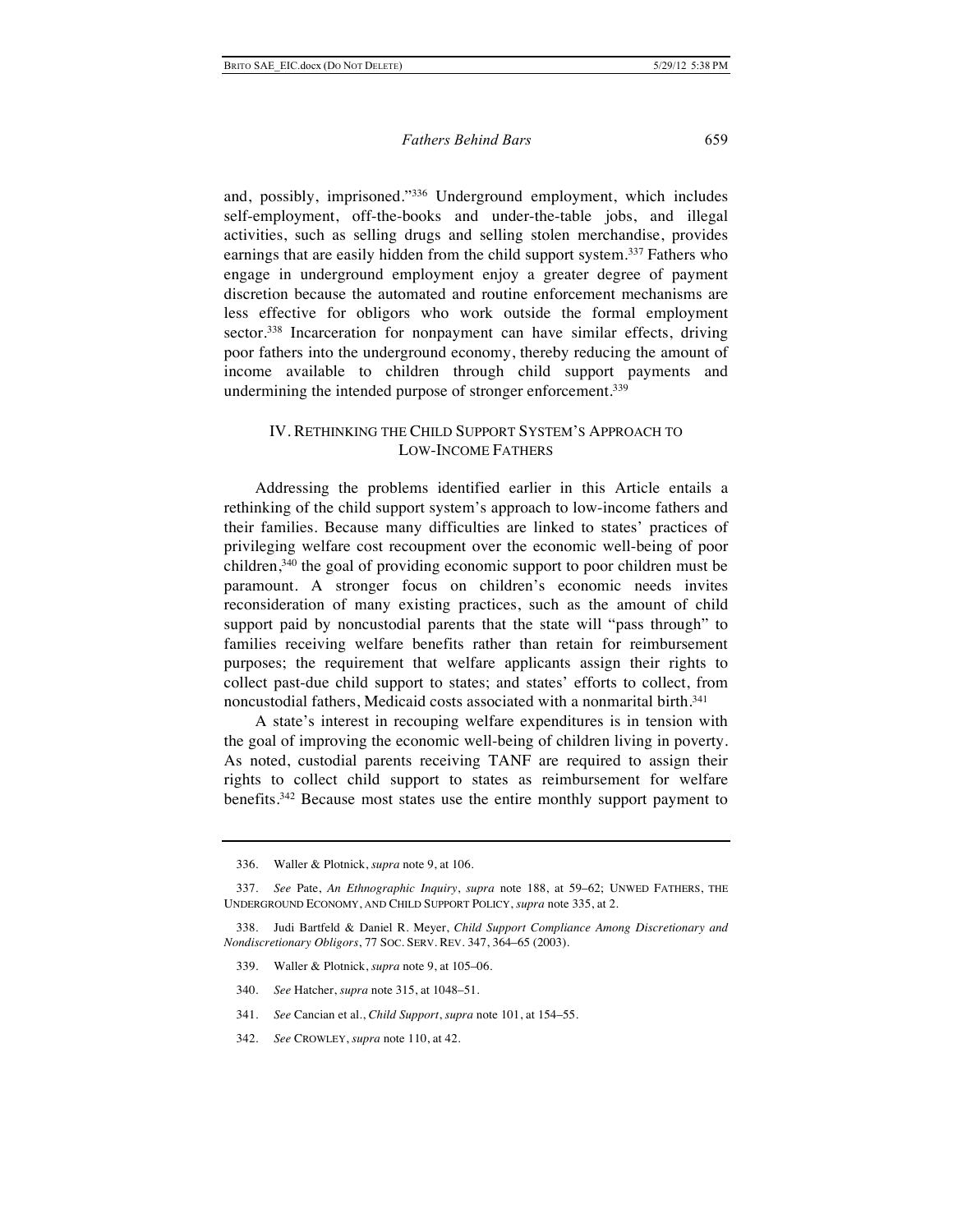and, possibly, imprisoned."[336] Underground employment, which includes self-employment, off-the-books and under-the-table jobs, and illegal activities, such as selling drugs and selling stolen merchandise, provides earnings that are easily hidden from the child support system.[337] Fathers who engage in underground employment enjoy a greater degree of payment discretion because the automated and routine enforcement mechanisms are less effective for obligors who work outside the formal employment sector.[338] Incarceration for nonpayment can have similar effects, driving poor fathers into the underground economy, thereby reducing the amount of income available to children through child support payments and undermining the intended purpose of stronger enforcement.[339]

## IV. Rethinking the Child Support System's Approach to Low-Income Fathers

Addressing the problems identified earlier in this Article entails a rethinking of the child support system's approach to low-income fathers and their families. Because many difficulties are linked to states' practices of privileging welfare cost recoupment over the economic well-being of poor children,[340] the goal of providing economic support to poor children must be paramount. A stronger focus on children's economic needs invites reconsideration of many existing practices, such as the amount of child support paid by noncustodial parents that the state will "pass through" to families receiving welfare benefits rather than retain for reimbursement purposes; the requirement that welfare applicants assign their rights to collect past-due child support to states; and states' efforts to collect, from noncustodial fathers, Medicaid costs associated with a nonmarital birth.[341]

A state's interest in recouping welfare expenditures is in tension with the goal of improving the economic well-being of children living in poverty. As noted, custodial parents receiving TANF are required to assign their rights to collect child support to states as reimbursement for welfare benefits.[342] Because most states use the entire monthly support payment to

---

336. Waller & Plotnick, *supra* note 9, at 106.

337. *See* Pate, *An Ethnographic Inquiry*, *supra* note 188, at 59–62; UNWED FATHERS, THE UNDERGROUND ECONOMY, AND CHILD SUPPORT POLICY, *supra* note 335, at 2.

338. Judi Bartfeld & Daniel R. Meyer, *Child Support Compliance Among Discretionary and Nondiscretionary Obligors*, 77 SOC. SERV. REV. 347, 364–65 (2003).

339. Waller & Plotnick, *supra* note 9, at 105–06.

340. *See* Hatcher, *supra* note 315, at 1048–51.

341. *See* Cancian et al., *Child Support*, *supra* note 101, at 154–55.

342. *See* CROWLEY, *supra* note 110, at 42.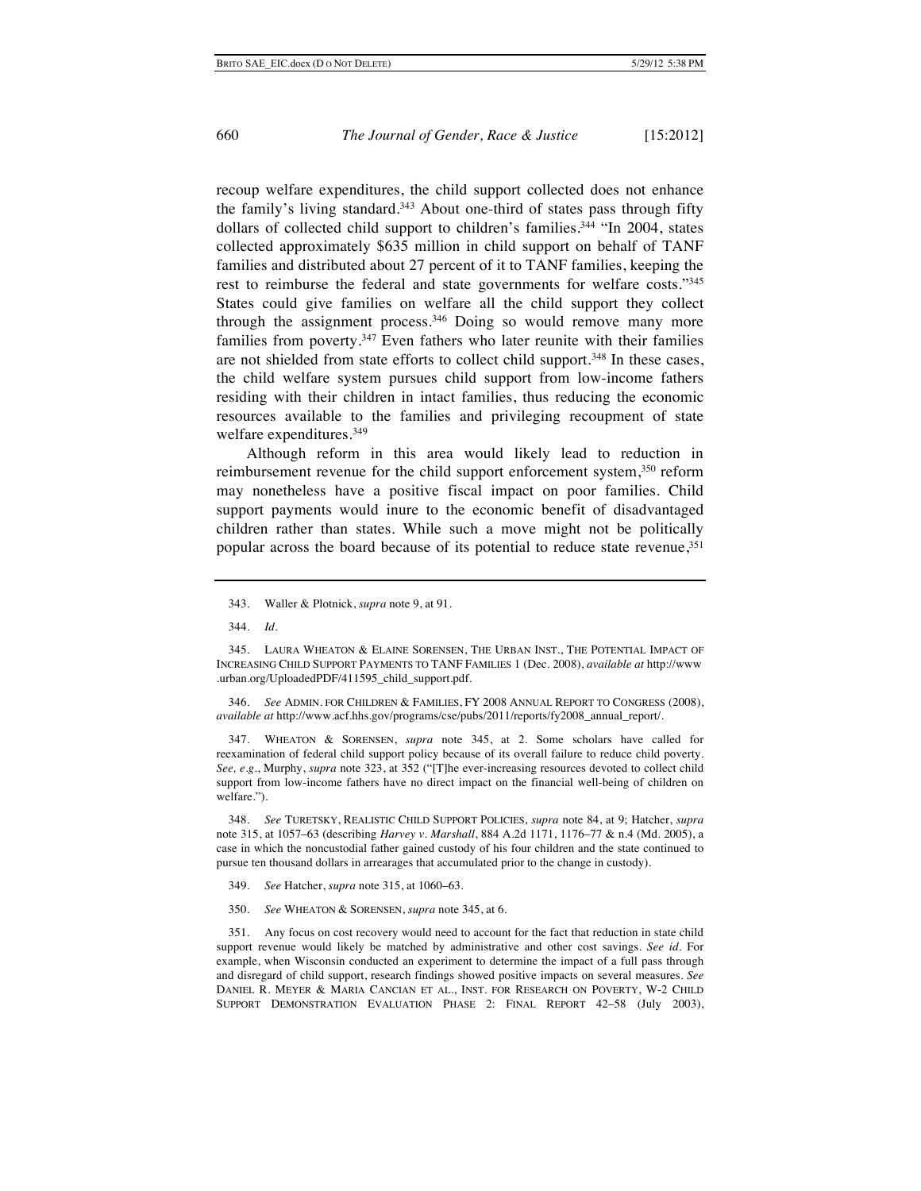recoup welfare expenditures, the child support collected does not enhance the family's living standard.[343] About one-third of states pass through fifty dollars of collected child support to children's families.[344] "In 2004, states collected approximately $635 million in child support on behalf of TANF families and distributed about 27 percent of it to TANF families, keeping the rest to reimburse the federal and state governments for welfare costs."[345] States could give families on welfare all the child support they collect through the assignment process.[346] Doing so would remove many more families from poverty.[347] Even fathers who later reunite with their families are not shielded from state efforts to collect child support.[348] In these cases, the child welfare system pursues child support from low-income fathers residing with their children in intact families, thus reducing the economic resources available to the families and privileging recoupment of state welfare expenditures.[349]

Although reform in this area would likely lead to reduction in reimbursement revenue for the child support enforcement system,[350] reform may nonetheless have a positive fiscal impact on poor families. Child support payments would inure to the economic benefit of disadvantaged children rather than states. While such a move might not be politically popular across the board because of its potential to reduce state revenue,[351]

---

343. Waller & Plotnick, *supra* note 9, at 91.

344. *Id.*

345. LAURA WHEATON & ELAINE SORENSEN, THE URBAN INST., THE POTENTIAL IMPACT OF INCREASING CHILD SUPPORT PAYMENTS TO TANF FAMILIES 1 (Dec. 2008), *available at* http://www.urban.org/UploadedPDF/411595_child_support.pdf.

346. *See* ADMIN. FOR CHILDREN & FAMILIES, FY 2008 ANNUAL REPORT TO CONGRESS (2008), *available at* http://www.acf.hhs.gov/programs/cse/pubs/2011/reports/fy2008_annual_report/.

347. WHEATON & SORENSEN, *supra* note 345, at 2. Some scholars have called for reexamination of federal child support policy because of its overall failure to reduce child poverty. *See, e.g.*, Murphy, *supra* note 323, at 352 ("[T]he ever-increasing resources devoted to collect child support from low-income fathers have no direct impact on the financial well-being of children on welfare.").

348. *See* TURETSKY, REALISTIC CHILD SUPPORT POLICIES, *supra* note 84, at 9; Hatcher, *supra* note 315, at 1057–63 (describing *Harvey v. Marshall*, 884 A.2d 1171, 1176–77 & n.4 (Md. 2005), a case in which the noncustodial father gained custody of his four children and the state continued to pursue ten thousand dollars in arrearages that accumulated prior to the change in custody).

349. *See* Hatcher, *supra* note 315, at 1060–63.

350. *See* WHEATON & SORENSEN, *supra* note 345, at 6.

351. Any focus on cost recovery would need to account for the fact that reduction in state child support revenue would likely be matched by administrative and other cost savings. *See id.* For example, when Wisconsin conducted an experiment to determine the impact of a full pass through and disregard of child support, research findings showed positive impacts on several measures. *See* DANIEL R. MEYER & MARIA CANCIAN ET AL., INST. FOR RESEARCH ON POVERTY, W-2 CHILD SUPPORT DEMONSTRATION EVALUATION PHASE 2: FINAL REPORT 42–58 (July 2003),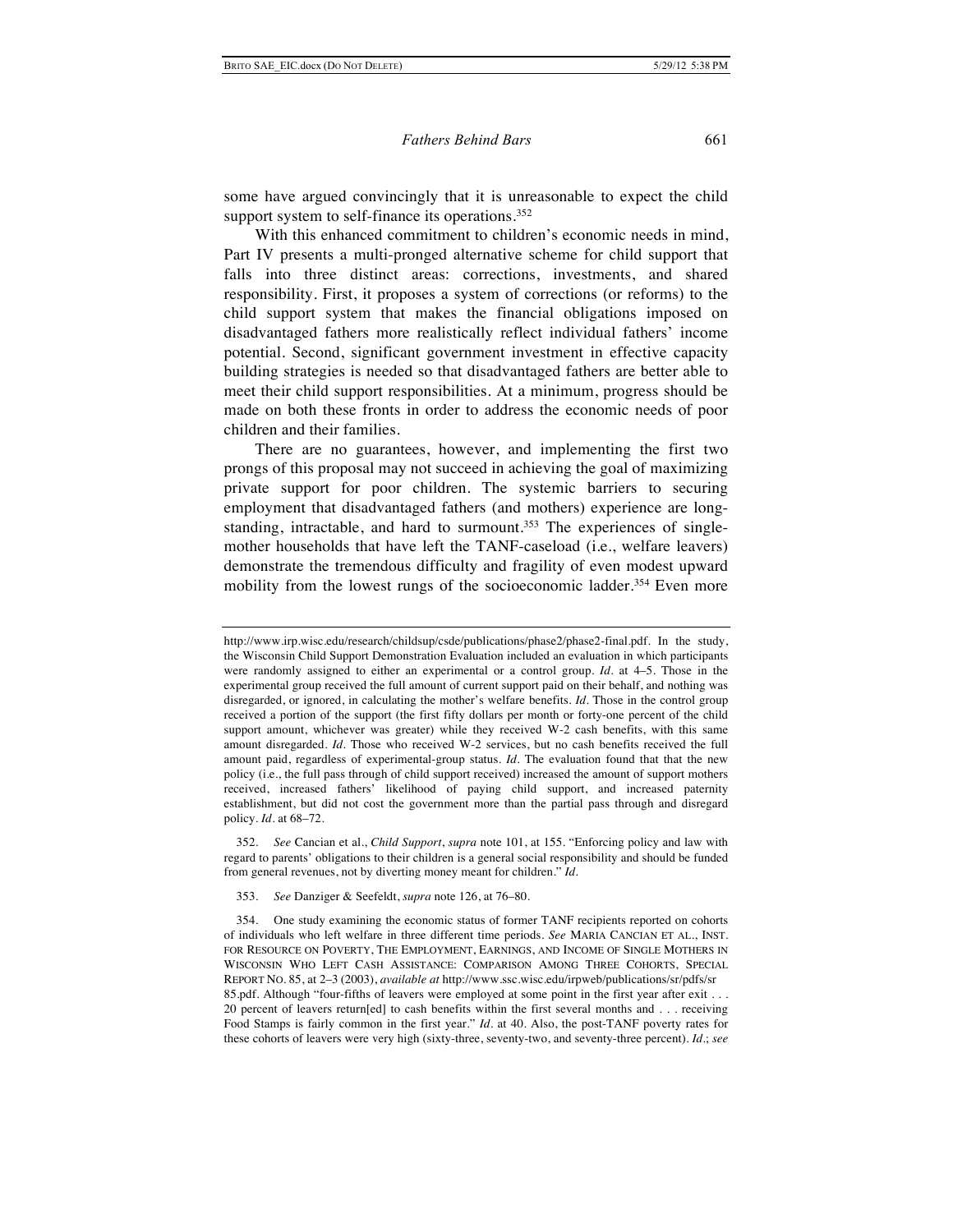some have argued convincingly that it is unreasonable to expect the child support system to self-finance its operations.[352]

With this enhanced commitment to children's economic needs in mind, Part IV presents a multi-pronged alternative scheme for child support that falls into three distinct areas: corrections, investments, and shared responsibility. First, it proposes a system of corrections (or reforms) to the child support system that makes the financial obligations imposed on disadvantaged fathers more realistically reflect individual fathers' income potential. Second, significant government investment in effective capacity building strategies is needed so that disadvantaged fathers are better able to meet their child support responsibilities. At a minimum, progress should be made on both these fronts in order to address the economic needs of poor children and their families.

There are no guarantees, however, and implementing the first two prongs of this proposal may not succeed in achieving the goal of maximizing private support for poor children. The systemic barriers to securing employment that disadvantaged fathers (and mothers) experience are long-standing, intractable, and hard to surmount.[353] The experiences of single-mother households that have left the TANF-caseload (i.e., welfare leavers) demonstrate the tremendous difficulty and fragility of even modest upward mobility from the lowest rungs of the socioeconomic ladder.[354] Even more

---

http://www.irp.wisc.edu/research/childsup/csde/publications/phase2/phase2-final.pdf. In the study, the Wisconsin Child Support Demonstration Evaluation included an evaluation in which participants were randomly assigned to either an experimental or a control group. *Id.* at 4–5. Those in the experimental group received the full amount of current support paid on their behalf, and nothing was disregarded, or ignored, in calculating the mother's welfare benefits. *Id.* Those in the control group received a portion of the support (the first fifty dollars per month or forty-one percent of the child support amount, whichever was greater) while they received W-2 cash benefits, with this same amount disregarded. *Id.* Those who received W-2 services, but no cash benefits received the full amount paid, regardless of experimental-group status. *Id.* The evaluation found that that the new policy (i.e., the full pass through of child support received) increased the amount of support mothers received, increased fathers' likelihood of paying child support, and increased paternity establishment, but did not cost the government more than the partial pass through and disregard policy. *Id.* at 68–72.

352. *See* Cancian et al., *Child Support*, *supra* note 101, at 155. "Enforcing policy and law with regard to parents' obligations to their children is a general social responsibility and should be funded from general revenues, not by diverting money meant for children." *Id.*

353. *See* Danziger & Seefeldt, *supra* note 126, at 76–80.

354. One study examining the economic status of former TANF recipients reported on cohorts of individuals who left welfare in three different time periods. *See* MARIA CANCIAN ET AL., INST. FOR RESOURCE ON POVERTY, THE EMPLOYMENT, EARNINGS, AND INCOME OF SINGLE MOTHERS IN WISCONSIN WHO LEFT CASH ASSISTANCE: COMPARISON AMONG THREE COHORTS, SPECIAL REPORT NO. 85, at 2–3 (2003), *available at* http://www.ssc.wisc.edu/irpweb/publications/sr/pdfs/sr85.pdf. Although "four-fifths of leavers were employed at some point in the first year after exit . . . 20 percent of leavers return[ed] to cash benefits within the first several months and . . . receiving Food Stamps is fairly common in the first year." *Id.* at 40. Also, the post-TANF poverty rates for these cohorts of leavers were very high (sixty-three, seventy-two, and seventy-three percent). *Id.*; *see*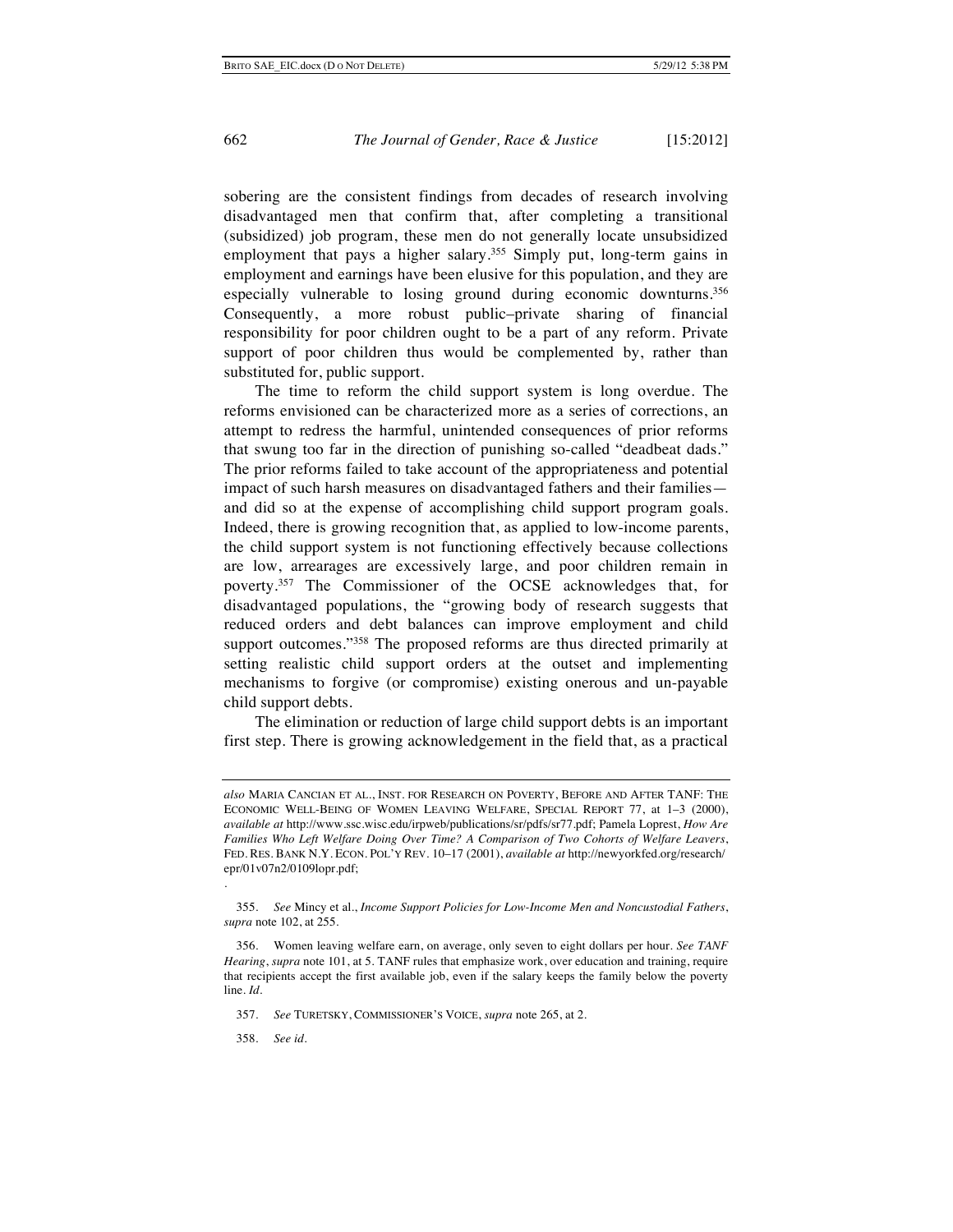sobering are the consistent findings from decades of research involving disadvantaged men that confirm that, after completing a transitional (subsidized) job program, these men do not generally locate unsubsidized employment that pays a higher salary.[355] Simply put, long-term gains in employment and earnings have been elusive for this population, and they are especially vulnerable to losing ground during economic downturns.[356] Consequently, a more robust public–private sharing of financial responsibility for poor children ought to be a part of any reform. Private support of poor children thus would be complemented by, rather than substituted for, public support.

The time to reform the child support system is long overdue. The reforms envisioned can be characterized more as a series of corrections, an attempt to redress the harmful, unintended consequences of prior reforms that swung too far in the direction of punishing so-called "deadbeat dads." The prior reforms failed to take account of the appropriateness and potential impact of such harsh measures on disadvantaged fathers and their families—and did so at the expense of accomplishing child support program goals. Indeed, there is growing recognition that, as applied to low-income parents, the child support system is not functioning effectively because collections are low, arrearages are excessively large, and poor children remain in poverty.[357] The Commissioner of the OCSE acknowledges that, for disadvantaged populations, the "growing body of research suggests that reduced orders and debt balances can improve employment and child support outcomes."[358] The proposed reforms are thus directed primarily at setting realistic child support orders at the outset and implementing mechanisms to forgive (or compromise) existing onerous and un-payable child support debts.

The elimination or reduction of large child support debts is an important first step. There is growing acknowledgement in the field that, as a practical

---

*also* MARIA CANCIAN ET AL., INST. FOR RESEARCH ON POVERTY, BEFORE AND AFTER TANF: THE ECONOMIC WELL-BEING OF WOMEN LEAVING WELFARE, SPECIAL REPORT 77, at 1–3 (2000), *available at* http://www.ssc.wisc.edu/irpweb/publications/sr/pdfs/sr77.pdf; Pamela Loprest, *How Are Families Who Left Welfare Doing Over Time? A Comparison of Two Cohorts of Welfare Leavers*, FED. RES. BANK N.Y. ECON. POL'Y REV. 10–17 (2001), *available at* http://newyorkfed.org/research/epr/01v07n2/0109lopr.pdf;
.

355. *See* Mincy et al., *Income Support Policies for Low-Income Men and Noncustodial Fathers*, *supra* note 102, at 255.

356. Women leaving welfare earn, on average, only seven to eight dollars per hour. *See TANF Hearing*, *supra* note 101, at 5. TANF rules that emphasize work, over education and training, require that recipients accept the first available job, even if the salary keeps the family below the poverty line. *Id.*

357. *See* TURETSKY, COMMISSIONER'S VOICE, *supra* note 265, at 2.

358. *See id.*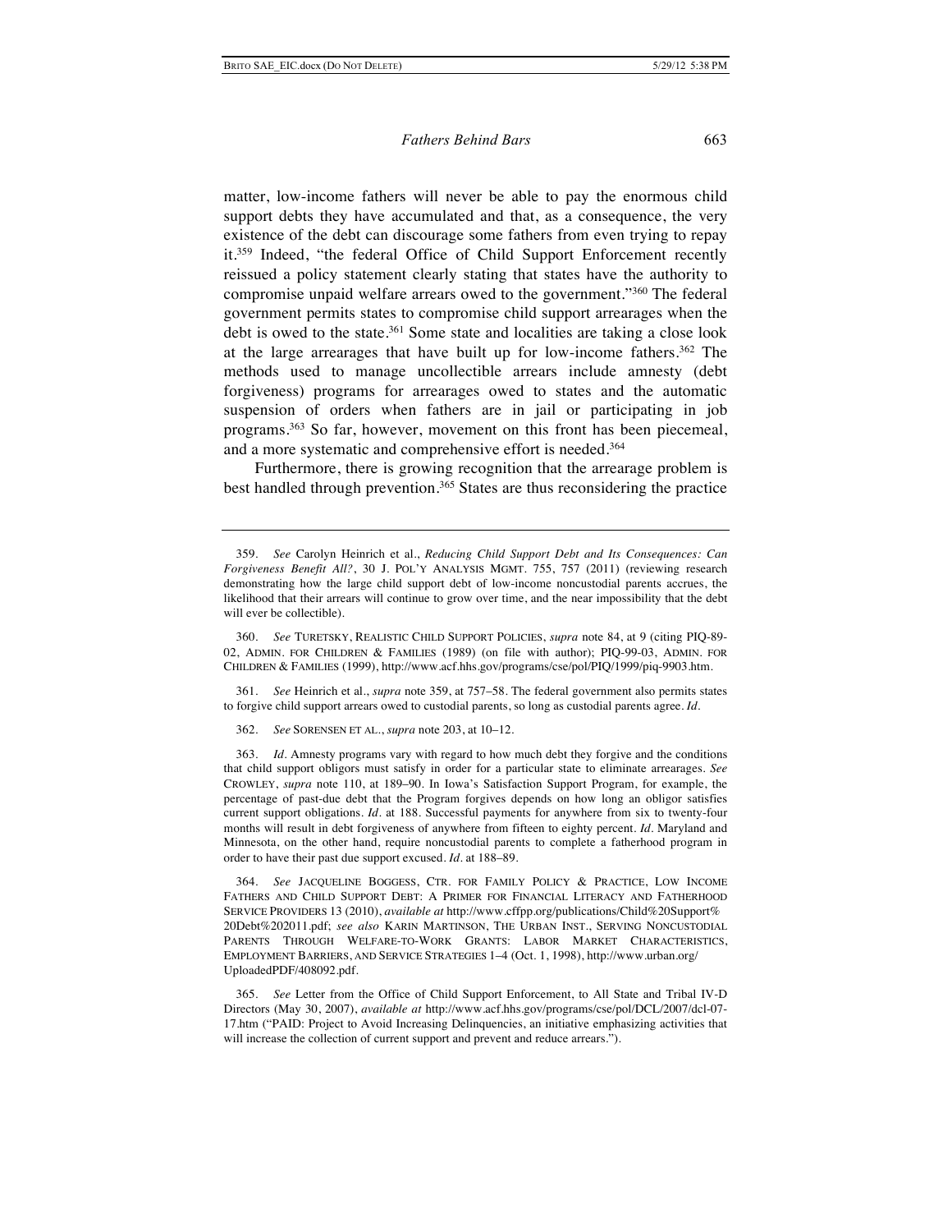matter, low-income fathers will never be able to pay the enormous child support debts they have accumulated and that, as a consequence, the very existence of the debt can discourage some fathers from even trying to repay it.[359] Indeed, "the federal Office of Child Support Enforcement recently reissued a policy statement clearly stating that states have the authority to compromise unpaid welfare arrears owed to the government."[360] The federal government permits states to compromise child support arrearages when the debt is owed to the state.[361] Some state and localities are taking a close look at the large arrearages that have built up for low-income fathers.[362] The methods used to manage uncollectible arrears include amnesty (debt forgiveness) programs for arrearages owed to states and the automatic suspension of orders when fathers are in jail or participating in job programs.[363] So far, however, movement on this front has been piecemeal, and a more systematic and comprehensive effort is needed.[364]

Furthermore, there is growing recognition that the arrearage problem is best handled through prevention.[365] States are thus reconsidering the practice

---

359. *See* Carolyn Heinrich et al., *Reducing Child Support Debt and Its Consequences: Can Forgiveness Benefit All?*, 30 J. POL'Y ANALYSIS MGMT. 755, 757 (2011) (reviewing research demonstrating how the large child support debt of low-income noncustodial parents accrues, the likelihood that their arrears will continue to grow over time, and the near impossibility that the debt will ever be collectible).

360. *See* TURETSKY, REALISTIC CHILD SUPPORT POLICIES, *supra* note 84, at 9 (citing PIQ-89-02, ADMIN. FOR CHILDREN & FAMILIES (1989) (on file with author); PIQ-99-03, ADMIN. FOR CHILDREN & FAMILIES (1999), http://www.acf.hhs.gov/programs/cse/pol/PIQ/1999/piq-9903.htm.

361. *See* Heinrich et al., *supra* note 359, at 757–58. The federal government also permits states to forgive child support arrears owed to custodial parents, so long as custodial parents agree. *Id.*

362. *See* SORENSEN ET AL., *supra* note 203, at 10–12.

363. *Id.* Amnesty programs vary with regard to how much debt they forgive and the conditions that child support obligors must satisfy in order for a particular state to eliminate arrearages. *See* CROWLEY, *supra* note 110, at 189–90. In Iowa's Satisfaction Support Program, for example, the percentage of past-due debt that the Program forgives depends on how long an obligor satisfies current support obligations. *Id.* at 188. Successful payments for anywhere from six to twenty-four months will result in debt forgiveness of anywhere from fifteen to eighty percent. *Id.* Maryland and Minnesota, on the other hand, require noncustodial parents to complete a fatherhood program in order to have their past due support excused. *Id.* at 188–89.

364. *See* JACQUELINE BOGGESS, CTR. FOR FAMILY POLICY & PRACTICE, LOW INCOME FATHERS AND CHILD SUPPORT DEBT: A PRIMER FOR FINANCIAL LITERACY AND FATHERHOOD SERVICE PROVIDERS 13 (2010), *available at* http://www.cffpp.org/publications/Child%20Support%20Debt%202011.pdf; *see also* KARIN MARTINSON, THE URBAN INST., SERVING NONCUSTODIAL PARENTS THROUGH WELFARE-TO-WORK GRANTS: LABOR MARKET CHARACTERISTICS, EMPLOYMENT BARRIERS, AND SERVICE STRATEGIES 1–4 (Oct. 1, 1998), http://www.urban.org/UploadedPDF/408092.pdf.

365. *See* Letter from the Office of Child Support Enforcement, to All State and Tribal IV-D Directors (May 30, 2007), *available at* http://www.acf.hhs.gov/programs/cse/pol/DCL/2007/dcl-07-17.htm ("PAID: Project to Avoid Increasing Delinquencies, an initiative emphasizing activities that will increase the collection of current support and prevent and reduce arrears.").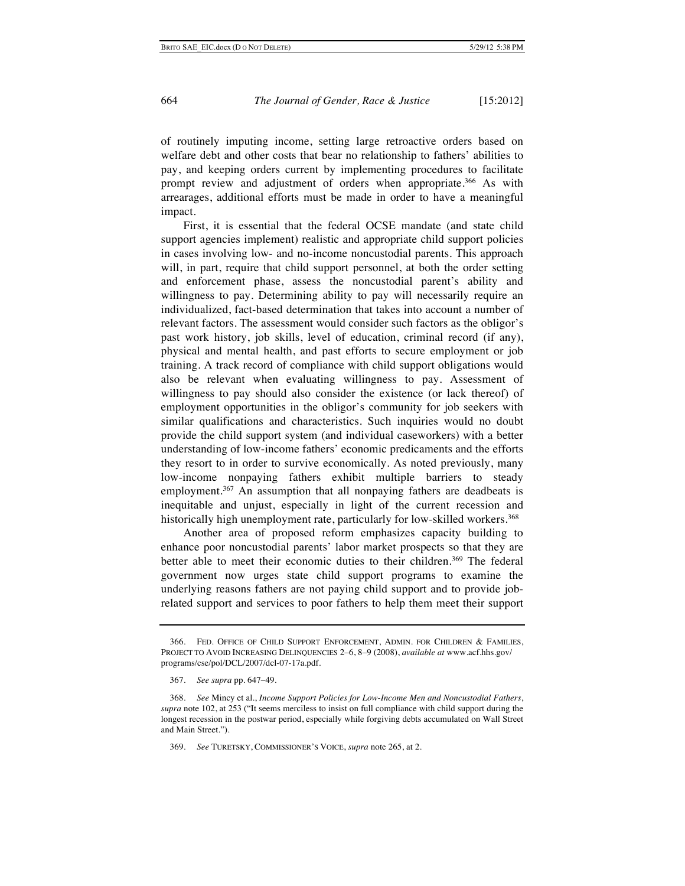of routinely imputing income, setting large retroactive orders based on welfare debt and other costs that bear no relationship to fathers' abilities to pay, and keeping orders current by implementing procedures to facilitate prompt review and adjustment of orders when appropriate.[366] As with arrearages, additional efforts must be made in order to have a meaningful impact.

First, it is essential that the federal OCSE mandate (and state child support agencies implement) realistic and appropriate child support policies in cases involving low- and no-income noncustodial parents. This approach will, in part, require that child support personnel, at both the order setting and enforcement phase, assess the noncustodial parent's ability and willingness to pay. Determining ability to pay will necessarily require an individualized, fact-based determination that takes into account a number of relevant factors. The assessment would consider such factors as the obligor's past work history, job skills, level of education, criminal record (if any), physical and mental health, and past efforts to secure employment or job training. A track record of compliance with child support obligations would also be relevant when evaluating willingness to pay. Assessment of willingness to pay should also consider the existence (or lack thereof) of employment opportunities in the obligor's community for job seekers with similar qualifications and characteristics. Such inquiries would no doubt provide the child support system (and individual caseworkers) with a better understanding of low-income fathers' economic predicaments and the efforts they resort to in order to survive economically. As noted previously, many low-income nonpaying fathers exhibit multiple barriers to steady employment.[367] An assumption that all nonpaying fathers are deadbeats is inequitable and unjust, especially in light of the current recession and historically high unemployment rate, particularly for low-skilled workers.[368]

Another area of proposed reform emphasizes capacity building to enhance poor noncustodial parents' labor market prospects so that they are better able to meet their economic duties to their children.[369] The federal government now urges state child support programs to examine the underlying reasons fathers are not paying child support and to provide job-related support and services to poor fathers to help them meet their support

---

366. FED. OFFICE OF CHILD SUPPORT ENFORCEMENT, ADMIN. FOR CHILDREN & FAMILIES, PROJECT TO AVOID INCREASING DELINQUENCIES 2–6, 8–9 (2008), *available at* www.acf.hhs.gov/programs/cse/pol/DCL/2007/dcl-07-17a.pdf.

367. *See supra* pp. 647–49.

368. *See* Mincy et al., *Income Support Policies for Low-Income Men and Noncustodial Fathers*, *supra* note 102, at 253 ("It seems merciless to insist on full compliance with child support during the longest recession in the postwar period, especially while forgiving debts accumulated on Wall Street and Main Street.").

369. *See* TURETSKY, COMMISSIONER'S VOICE, *supra* note 265, at 2.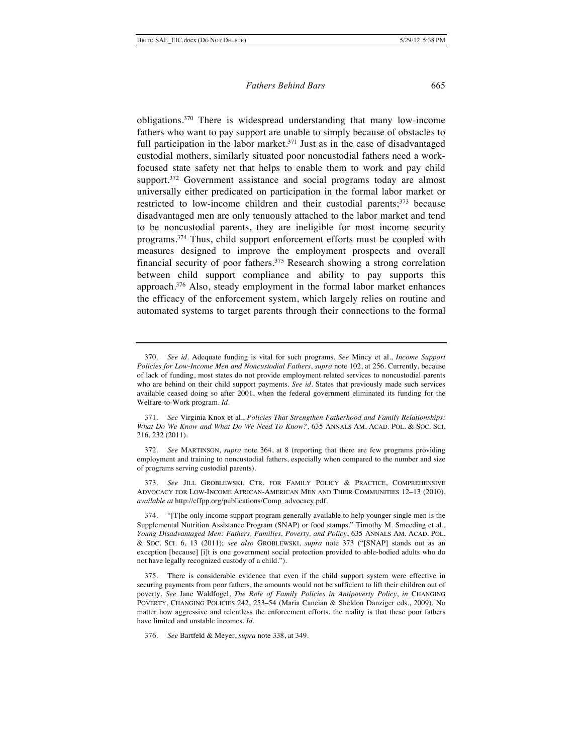obligations.[370] There is widespread understanding that many low-income fathers who want to pay support are unable to simply because of obstacles to full participation in the labor market.[371] Just as in the case of disadvantaged custodial mothers, similarly situated poor noncustodial fathers need a work-focused state safety net that helps to enable them to work and pay child support.[372] Government assistance and social programs today are almost universally either predicated on participation in the formal labor market or restricted to low-income children and their custodial parents;[373] because disadvantaged men are only tenuously attached to the labor market and tend to be noncustodial parents, they are ineligible for most income security programs.[374] Thus, child support enforcement efforts must be coupled with measures designed to improve the employment prospects and overall financial security of poor fathers.[375] Research showing a strong correlation between child support compliance and ability to pay supports this approach.[376] Also, steady employment in the formal labor market enhances the efficacy of the enforcement system, which largely relies on routine and automated systems to target parents through their connections to the formal

---

370. *See id*. Adequate funding is vital for such programs. *See* Mincy et al., *Income Support Policies for Low-Income Men and Noncustodial Fathers*, *supra* note 102, at 256. Currently, because of lack of funding, most states do not provide employment related services to noncustodial parents who are behind on their child support payments. *See id*. States that previously made such services available ceased doing so after 2001, when the federal government eliminated its funding for the Welfare-to-Work program. *Id*.

371. *See* Virginia Knox et al., *Policies That Strengthen Fatherhood and Family Relationships: What Do We Know and What Do We Need To Know?*, 635 ANNALS AM. ACAD. POL. & SOC. SCI. 216, 232 (2011).

372. *See* MARTINSON, *supra* note 364, at 8 (reporting that there are few programs providing employment and training to noncustodial fathers, especially when compared to the number and size of programs serving custodial parents).

373. *See* JILL GROBLEWSKI, CTR. FOR FAMILY POLICY & PRACTICE, COMPREHENSIVE ADVOCACY FOR LOW-INCOME AFRICAN-AMERICAN MEN AND THEIR COMMUNITIES 12–13 (2010), *available at* http://cffpp.org/publications/Comp_advocacy.pdf.

374. "[T]he only income support program generally available to help younger single men is the Supplemental Nutrition Assistance Program (SNAP) or food stamps." Timothy M. Smeeding et al., *Young Disadvantaged Men: Fathers, Families, Poverty, and Policy*, 635 ANNALS AM. ACAD. POL. & SOC. SCI. 6, 13 (2011); *see also* GROBLEWSKI, *supra* note 373 ("[SNAP] stands out as an exception [because] [i]t is one government social protection provided to able-bodied adults who do not have legally recognized custody of a child.").

375. There is considerable evidence that even if the child support system were effective in securing payments from poor fathers, the amounts would not be sufficient to lift their children out of poverty. *See* Jane Waldfogel, *The Role of Family Policies in Antipoverty Policy*, *in* CHANGING POVERTY, CHANGING POLICIES 242, 253–54 (Maria Cancian & Sheldon Danziger eds., 2009). No matter how aggressive and relentless the enforcement efforts, the reality is that these poor fathers have limited and unstable incomes. *Id*.

376. *See* Bartfeld & Meyer, *supra* note 338, at 349.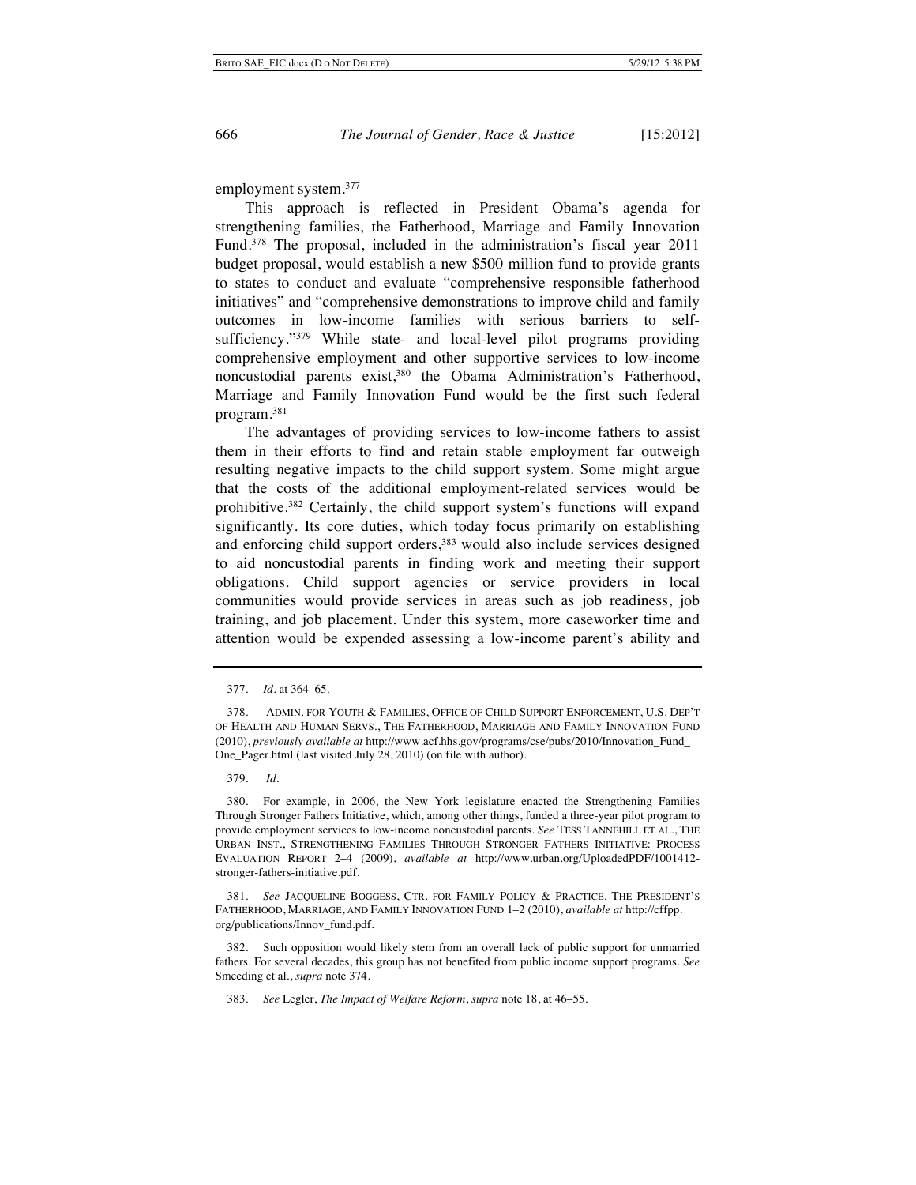employment system.[377]

This approach is reflected in President Obama's agenda for strengthening families, the Fatherhood, Marriage and Family Innovation Fund.[378] The proposal, included in the administration's fiscal year 2011 budget proposal, would establish a new $500 million fund to provide grants to states to conduct and evaluate "comprehensive responsible fatherhood initiatives" and "comprehensive demonstrations to improve child and family outcomes in low-income families with serious barriers to self-sufficiency."[379] While state- and local-level pilot programs providing comprehensive employment and other supportive services to low-income noncustodial parents exist,[380] the Obama Administration's Fatherhood, Marriage and Family Innovation Fund would be the first such federal program.[381]

The advantages of providing services to low-income fathers to assist them in their efforts to find and retain stable employment far outweigh resulting negative impacts to the child support system. Some might argue that the costs of the additional employment-related services would be prohibitive.[382] Certainly, the child support system's functions will expand significantly. Its core duties, which today focus primarily on establishing and enforcing child support orders,[383] would also include services designed to aid noncustodial parents in finding work and meeting their support obligations. Child support agencies or service providers in local communities would provide services in areas such as job readiness, job training, and job placement. Under this system, more caseworker time and attention would be expended assessing a low-income parent's ability and

---

377. *Id.* at 364–65.

378. ADMIN. FOR YOUTH & FAMILIES, OFFICE OF CHILD SUPPORT ENFORCEMENT, U.S. DEP'T OF HEALTH AND HUMAN SERVS., THE FATHERHOOD, MARRIAGE AND FAMILY INNOVATION FUND (2010), *previously available at* http://www.acf.hhs.gov/programs/cse/pubs/2010/Innovation_Fund_One_Pager.html (last visited July 28, 2010) (on file with author).

379. *Id.*

380. For example, in 2006, the New York legislature enacted the Strengthening Families Through Stronger Fathers Initiative, which, among other things, funded a three-year pilot program to provide employment services to low-income noncustodial parents. *See* TESS TANNEHILL ET AL., THE URBAN INST., STRENGTHENING FAMILIES THROUGH STRONGER FATHERS INITIATIVE: PROCESS EVALUATION REPORT 2–4 (2009), *available at* http://www.urban.org/UploadedPDF/1001412-stronger-fathers-initiative.pdf.

381. *See* JACQUELINE BOGGESS, CTR. FOR FAMILY POLICY & PRACTICE, THE PRESIDENT'S FATHERHOOD, MARRIAGE, AND FAMILY INNOVATION FUND 1–2 (2010), *available at* http://cffpp.org/publications/Innov_fund.pdf.

382. Such opposition would likely stem from an overall lack of public support for unmarried fathers. For several decades, this group has not benefited from public income support programs. *See* Smeeding et al., *supra* note 374.

383. *See* Legler, *The Impact of Welfare Reform*, *supra* note 18, at 46–55.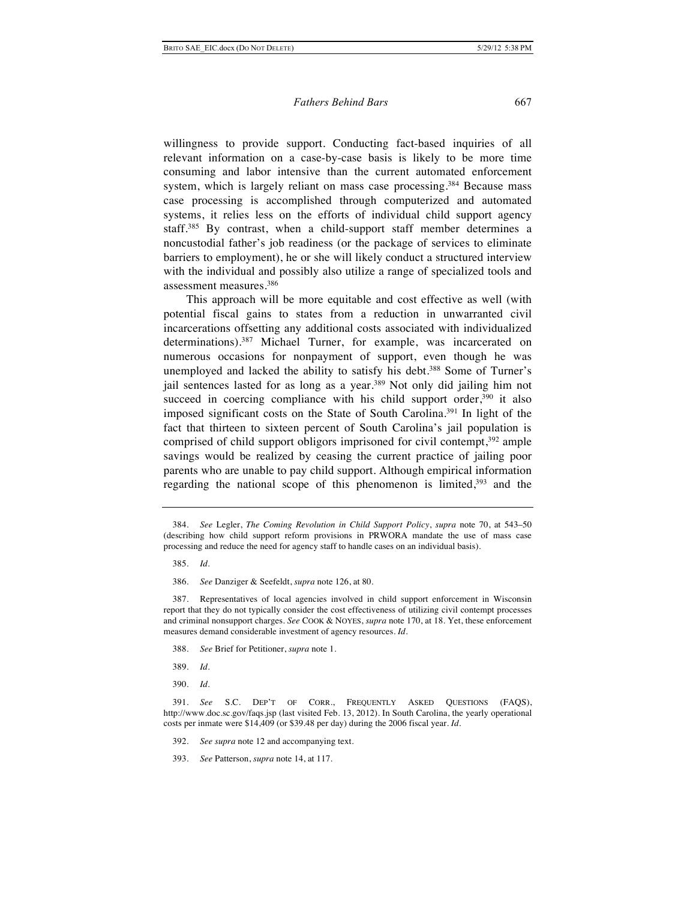willingness to provide support. Conducting fact-based inquiries of all relevant information on a case-by-case basis is likely to be more time consuming and labor intensive than the current automated enforcement system, which is largely reliant on mass case processing.[384] Because mass case processing is accomplished through computerized and automated systems, it relies less on the efforts of individual child support agency staff.[385] By contrast, when a child-support staff member determines a noncustodial father's job readiness (or the package of services to eliminate barriers to employment), he or she will likely conduct a structured interview with the individual and possibly also utilize a range of specialized tools and assessment measures.[386]

This approach will be more equitable and cost effective as well (with potential fiscal gains to states from a reduction in unwarranted civil incarcerations offsetting any additional costs associated with individualized determinations).[387] Michael Turner, for example, was incarcerated on numerous occasions for nonpayment of support, even though he was unemployed and lacked the ability to satisfy his debt.[388] Some of Turner's jail sentences lasted for as long as a year.[389] Not only did jailing him not succeed in coercing compliance with his child support order,[390] it also imposed significant costs on the State of South Carolina.[391] In light of the fact that thirteen to sixteen percent of South Carolina's jail population is comprised of child support obligors imprisoned for civil contempt,[392] ample savings would be realized by ceasing the current practice of jailing poor parents who are unable to pay child support. Although empirical information regarding the national scope of this phenomenon is limited,[393] and the

---

384. *See* Legler, *The Coming Revolution in Child Support Policy*, *supra* note 70, at 543–50 (describing how child support reform provisions in PRWORA mandate the use of mass case processing and reduce the need for agency staff to handle cases on an individual basis).

385. *Id.*

386. *See* Danziger & Seefeldt, *supra* note 126, at 80.

387. Representatives of local agencies involved in child support enforcement in Wisconsin report that they do not typically consider the cost effectiveness of utilizing civil contempt processes and criminal nonsupport charges. *See* COOK & NOYES, *supra* note 170, at 18. Yet, these enforcement measures demand considerable investment of agency resources. *Id.*

388. *See* Brief for Petitioner, *supra* note 1.

389. *Id.*

390. *Id.*

391. *See* S.C. DEP'T OF CORR., FREQUENTLY ASKED QUESTIONS (FAQS), http://www.doc.sc.gov/faqs.jsp (last visited Feb. 13, 2012). In South Carolina, the yearly operational costs per inmate were $14,409 (or $39.48 per day) during the 2006 fiscal year. *Id.*

392. *See supra* note 12 and accompanying text.

393. *See* Patterson, *supra* note 14, at 117.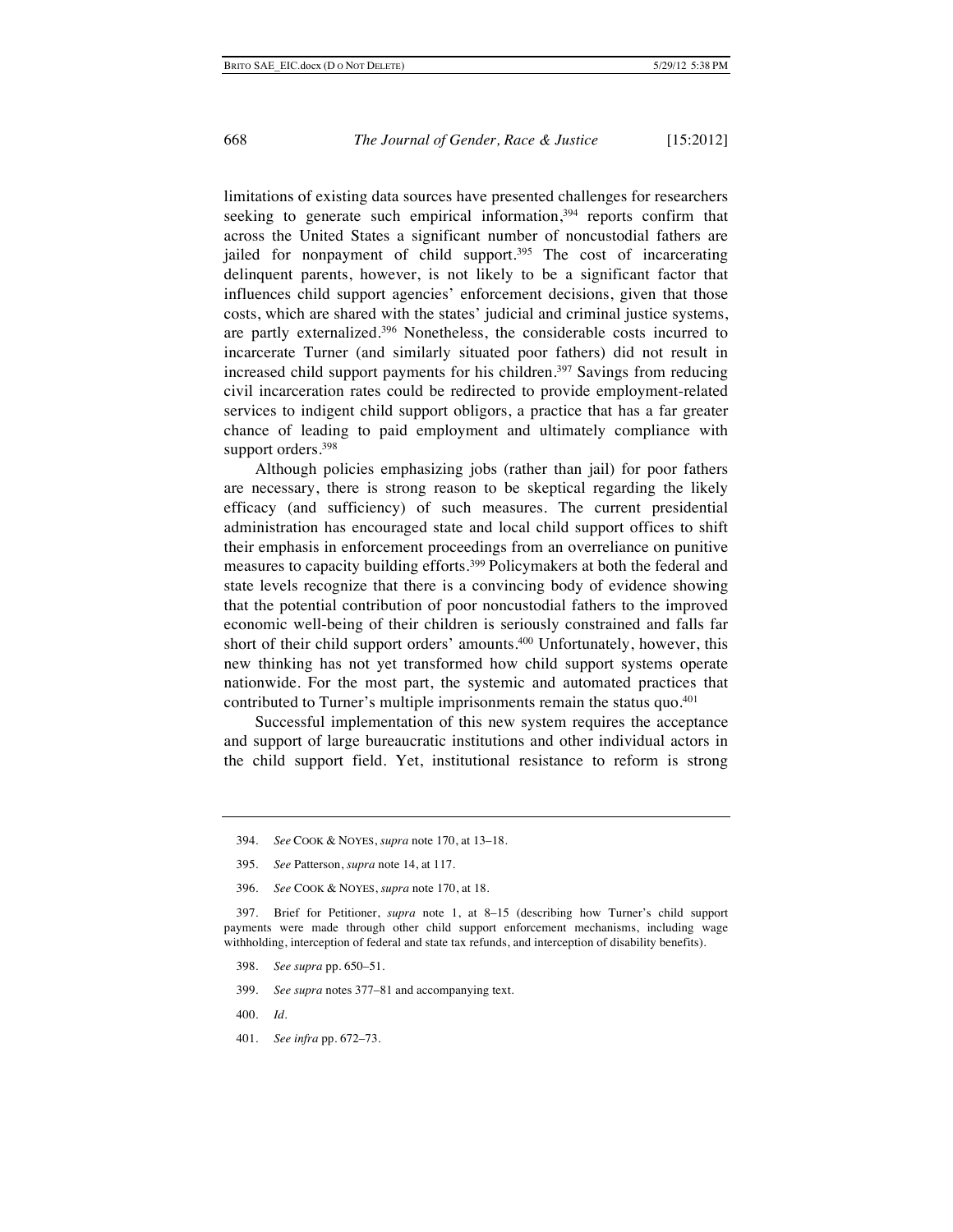limitations of existing data sources have presented challenges for researchers seeking to generate such empirical information,[394] reports confirm that across the United States a significant number of noncustodial fathers are jailed for nonpayment of child support.[395] The cost of incarcerating delinquent parents, however, is not likely to be a significant factor that influences child support agencies' enforcement decisions, given that those costs, which are shared with the states' judicial and criminal justice systems, are partly externalized.[396] Nonetheless, the considerable costs incurred to incarcerate Turner (and similarly situated poor fathers) did not result in increased child support payments for his children.[397] Savings from reducing civil incarceration rates could be redirected to provide employment-related services to indigent child support obligors, a practice that has a far greater chance of leading to paid employment and ultimately compliance with support orders.[398]

Although policies emphasizing jobs (rather than jail) for poor fathers are necessary, there is strong reason to be skeptical regarding the likely efficacy (and sufficiency) of such measures. The current presidential administration has encouraged state and local child support offices to shift their emphasis in enforcement proceedings from an overreliance on punitive measures to capacity building efforts.[399] Policymakers at both the federal and state levels recognize that there is a convincing body of evidence showing that the potential contribution of poor noncustodial fathers to the improved economic well-being of their children is seriously constrained and falls far short of their child support orders' amounts.[400] Unfortunately, however, this new thinking has not yet transformed how child support systems operate nationwide. For the most part, the systemic and automated practices that contributed to Turner's multiple imprisonments remain the status quo.[401]

Successful implementation of this new system requires the acceptance and support of large bureaucratic institutions and other individual actors in the child support field. Yet, institutional resistance to reform is strong

---

394. *See* COOK & NOYES, *supra* note 170, at 13–18.

395. *See* Patterson, *supra* note 14, at 117.

396. *See* COOK & NOYES, *supra* note 170, at 18.

397. Brief for Petitioner, *supra* note 1, at 8–15 (describing how Turner's child support payments were made through other child support enforcement mechanisms, including wage withholding, interception of federal and state tax refunds, and interception of disability benefits).

398. *See supra* pp. 650–51.

399. *See supra* notes 377–81 and accompanying text.

400. *Id.*

401. *See infra* pp. 672–73.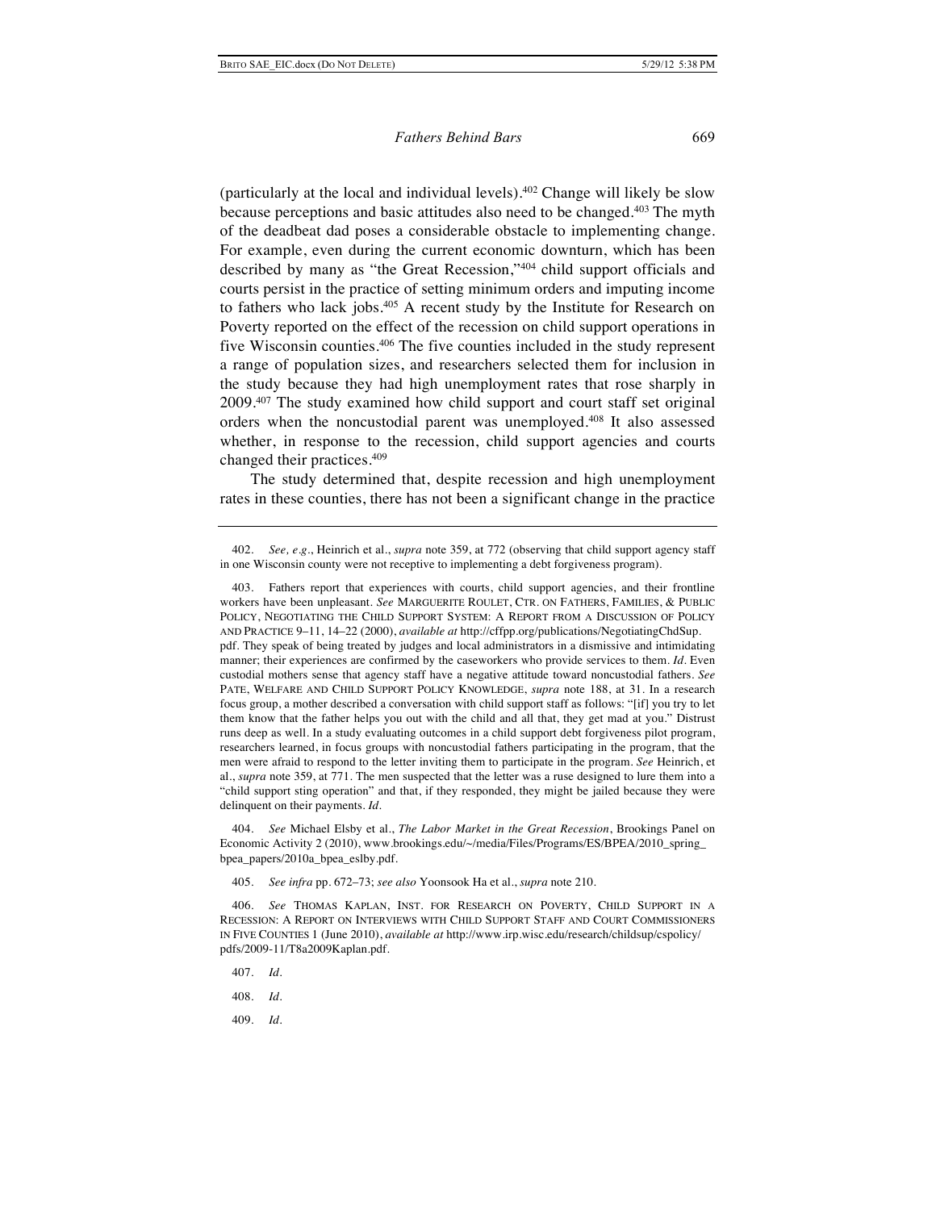(particularly at the local and individual levels).[402] Change will likely be slow because perceptions and basic attitudes also need to be changed.[403] The myth of the deadbeat dad poses a considerable obstacle to implementing change. For example, even during the current economic downturn, which has been described by many as "the Great Recession,"[404] child support officials and courts persist in the practice of setting minimum orders and imputing income to fathers who lack jobs.[405] A recent study by the Institute for Research on Poverty reported on the effect of the recession on child support operations in five Wisconsin counties.[406] The five counties included in the study represent a range of population sizes, and researchers selected them for inclusion in the study because they had high unemployment rates that rose sharply in 2009.[407] The study examined how child support and court staff set original orders when the noncustodial parent was unemployed.[408] It also assessed whether, in response to the recession, child support agencies and courts changed their practices.[409]

The study determined that, despite recession and high unemployment rates in these counties, there has not been a significant change in the practice

---

402. *See, e.g.*, Heinrich et al., *supra* note 359, at 772 (observing that child support agency staff in one Wisconsin county were not receptive to implementing a debt forgiveness program).

403. Fathers report that experiences with courts, child support agencies, and their frontline workers have been unpleasant. *See* MARGUERITE ROULET, CTR. ON FATHERS, FAMILIES, & PUBLIC POLICY, NEGOTIATING THE CHILD SUPPORT SYSTEM: A REPORT FROM A DISCUSSION OF POLICY AND PRACTICE 9–11, 14–22 (2000), *available at* http://cffpp.org/publications/NegotiatingChdSup.pdf. They speak of being treated by judges and local administrators in a dismissive and intimidating manner; their experiences are confirmed by the caseworkers who provide services to them. *Id.* Even custodial mothers sense that agency staff have a negative attitude toward noncustodial fathers. *See* PATE, WELFARE AND CHILD SUPPORT POLICY KNOWLEDGE, *supra* note 188, at 31. In a research focus group, a mother described a conversation with child support staff as follows: "[if] you try to let them know that the father helps you out with the child and all that, they get mad at you." Distrust runs deep as well. In a study evaluating outcomes in a child support debt forgiveness pilot program, researchers learned, in focus groups with noncustodial fathers participating in the program, that the men were afraid to respond to the letter inviting them to participate in the program. *See* Heinrich, et al., *supra* note 359, at 771. The men suspected that the letter was a ruse designed to lure them into a "child support sting operation" and that, if they responded, they might be jailed because they were delinquent on their payments. *Id.*

404. *See* Michael Elsby et al., *The Labor Market in the Great Recession*, Brookings Panel on Economic Activity 2 (2010), www.brookings.edu/~/media/Files/Programs/ES/BPEA/2010_spring_bpea_papers/2010a_bpea_eslby.pdf.

405. *See infra* pp. 672–73; *see also* Yoonsook Ha et al., *supra* note 210.

406. *See* THOMAS KAPLAN, INST. FOR RESEARCH ON POVERTY, CHILD SUPPORT IN A RECESSION: A REPORT ON INTERVIEWS WITH CHILD SUPPORT STAFF AND COURT COMMISSIONERS IN FIVE COUNTIES 1 (June 2010), *available at* http://www.irp.wisc.edu/research/childsup/cspolicy/pdfs/2009-11/T8a2009Kaplan.pdf.

407. *Id.*

408. *Id.*

409. *Id.*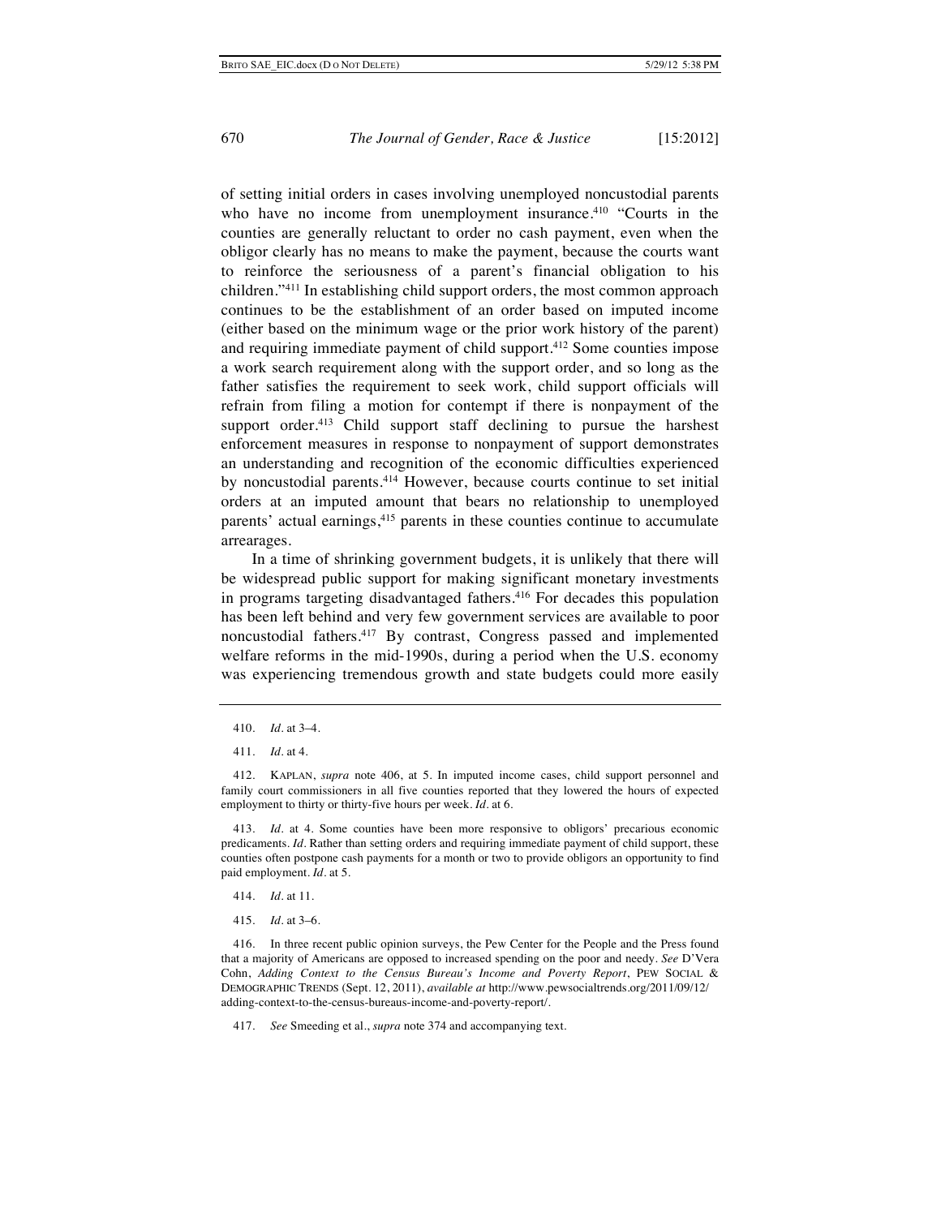of setting initial orders in cases involving unemployed noncustodial parents who have no income from unemployment insurance.[410] "Courts in the counties are generally reluctant to order no cash payment, even when the obligor clearly has no means to make the payment, because the courts want to reinforce the seriousness of a parent's financial obligation to his children."[411] In establishing child support orders, the most common approach continues to be the establishment of an order based on imputed income (either based on the minimum wage or the prior work history of the parent) and requiring immediate payment of child support.[412] Some counties impose a work search requirement along with the support order, and so long as the father satisfies the requirement to seek work, child support officials will refrain from filing a motion for contempt if there is nonpayment of the support order.[413] Child support staff declining to pursue the harshest enforcement measures in response to nonpayment of support demonstrates an understanding and recognition of the economic difficulties experienced by noncustodial parents.[414] However, because courts continue to set initial orders at an imputed amount that bears no relationship to unemployed parents' actual earnings,[415] parents in these counties continue to accumulate arrearages.

In a time of shrinking government budgets, it is unlikely that there will be widespread public support for making significant monetary investments in programs targeting disadvantaged fathers.[416] For decades this population has been left behind and very few government services are available to poor noncustodial fathers.[417] By contrast, Congress passed and implemented welfare reforms in the mid-1990s, during a period when the U.S. economy was experiencing tremendous growth and state budgets could more easily

---

410. *Id.* at 3–4.

411. *Id.* at 4.

412. KAPLAN, *supra* note 406, at 5. In imputed income cases, child support personnel and family court commissioners in all five counties reported that they lowered the hours of expected employment to thirty or thirty-five hours per week. *Id.* at 6.

413. *Id.* at 4. Some counties have been more responsive to obligors' precarious economic predicaments. *Id.* Rather than setting orders and requiring immediate payment of child support, these counties often postpone cash payments for a month or two to provide obligors an opportunity to find paid employment. *Id.* at 5.

414. *Id.* at 11.

415. *Id.* at 3–6.

416. In three recent public opinion surveys, the Pew Center for the People and the Press found that a majority of Americans are opposed to increased spending on the poor and needy. *See* D'Vera Cohn, *Adding Context to the Census Bureau's Income and Poverty Report*, PEW SOCIAL & DEMOGRAPHIC TRENDS (Sept. 12, 2011), *available at* http://www.pewsocialtrends.org/2011/09/12/adding-context-to-the-census-bureaus-income-and-poverty-report/.

417. *See* Smeeding et al., *supra* note 374 and accompanying text.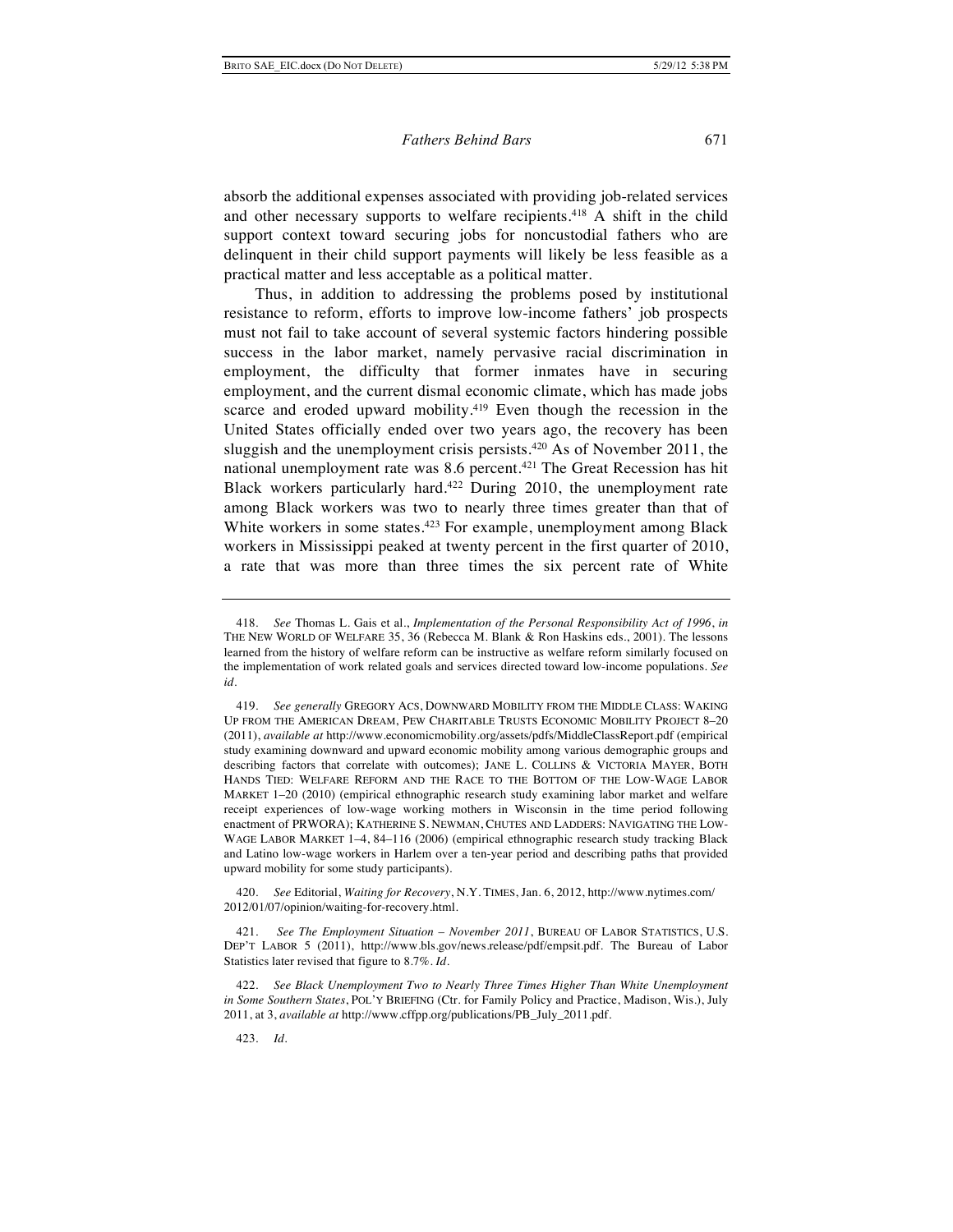absorb the additional expenses associated with providing job-related services and other necessary supports to welfare recipients.[418] A shift in the child support context toward securing jobs for noncustodial fathers who are delinquent in their child support payments will likely be less feasible as a practical matter and less acceptable as a political matter.

Thus, in addition to addressing the problems posed by institutional resistance to reform, efforts to improve low-income fathers' job prospects must not fail to take account of several systemic factors hindering possible success in the labor market, namely pervasive racial discrimination in employment, the difficulty that former inmates have in securing employment, and the current dismal economic climate, which has made jobs scarce and eroded upward mobility.[419] Even though the recession in the United States officially ended over two years ago, the recovery has been sluggish and the unemployment crisis persists.[420] As of November 2011, the national unemployment rate was 8.6 percent.[421] The Great Recession has hit Black workers particularly hard.[422] During 2010, the unemployment rate among Black workers was two to nearly three times greater than that of White workers in some states.[423] For example, unemployment among Black workers in Mississippi peaked at twenty percent in the first quarter of 2010, a rate that was more than three times the six percent rate of White

---

418. *See* Thomas L. Gais et al., *Implementation of the Personal Responsibility Act of 1996*, *in* THE NEW WORLD OF WELFARE 35, 36 (Rebecca M. Blank & Ron Haskins eds., 2001). The lessons learned from the history of welfare reform can be instructive as welfare reform similarly focused on the implementation of work related goals and services directed toward low-income populations. *See id.*

419. *See generally* GREGORY ACS, DOWNWARD MOBILITY FROM THE MIDDLE CLASS: WAKING UP FROM THE AMERICAN DREAM, PEW CHARITABLE TRUSTS ECONOMIC MOBILITY PROJECT 8–20 (2011), *available at* http://www.economicmobility.org/assets/pdfs/MiddleClassReport.pdf (empirical study examining downward and upward economic mobility among various demographic groups and describing factors that correlate with outcomes); JANE L. COLLINS & VICTORIA MAYER, BOTH HANDS TIED: WELFARE REFORM AND THE RACE TO THE BOTTOM OF THE LOW-WAGE LABOR MARKET 1–20 (2010) (empirical ethnographic research study examining labor market and welfare receipt experiences of low-wage working mothers in Wisconsin in the time period following enactment of PRWORA); KATHERINE S. NEWMAN, CHUTES AND LADDERS: NAVIGATING THE LOW-WAGE LABOR MARKET 1–4, 84–116 (2006) (empirical ethnographic research study tracking Black and Latino low-wage workers in Harlem over a ten-year period and describing paths that provided upward mobility for some study participants).

420. *See* Editorial, *Waiting for Recovery*, N.Y. TIMES, Jan. 6, 2012, http://www.nytimes.com/2012/01/07/opinion/waiting-for-recovery.html.

421. *See The Employment Situation – November 2011*, BUREAU OF LABOR STATISTICS, U.S. DEP'T LABOR 5 (2011), http://www.bls.gov/news.release/pdf/empsit.pdf. The Bureau of Labor Statistics later revised that figure to 8.7%. *Id.*

422. *See Black Unemployment Two to Nearly Three Times Higher Than White Unemployment in Some Southern States*, POL'Y BRIEFING (Ctr. for Family Policy and Practice, Madison, Wis.), July 2011, at 3, *available at* http://www.cffpp.org/publications/PB_July_2011.pdf.

423. *Id.*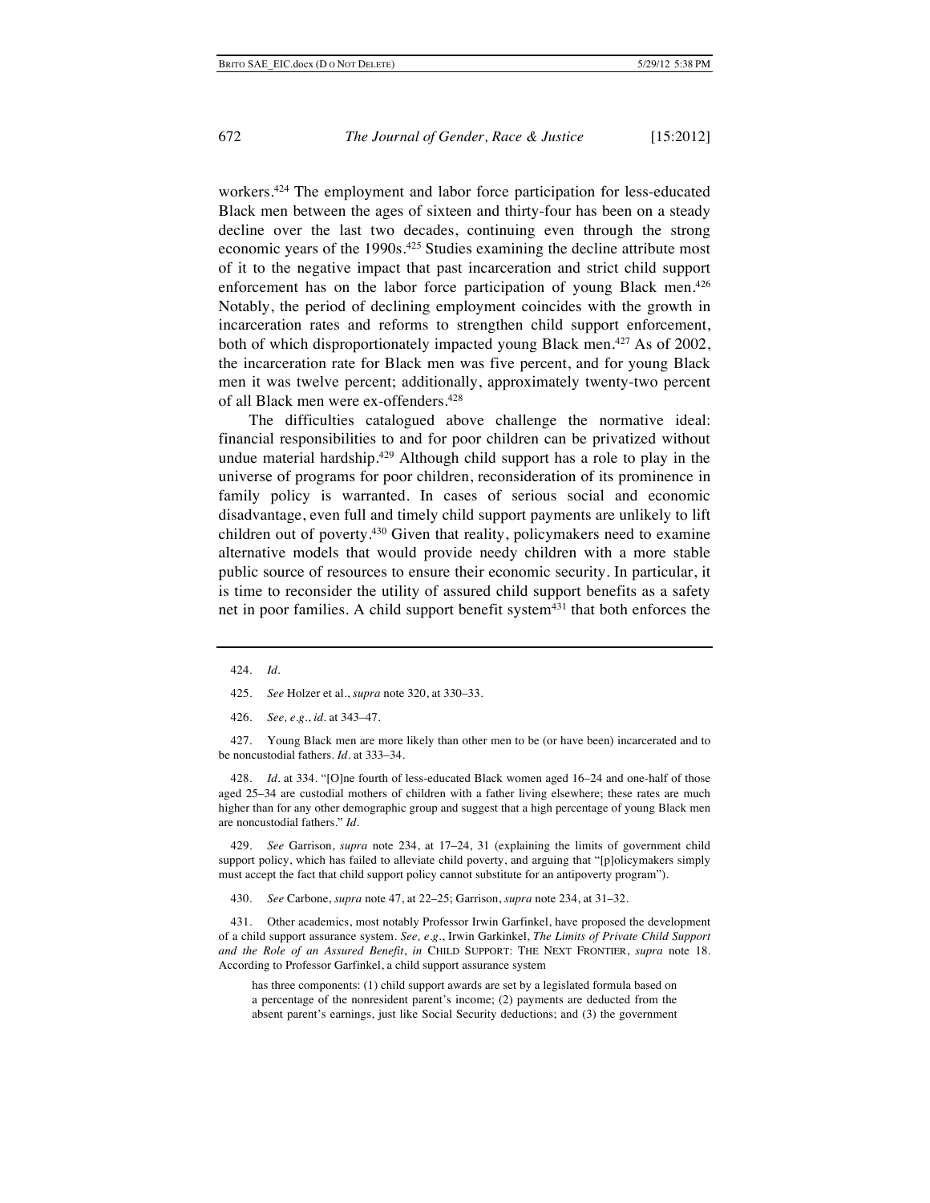workers.[424] The employment and labor force participation for less-educated Black men between the ages of sixteen and thirty-four has been on a steady decline over the last two decades, continuing even through the strong economic years of the 1990s.[425] Studies examining the decline attribute most of it to the negative impact that past incarceration and strict child support enforcement has on the labor force participation of young Black men.[426] Notably, the period of declining employment coincides with the growth in incarceration rates and reforms to strengthen child support enforcement, both of which disproportionately impacted young Black men.[427] As of 2002, the incarceration rate for Black men was five percent, and for young Black men it was twelve percent; additionally, approximately twenty-two percent of all Black men were ex-offenders.[428]

The difficulties catalogued above challenge the normative ideal: financial responsibilities to and for poor children can be privatized without undue material hardship.[429] Although child support has a role to play in the universe of programs for poor children, reconsideration of its prominence in family policy is warranted. In cases of serious social and economic disadvantage, even full and timely child support payments are unlikely to lift children out of poverty.[430] Given that reality, policymakers need to examine alternative models that would provide needy children with a more stable public source of resources to ensure their economic security. In particular, it is time to reconsider the utility of assured child support benefits as a safety net in poor families. A child support benefit system[431] that both enforces the

---

424. *Id.*

425. *See* Holzer et al., *supra* note 320, at 330–33.

426. *See, e.g.*, *id.* at 343–47.

427. Young Black men are more likely than other men to be (or have been) incarcerated and to be noncustodial fathers. *Id.* at 333–34.

428. *Id.* at 334. "[O]ne fourth of less-educated Black women aged 16–24 and one-half of those aged 25–34 are custodial mothers of children with a father living elsewhere; these rates are much higher than for any other demographic group and suggest that a high percentage of young Black men are noncustodial fathers." *Id.*

429. *See* Garrison, *supra* note 234, at 17–24, 31 (explaining the limits of government child support policy, which has failed to alleviate child poverty, and arguing that "[p]olicymakers simply must accept the fact that child support policy cannot substitute for an antipoverty program").

430. *See* Carbone, *supra* note 47, at 22–25; Garrison, *supra* note 234, at 31–32.

431. Other academics, most notably Professor Irwin Garfinkel, have proposed the development of a child support assurance system. *See, e.g.*, Irwin Garkinkel, *The Limits of Private Child Support and the Role of an Assured Benefit*, *in* CHILD SUPPORT: THE NEXT FRONTIER, *supra* note 18. According to Professor Garfinkel, a child support assurance system

> has three components: (1) child support awards are set by a legislated formula based on a percentage of the nonresident parent's income; (2) payments are deducted from the absent parent's earnings, just like Social Security deductions; and (3) the government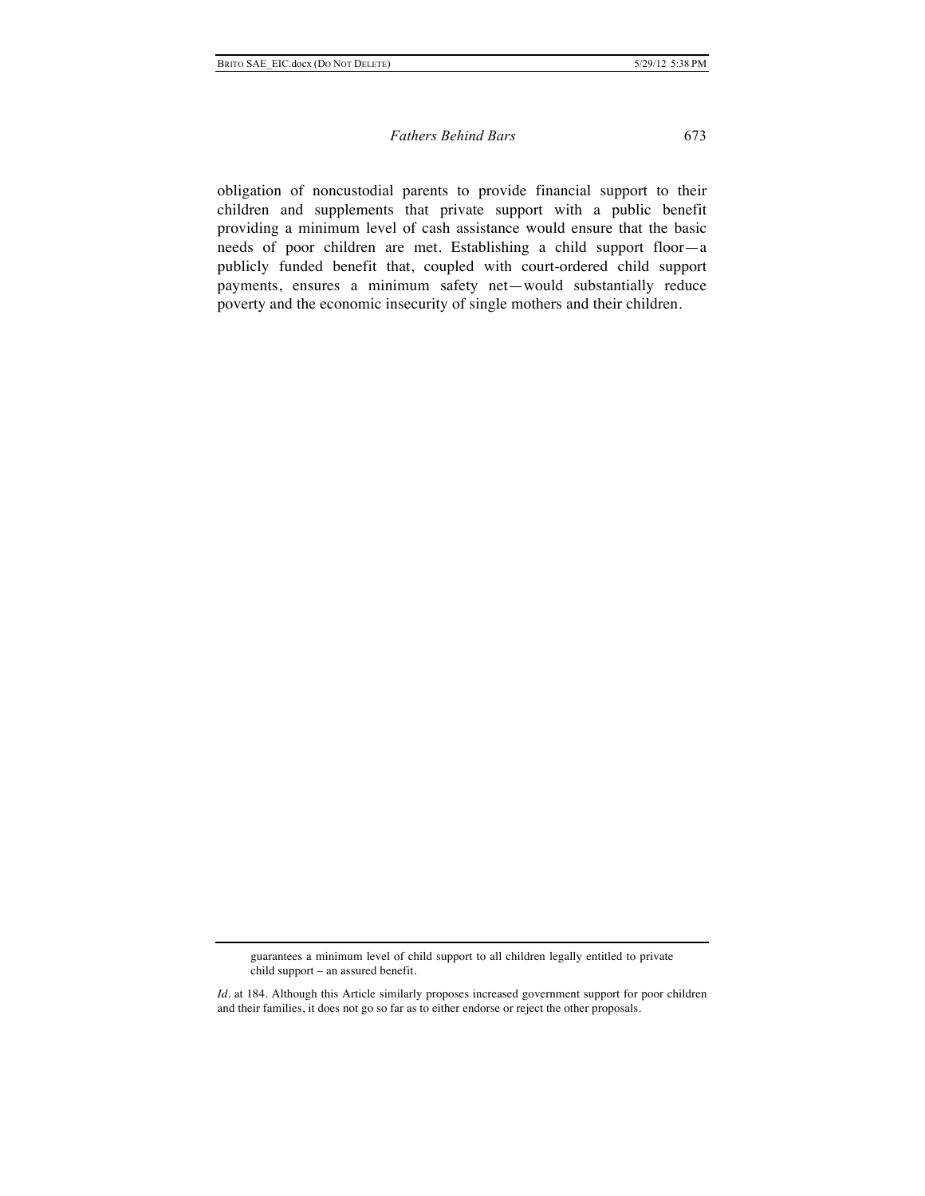obligation of noncustodial parents to provide financial support to their children and supplements that private support with a public benefit providing a minimum level of cash assistance would ensure that the basic needs of poor children are met. Establishing a child support floor—a publicly funded benefit that, coupled with court-ordered child support payments, ensures a minimum safety net—would substantially reduce poverty and the economic insecurity of single mothers and their children.

---

> guarantees a minimum level of child support to all children legally entitled to private child support – an assured benefit.

*Id*. at 184. Although this Article similarly proposes increased government support for poor children and their families, it does not go so far as to either endorse or reject the other proposals.